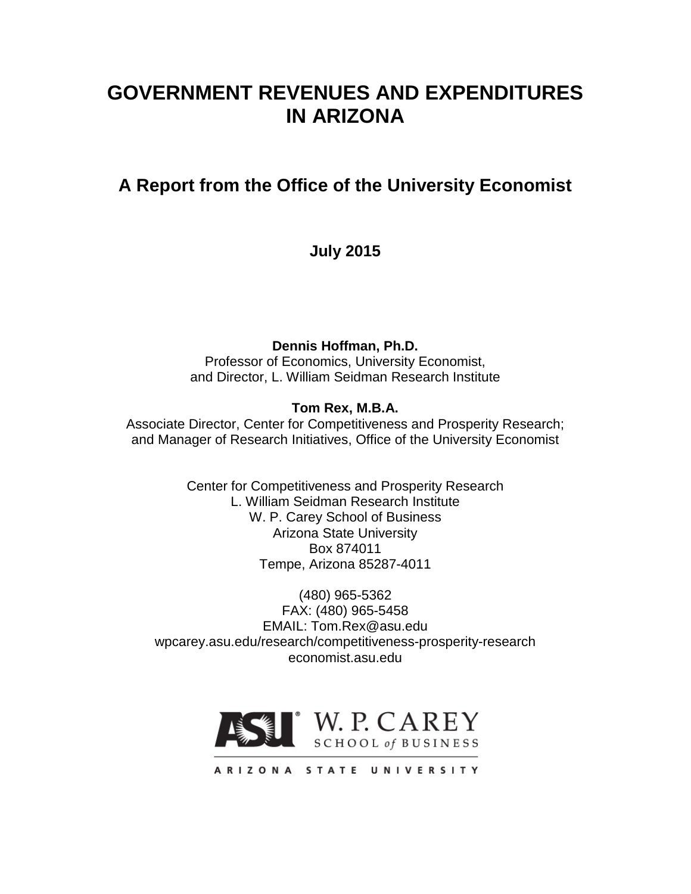# GOVERNMENT REVENUES AND EXPENDITURES IN ARIZONA

## A Report from the Office of the University Economist

**July 2015**

**Dennis Hoffman, Ph.D.**
Professor of Economics, University Economist,
and Director, L. William Seidman Research Institute

**Tom Rex, M.B.A.**
Associate Director, Center for Competitiveness and Prosperity Research;
and Manager of Research Initiatives, Office of the University Economist

Center for Competitiveness and Prosperity Research
L. William Seidman Research Institute
W. P. Carey School of Business
Arizona State University
Box 874011
Tempe, Arizona 85287-4011

(480) 965-5362
FAX: (480) 965-5458
EMAIL: Tom.Rex@asu.edu
wpcarey.asu.edu/research/competitiveness-prosperity-research
economist.asu.edu

ASU W. P. CAREY SCHOOL of BUSINESS

ARIZONA STATE UNIVERSITY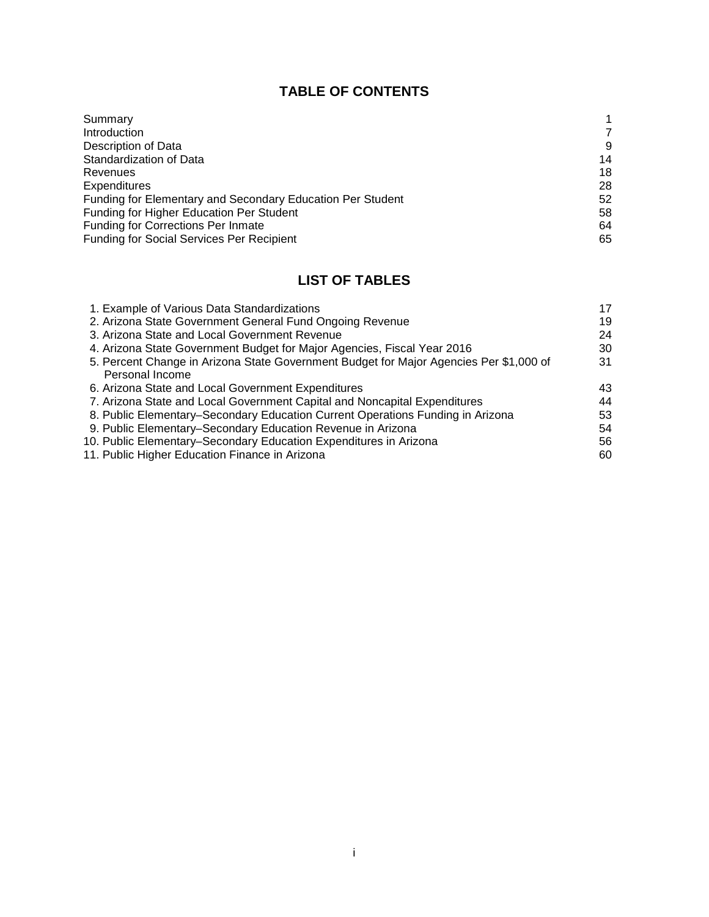## TABLE OF CONTENTS

| | |
|---|---|
| Summary | 1 |
| Introduction | 7 |
| Description of Data | 9 |
| Standardization of Data | 14 |
| Revenues | 18 |
| Expenditures | 28 |
| Funding for Elementary and Secondary Education Per Student | 52 |
| Funding for Higher Education Per Student | 58 |
| Funding for Corrections Per Inmate | 64 |
| Funding for Social Services Per Recipient | 65 |

## LIST OF TABLES

| | |
|---|---|
| 1. Example of Various Data Standardizations | 17 |
| 2. Arizona State Government General Fund Ongoing Revenue | 19 |
| 3. Arizona State and Local Government Revenue | 24 |
| 4. Arizona State Government Budget for Major Agencies, Fiscal Year 2016 | 30 |
| 5. Percent Change in Arizona State Government Budget for Major Agencies Per $1,000 of Personal Income | 31 |
| 6. Arizona State and Local Government Expenditures | 43 |
| 7. Arizona State and Local Government Capital and Noncapital Expenditures | 44 |
| 8. Public Elementary–Secondary Education Current Operations Funding in Arizona | 53 |
| 9. Public Elementary–Secondary Education Revenue in Arizona | 54 |
| 10. Public Elementary–Secondary Education Expenditures in Arizona | 56 |
| 11. Public Higher Education Finance in Arizona | 60 |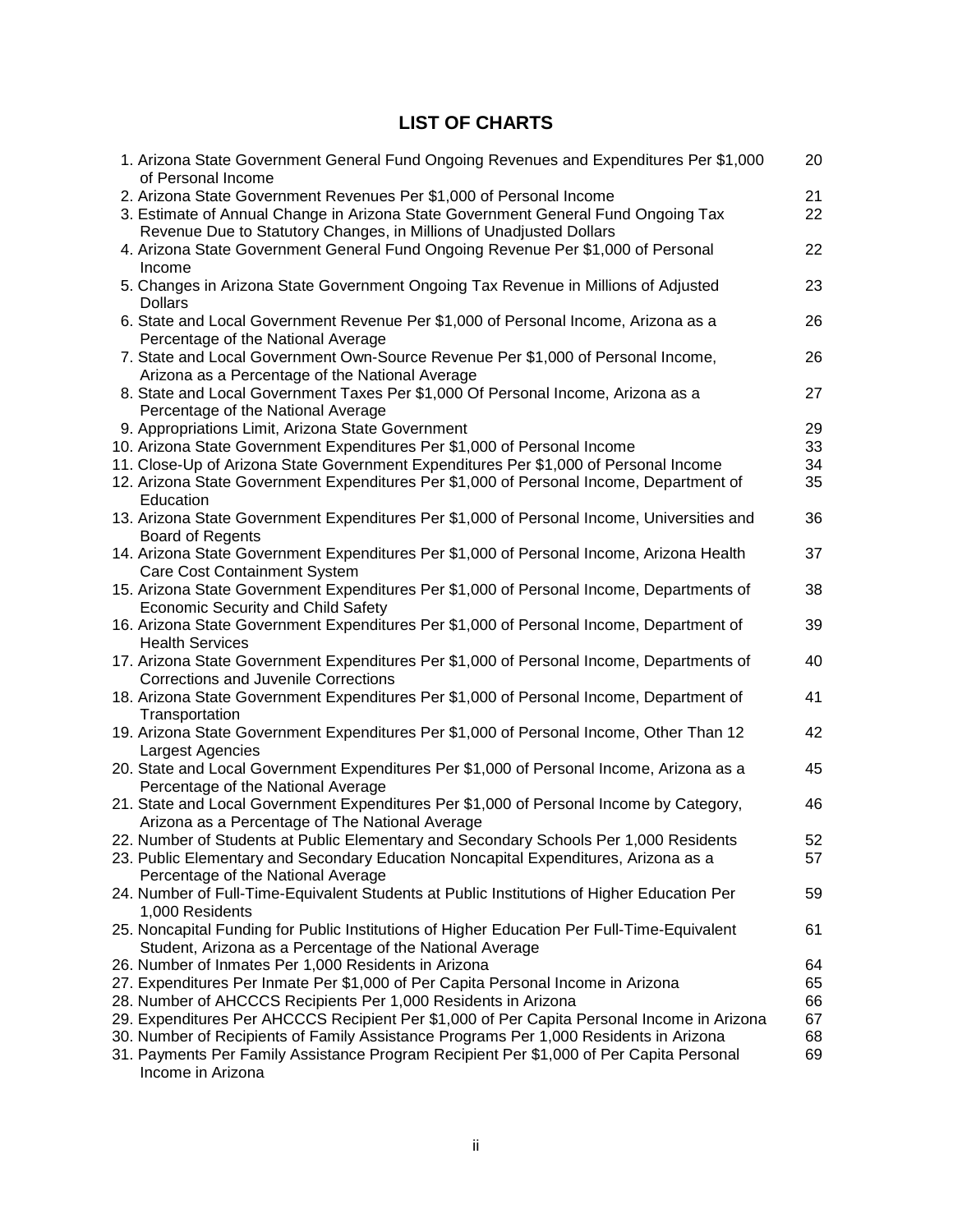# LIST OF CHARTS

| | |
|---|---|
| 1. Arizona State Government General Fund Ongoing Revenues and Expenditures Per $1,000 of Personal Income | 20 |
| 2. Arizona State Government Revenues Per $1,000 of Personal Income | 21 |
| 3. Estimate of Annual Change in Arizona State Government General Fund Ongoing Tax Revenue Due to Statutory Changes, in Millions of Unadjusted Dollars | 22 |
| 4. Arizona State Government General Fund Ongoing Revenue Per $1,000 of Personal Income | 22 |
| 5. Changes in Arizona State Government Ongoing Tax Revenue in Millions of Adjusted Dollars | 23 |
| 6. State and Local Government Revenue Per $1,000 of Personal Income, Arizona as a Percentage of the National Average | 26 |
| 7. State and Local Government Own-Source Revenue Per $1,000 of Personal Income, Arizona as a Percentage of the National Average | 26 |
| 8. State and Local Government Taxes Per $1,000 Of Personal Income, Arizona as a Percentage of the National Average | 27 |
| 9. Appropriations Limit, Arizona State Government | 29 |
| 10. Arizona State Government Expenditures Per $1,000 of Personal Income | 33 |
| 11. Close-Up of Arizona State Government Expenditures Per $1,000 of Personal Income | 34 |
| 12. Arizona State Government Expenditures Per $1,000 of Personal Income, Department of Education | 35 |
| 13. Arizona State Government Expenditures Per $1,000 of Personal Income, Universities and Board of Regents | 36 |
| 14. Arizona State Government Expenditures Per $1,000 of Personal Income, Arizona Health Care Cost Containment System | 37 |
| 15. Arizona State Government Expenditures Per $1,000 of Personal Income, Departments of Economic Security and Child Safety | 38 |
| 16. Arizona State Government Expenditures Per $1,000 of Personal Income, Department of Health Services | 39 |
| 17. Arizona State Government Expenditures Per $1,000 of Personal Income, Departments of Corrections and Juvenile Corrections | 40 |
| 18. Arizona State Government Expenditures Per $1,000 of Personal Income, Department of Transportation | 41 |
| 19. Arizona State Government Expenditures Per $1,000 of Personal Income, Other Than 12 Largest Agencies | 42 |
| 20. State and Local Government Expenditures Per $1,000 of Personal Income, Arizona as a Percentage of the National Average | 45 |
| 21. State and Local Government Expenditures Per $1,000 of Personal Income by Category, Arizona as a Percentage of The National Average | 46 |
| 22. Number of Students at Public Elementary and Secondary Schools Per 1,000 Residents | 52 |
| 23. Public Elementary and Secondary Education Noncapital Expenditures, Arizona as a Percentage of the National Average | 57 |
| 24. Number of Full-Time-Equivalent Students at Public Institutions of Higher Education Per 1,000 Residents | 59 |
| 25. Noncapital Funding for Public Institutions of Higher Education Per Full-Time-Equivalent Student, Arizona as a Percentage of the National Average | 61 |
| 26. Number of Inmates Per 1,000 Residents in Arizona | 64 |
| 27. Expenditures Per Inmate Per $1,000 of Per Capita Personal Income in Arizona | 65 |
| 28. Number of AHCCCS Recipients Per 1,000 Residents in Arizona | 66 |
| 29. Expenditures Per AHCCCS Recipient Per $1,000 of Per Capita Personal Income in Arizona | 67 |
| 30. Number of Recipients of Family Assistance Programs Per 1,000 Residents in Arizona | 68 |
| 31. Payments Per Family Assistance Program Recipient Per $1,000 of Per Capita Personal Income in Arizona | 69 |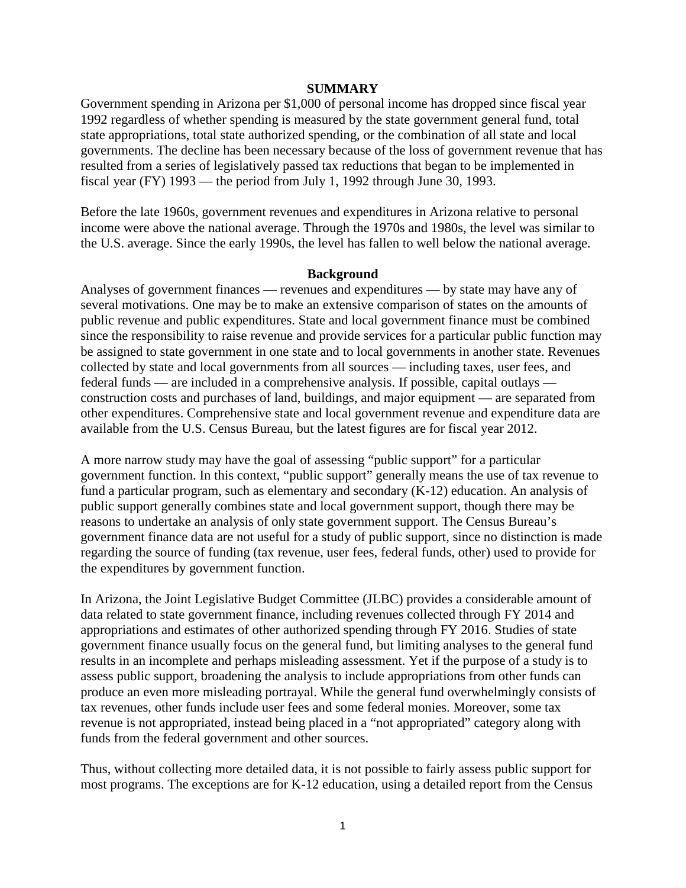## SUMMARY

Government spending in Arizona per $1,000 of personal income has dropped since fiscal year 1992 regardless of whether spending is measured by the state government general fund, total state appropriations, total state authorized spending, or the combination of all state and local governments. The decline has been necessary because of the loss of government revenue that has resulted from a series of legislatively passed tax reductions that began to be implemented in fiscal year (FY) 1993 — the period from July 1, 1992 through June 30, 1993.

Before the late 1960s, government revenues and expenditures in Arizona relative to personal income were above the national average. Through the 1970s and 1980s, the level was similar to the U.S. average. Since the early 1990s, the level has fallen to well below the national average.

## Background

Analyses of government finances — revenues and expenditures — by state may have any of several motivations. One may be to make an extensive comparison of states on the amounts of public revenue and public expenditures. State and local government finance must be combined since the responsibility to raise revenue and provide services for a particular public function may be assigned to state government in one state and to local governments in another state. Revenues collected by state and local governments from all sources — including taxes, user fees, and federal funds — are included in a comprehensive analysis. If possible, capital outlays — construction costs and purchases of land, buildings, and major equipment — are separated from other expenditures. Comprehensive state and local government revenue and expenditure data are available from the U.S. Census Bureau, but the latest figures are for fiscal year 2012.

A more narrow study may have the goal of assessing "public support" for a particular government function. In this context, "public support" generally means the use of tax revenue to fund a particular program, such as elementary and secondary (K-12) education. An analysis of public support generally combines state and local government support, though there may be reasons to undertake an analysis of only state government support. The Census Bureau's government finance data are not useful for a study of public support, since no distinction is made regarding the source of funding (tax revenue, user fees, federal funds, other) used to provide for the expenditures by government function.

In Arizona, the Joint Legislative Budget Committee (JLBC) provides a considerable amount of data related to state government finance, including revenues collected through FY 2014 and appropriations and estimates of other authorized spending through FY 2016. Studies of state government finance usually focus on the general fund, but limiting analyses to the general fund results in an incomplete and perhaps misleading assessment. Yet if the purpose of a study is to assess public support, broadening the analysis to include appropriations from other funds can produce an even more misleading portrayal. While the general fund overwhelmingly consists of tax revenues, other funds include user fees and some federal monies. Moreover, some tax revenue is not appropriated, instead being placed in a "not appropriated" category along with funds from the federal government and other sources.

Thus, without collecting more detailed data, it is not possible to fairly assess public support for most programs. The exceptions are for K-12 education, using a detailed report from the Census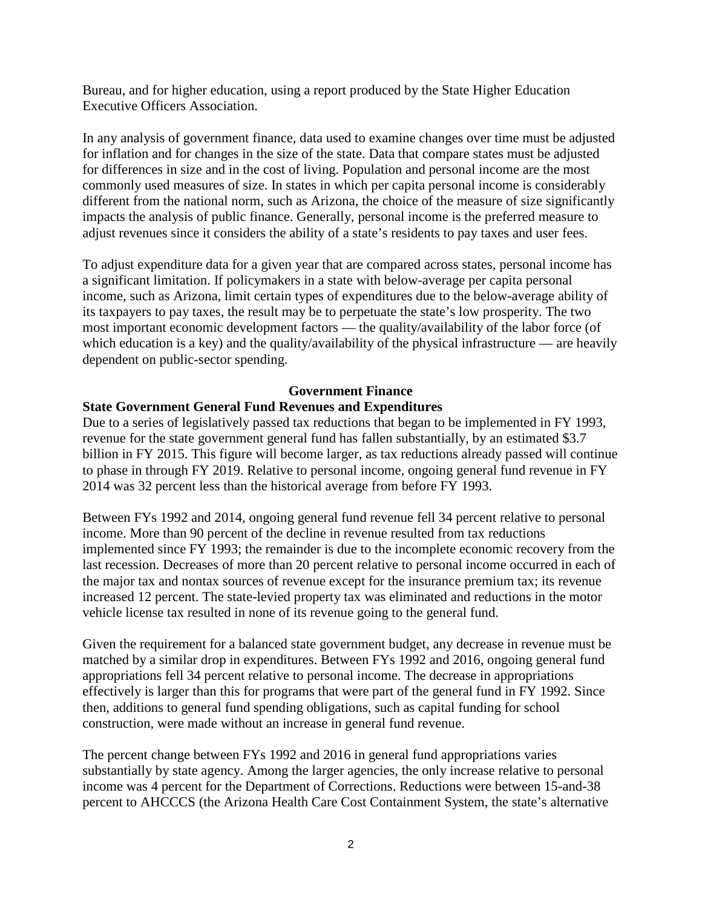Bureau, and for higher education, using a report produced by the State Higher Education Executive Officers Association.

In any analysis of government finance, data used to examine changes over time must be adjusted for inflation and for changes in the size of the state. Data that compare states must be adjusted for differences in size and in the cost of living. Population and personal income are the most commonly used measures of size. In states in which per capita personal income is considerably different from the national norm, such as Arizona, the choice of the measure of size significantly impacts the analysis of public finance. Generally, personal income is the preferred measure to adjust revenues since it considers the ability of a state's residents to pay taxes and user fees.

To adjust expenditure data for a given year that are compared across states, personal income has a significant limitation. If policymakers in a state with below-average per capita personal income, such as Arizona, limit certain types of expenditures due to the below-average ability of its taxpayers to pay taxes, the result may be to perpetuate the state's low prosperity. The two most important economic development factors — the quality/availability of the labor force (of which education is a key) and the quality/availability of the physical infrastructure — are heavily dependent on public-sector spending.

## Government Finance

### State Government General Fund Revenues and Expenditures

Due to a series of legislatively passed tax reductions that began to be implemented in FY 1993, revenue for the state government general fund has fallen substantially, by an estimated \$3.7 billion in FY 2015. This figure will become larger, as tax reductions already passed will continue to phase in through FY 2019. Relative to personal income, ongoing general fund revenue in FY 2014 was 32 percent less than the historical average from before FY 1993.

Between FYs 1992 and 2014, ongoing general fund revenue fell 34 percent relative to personal income. More than 90 percent of the decline in revenue resulted from tax reductions implemented since FY 1993; the remainder is due to the incomplete economic recovery from the last recession. Decreases of more than 20 percent relative to personal income occurred in each of the major tax and nontax sources of revenue except for the insurance premium tax; its revenue increased 12 percent. The state-levied property tax was eliminated and reductions in the motor vehicle license tax resulted in none of its revenue going to the general fund.

Given the requirement for a balanced state government budget, any decrease in revenue must be matched by a similar drop in expenditures. Between FYs 1992 and 2016, ongoing general fund appropriations fell 34 percent relative to personal income. The decrease in appropriations effectively is larger than this for programs that were part of the general fund in FY 1992. Since then, additions to general fund spending obligations, such as capital funding for school construction, were made without an increase in general fund revenue.

The percent change between FYs 1992 and 2016 in general fund appropriations varies substantially by state agency. Among the larger agencies, the only increase relative to personal income was 4 percent for the Department of Corrections. Reductions were between 15-and-38 percent to AHCCCS (the Arizona Health Care Cost Containment System, the state's alternative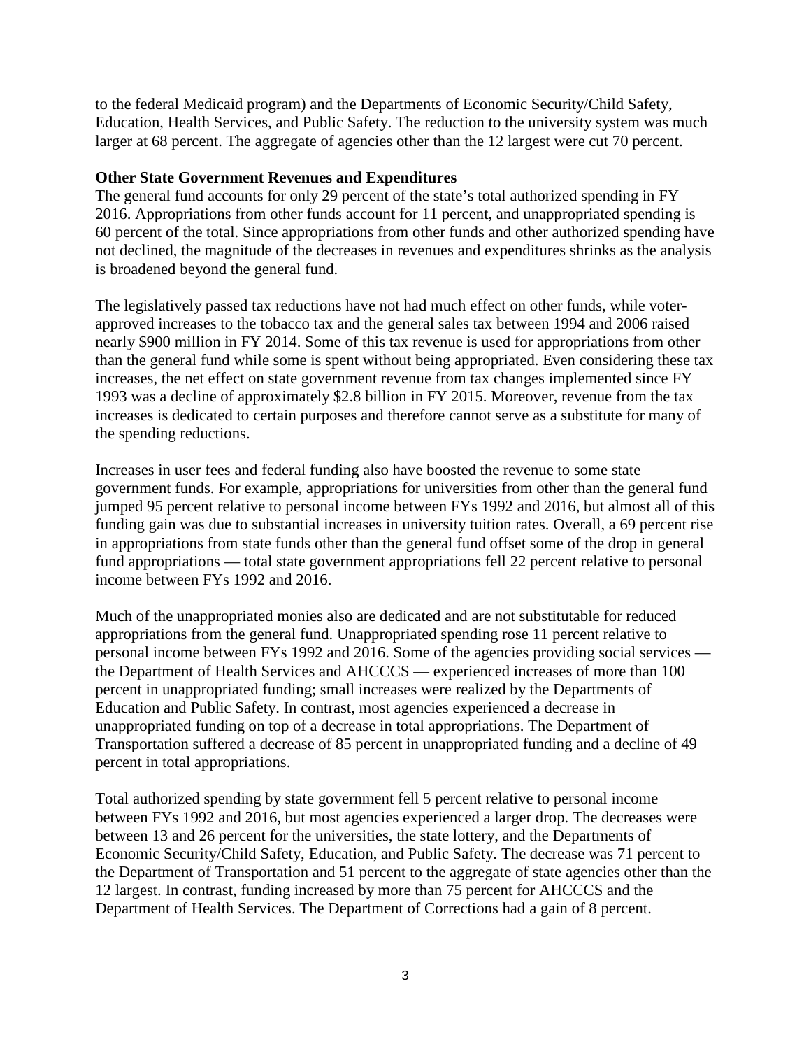to the federal Medicaid program) and the Departments of Economic Security/Child Safety, Education, Health Services, and Public Safety. The reduction to the university system was much larger at 68 percent. The aggregate of agencies other than the 12 largest were cut 70 percent.

**Other State Government Revenues and Expenditures**

The general fund accounts for only 29 percent of the state's total authorized spending in FY 2016. Appropriations from other funds account for 11 percent, and unappropriated spending is 60 percent of the total. Since appropriations from other funds and other authorized spending have not declined, the magnitude of the decreases in revenues and expenditures shrinks as the analysis is broadened beyond the general fund.

The legislatively passed tax reductions have not had much effect on other funds, while voter-approved increases to the tobacco tax and the general sales tax between 1994 and 2006 raised nearly $900 million in FY 2014. Some of this tax revenue is used for appropriations from other than the general fund while some is spent without being appropriated. Even considering these tax increases, the net effect on state government revenue from tax changes implemented since FY 1993 was a decline of approximately $2.8 billion in FY 2015. Moreover, revenue from the tax increases is dedicated to certain purposes and therefore cannot serve as a substitute for many of the spending reductions.

Increases in user fees and federal funding also have boosted the revenue to some state government funds. For example, appropriations for universities from other than the general fund jumped 95 percent relative to personal income between FYs 1992 and 2016, but almost all of this funding gain was due to substantial increases in university tuition rates. Overall, a 69 percent rise in appropriations from state funds other than the general fund offset some of the drop in general fund appropriations — total state government appropriations fell 22 percent relative to personal income between FYs 1992 and 2016.

Much of the unappropriated monies also are dedicated and are not substitutable for reduced appropriations from the general fund. Unappropriated spending rose 11 percent relative to personal income between FYs 1992 and 2016. Some of the agencies providing social services — the Department of Health Services and AHCCCS — experienced increases of more than 100 percent in unappropriated funding; small increases were realized by the Departments of Education and Public Safety. In contrast, most agencies experienced a decrease in unappropriated funding on top of a decrease in total appropriations. The Department of Transportation suffered a decrease of 85 percent in unappropriated funding and a decline of 49 percent in total appropriations.

Total authorized spending by state government fell 5 percent relative to personal income between FYs 1992 and 2016, but most agencies experienced a larger drop. The decreases were between 13 and 26 percent for the universities, the state lottery, and the Departments of Economic Security/Child Safety, Education, and Public Safety. The decrease was 71 percent to the Department of Transportation and 51 percent to the aggregate of state agencies other than the 12 largest. In contrast, funding increased by more than 75 percent for AHCCCS and the Department of Health Services. The Department of Corrections had a gain of 8 percent.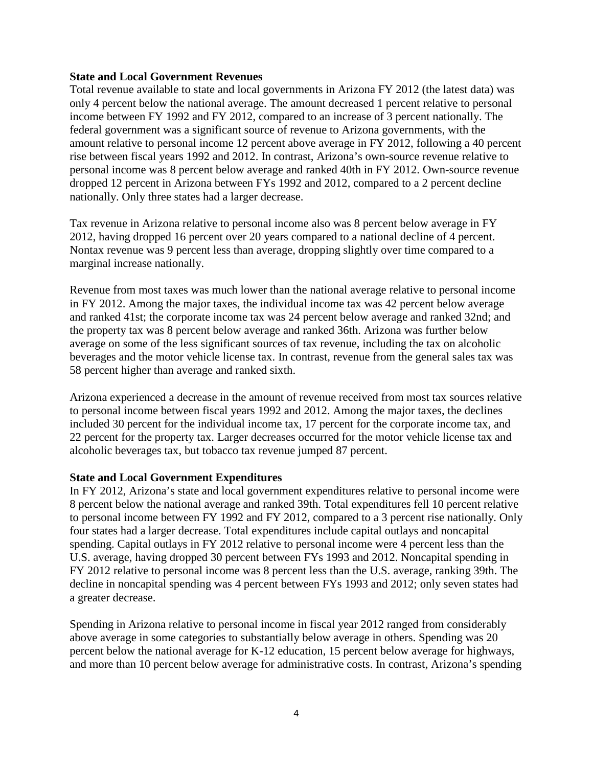**State and Local Government Revenues**

Total revenue available to state and local governments in Arizona FY 2012 (the latest data) was only 4 percent below the national average. The amount decreased 1 percent relative to personal income between FY 1992 and FY 2012, compared to an increase of 3 percent nationally. The federal government was a significant source of revenue to Arizona governments, with the amount relative to personal income 12 percent above average in FY 2012, following a 40 percent rise between fiscal years 1992 and 2012. In contrast, Arizona's own-source revenue relative to personal income was 8 percent below average and ranked 40th in FY 2012. Own-source revenue dropped 12 percent in Arizona between FYs 1992 and 2012, compared to a 2 percent decline nationally. Only three states had a larger decrease.

Tax revenue in Arizona relative to personal income also was 8 percent below average in FY 2012, having dropped 16 percent over 20 years compared to a national decline of 4 percent. Nontax revenue was 9 percent less than average, dropping slightly over time compared to a marginal increase nationally.

Revenue from most taxes was much lower than the national average relative to personal income in FY 2012. Among the major taxes, the individual income tax was 42 percent below average and ranked 41st; the corporate income tax was 24 percent below average and ranked 32nd; and the property tax was 8 percent below average and ranked 36th. Arizona was further below average on some of the less significant sources of tax revenue, including the tax on alcoholic beverages and the motor vehicle license tax. In contrast, revenue from the general sales tax was 58 percent higher than average and ranked sixth.

Arizona experienced a decrease in the amount of revenue received from most tax sources relative to personal income between fiscal years 1992 and 2012. Among the major taxes, the declines included 30 percent for the individual income tax, 17 percent for the corporate income tax, and 22 percent for the property tax. Larger decreases occurred for the motor vehicle license tax and alcoholic beverages tax, but tobacco tax revenue jumped 87 percent.

**State and Local Government Expenditures**

In FY 2012, Arizona's state and local government expenditures relative to personal income were 8 percent below the national average and ranked 39th. Total expenditures fell 10 percent relative to personal income between FY 1992 and FY 2012, compared to a 3 percent rise nationally. Only four states had a larger decrease. Total expenditures include capital outlays and noncapital spending. Capital outlays in FY 2012 relative to personal income were 4 percent less than the U.S. average, having dropped 30 percent between FYs 1993 and 2012. Noncapital spending in FY 2012 relative to personal income was 8 percent less than the U.S. average, ranking 39th. The decline in noncapital spending was 4 percent between FYs 1993 and 2012; only seven states had a greater decrease.

Spending in Arizona relative to personal income in fiscal year 2012 ranged from considerably above average in some categories to substantially below average in others. Spending was 20 percent below the national average for K-12 education, 15 percent below average for highways, and more than 10 percent below average for administrative costs. In contrast, Arizona's spending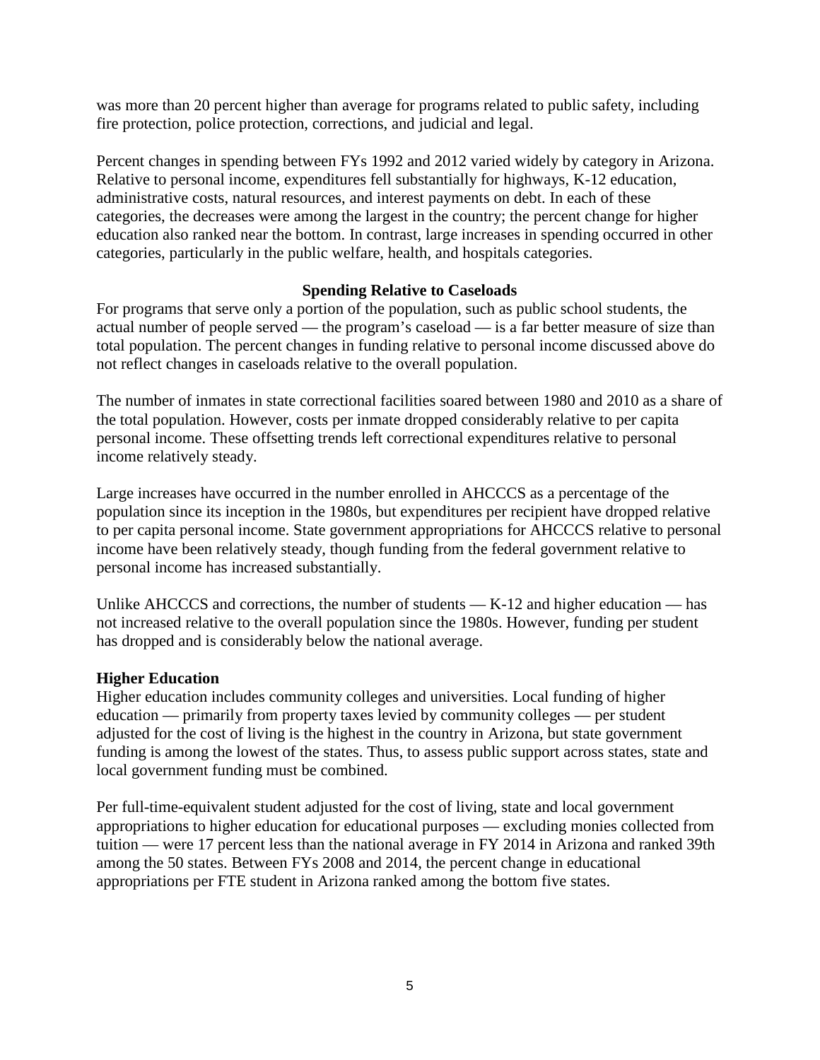was more than 20 percent higher than average for programs related to public safety, including fire protection, police protection, corrections, and judicial and legal.

Percent changes in spending between FYs 1992 and 2012 varied widely by category in Arizona. Relative to personal income, expenditures fell substantially for highways, K-12 education, administrative costs, natural resources, and interest payments on debt. In each of these categories, the decreases were among the largest in the country; the percent change for higher education also ranked near the bottom. In contrast, large increases in spending occurred in other categories, particularly in the public welfare, health, and hospitals categories.

### Spending Relative to Caseloads

For programs that serve only a portion of the population, such as public school students, the actual number of people served — the program's caseload — is a far better measure of size than total population. The percent changes in funding relative to personal income discussed above do not reflect changes in caseloads relative to the overall population.

The number of inmates in state correctional facilities soared between 1980 and 2010 as a share of the total population. However, costs per inmate dropped considerably relative to per capita personal income. These offsetting trends left correctional expenditures relative to personal income relatively steady.

Large increases have occurred in the number enrolled in AHCCCS as a percentage of the population since its inception in the 1980s, but expenditures per recipient have dropped relative to per capita personal income. State government appropriations for AHCCCS relative to personal income have been relatively steady, though funding from the federal government relative to personal income has increased substantially.

Unlike AHCCCS and corrections, the number of students — K-12 and higher education — has not increased relative to the overall population since the 1980s. However, funding per student has dropped and is considerably below the national average.

**Higher Education**

Higher education includes community colleges and universities. Local funding of higher education — primarily from property taxes levied by community colleges — per student adjusted for the cost of living is the highest in the country in Arizona, but state government funding is among the lowest of the states. Thus, to assess public support across states, state and local government funding must be combined.

Per full-time-equivalent student adjusted for the cost of living, state and local government appropriations to higher education for educational purposes — excluding monies collected from tuition — were 17 percent less than the national average in FY 2014 in Arizona and ranked 39th among the 50 states. Between FYs 2008 and 2014, the percent change in educational appropriations per FTE student in Arizona ranked among the bottom five states.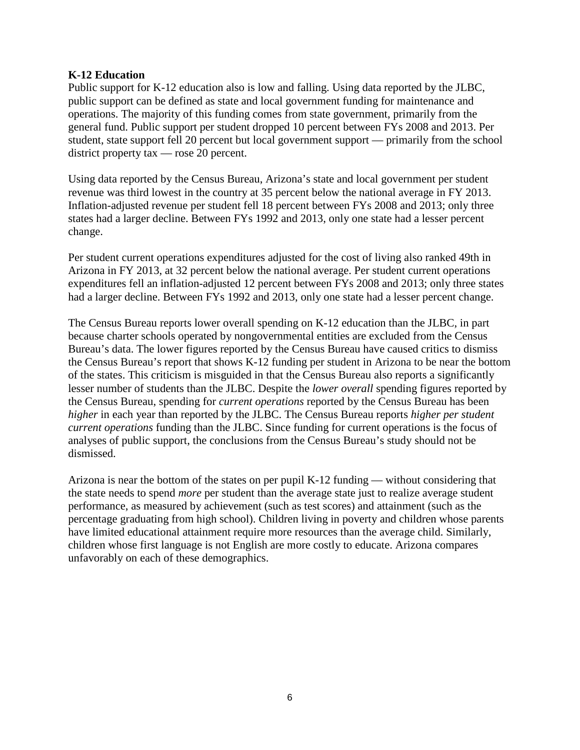**K-12 Education**

Public support for K-12 education also is low and falling. Using data reported by the JLBC, public support can be defined as state and local government funding for maintenance and operations. The majority of this funding comes from state government, primarily from the general fund. Public support per student dropped 10 percent between FYs 2008 and 2013. Per student, state support fell 20 percent but local government support — primarily from the school district property tax — rose 20 percent.

Using data reported by the Census Bureau, Arizona's state and local government per student revenue was third lowest in the country at 35 percent below the national average in FY 2013. Inflation-adjusted revenue per student fell 18 percent between FYs 2008 and 2013; only three states had a larger decline. Between FYs 1992 and 2013, only one state had a lesser percent change.

Per student current operations expenditures adjusted for the cost of living also ranked 49th in Arizona in FY 2013, at 32 percent below the national average. Per student current operations expenditures fell an inflation-adjusted 12 percent between FYs 2008 and 2013; only three states had a larger decline. Between FYs 1992 and 2013, only one state had a lesser percent change.

The Census Bureau reports lower overall spending on K-12 education than the JLBC, in part because charter schools operated by nongovernmental entities are excluded from the Census Bureau's data. The lower figures reported by the Census Bureau have caused critics to dismiss the Census Bureau's report that shows K-12 funding per student in Arizona to be near the bottom of the states. This criticism is misguided in that the Census Bureau also reports a significantly lesser number of students than the JLBC. Despite the *lower overall* spending figures reported by the Census Bureau, spending for *current operations* reported by the Census Bureau has been *higher* in each year than reported by the JLBC. The Census Bureau reports *higher per student current operations* funding than the JLBC. Since funding for current operations is the focus of analyses of public support, the conclusions from the Census Bureau's study should not be dismissed.

Arizona is near the bottom of the states on per pupil K-12 funding — without considering that the state needs to spend *more* per student than the average state just to realize average student performance, as measured by achievement (such as test scores) and attainment (such as the percentage graduating from high school). Children living in poverty and children whose parents have limited educational attainment require more resources than the average child. Similarly, children whose first language is not English are more costly to educate. Arizona compares unfavorably on each of these demographics.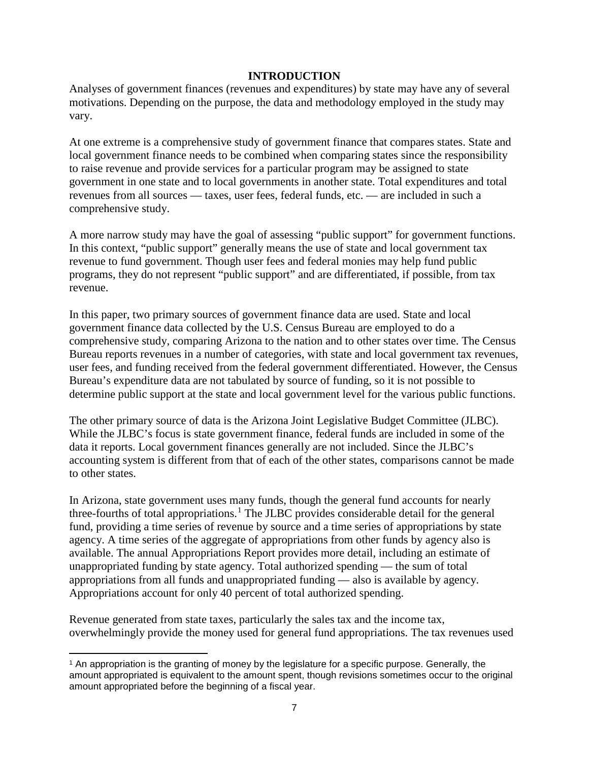## INTRODUCTION

Analyses of government finances (revenues and expenditures) by state may have any of several motivations. Depending on the purpose, the data and methodology employed in the study may vary.

At one extreme is a comprehensive study of government finance that compares states. State and local government finance needs to be combined when comparing states since the responsibility to raise revenue and provide services for a particular program may be assigned to state government in one state and to local governments in another state. Total expenditures and total revenues from all sources — taxes, user fees, federal funds, etc. — are included in such a comprehensive study.

A more narrow study may have the goal of assessing "public support" for government functions. In this context, "public support" generally means the use of state and local government tax revenue to fund government. Though user fees and federal monies may help fund public programs, they do not represent "public support" and are differentiated, if possible, from tax revenue.

In this paper, two primary sources of government finance data are used. State and local government finance data collected by the U.S. Census Bureau are employed to do a comprehensive study, comparing Arizona to the nation and to other states over time. The Census Bureau reports revenues in a number of categories, with state and local government tax revenues, user fees, and funding received from the federal government differentiated. However, the Census Bureau's expenditure data are not tabulated by source of funding, so it is not possible to determine public support at the state and local government level for the various public functions.

The other primary source of data is the Arizona Joint Legislative Budget Committee (JLBC). While the JLBC's focus is state government finance, federal funds are included in some of the data it reports. Local government finances generally are not included. Since the JLBC's accounting system is different from that of each of the other states, comparisons cannot be made to other states.

In Arizona, state government uses many funds, though the general fund accounts for nearly three-fourths of total appropriations.[1] The JLBC provides considerable detail for the general fund, providing a time series of revenue by source and a time series of appropriations by state agency. A time series of the aggregate of appropriations from other funds by agency also is available. The annual Appropriations Report provides more detail, including an estimate of unappropriated funding by state agency. Total authorized spending — the sum of total appropriations from all funds and unappropriated funding — also is available by agency. Appropriations account for only 40 percent of total authorized spending.

Revenue generated from state taxes, particularly the sales tax and the income tax, overwhelmingly provide the money used for general fund appropriations. The tax revenues used

[1] An appropriation is the granting of money by the legislature for a specific purpose. Generally, the amount appropriated is equivalent to the amount spent, though revisions sometimes occur to the original amount appropriated before the beginning of a fiscal year.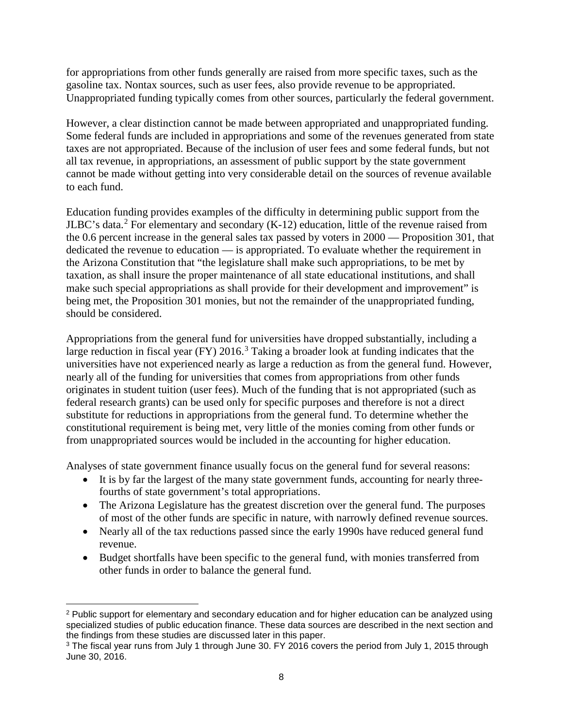for appropriations from other funds generally are raised from more specific taxes, such as the gasoline tax. Nontax sources, such as user fees, also provide revenue to be appropriated. Unappropriated funding typically comes from other sources, particularly the federal government.

However, a clear distinction cannot be made between appropriated and unappropriated funding. Some federal funds are included in appropriations and some of the revenues generated from state taxes are not appropriated. Because of the inclusion of user fees and some federal funds, but not all tax revenue, in appropriations, an assessment of public support by the state government cannot be made without getting into very considerable detail on the sources of revenue available to each fund.

Education funding provides examples of the difficulty in determining public support from the JLBC's data.[2] For elementary and secondary (K-12) education, little of the revenue raised from the 0.6 percent increase in the general sales tax passed by voters in 2000 — Proposition 301, that dedicated the revenue to education — is appropriated. To evaluate whether the requirement in the Arizona Constitution that "the legislature shall make such appropriations, to be met by taxation, as shall insure the proper maintenance of all state educational institutions, and shall make such special appropriations as shall provide for their development and improvement" is being met, the Proposition 301 monies, but not the remainder of the unappropriated funding, should be considered.

Appropriations from the general fund for universities have dropped substantially, including a large reduction in fiscal year (FY) 2016.[3] Taking a broader look at funding indicates that the universities have not experienced nearly as large a reduction as from the general fund. However, nearly all of the funding for universities that comes from appropriations from other funds originates in student tuition (user fees). Much of the funding that is not appropriated (such as federal research grants) can be used only for specific purposes and therefore is not a direct substitute for reductions in appropriations from the general fund. To determine whether the constitutional requirement is being met, very little of the monies coming from other funds or from unappropriated sources would be included in the accounting for higher education.

Analyses of state government finance usually focus on the general fund for several reasons:

- It is by far the largest of the many state government funds, accounting for nearly three-fourths of state government's total appropriations.
- The Arizona Legislature has the greatest discretion over the general fund. The purposes of most of the other funds are specific in nature, with narrowly defined revenue sources.
- Nearly all of the tax reductions passed since the early 1990s have reduced general fund revenue.
- Budget shortfalls have been specific to the general fund, with monies transferred from other funds in order to balance the general fund.

[2] Public support for elementary and secondary education and for higher education can be analyzed using specialized studies of public education finance. These data sources are described in the next section and the findings from these studies are discussed later in this paper.

[3] The fiscal year runs from July 1 through June 30. FY 2016 covers the period from July 1, 2015 through June 30, 2016.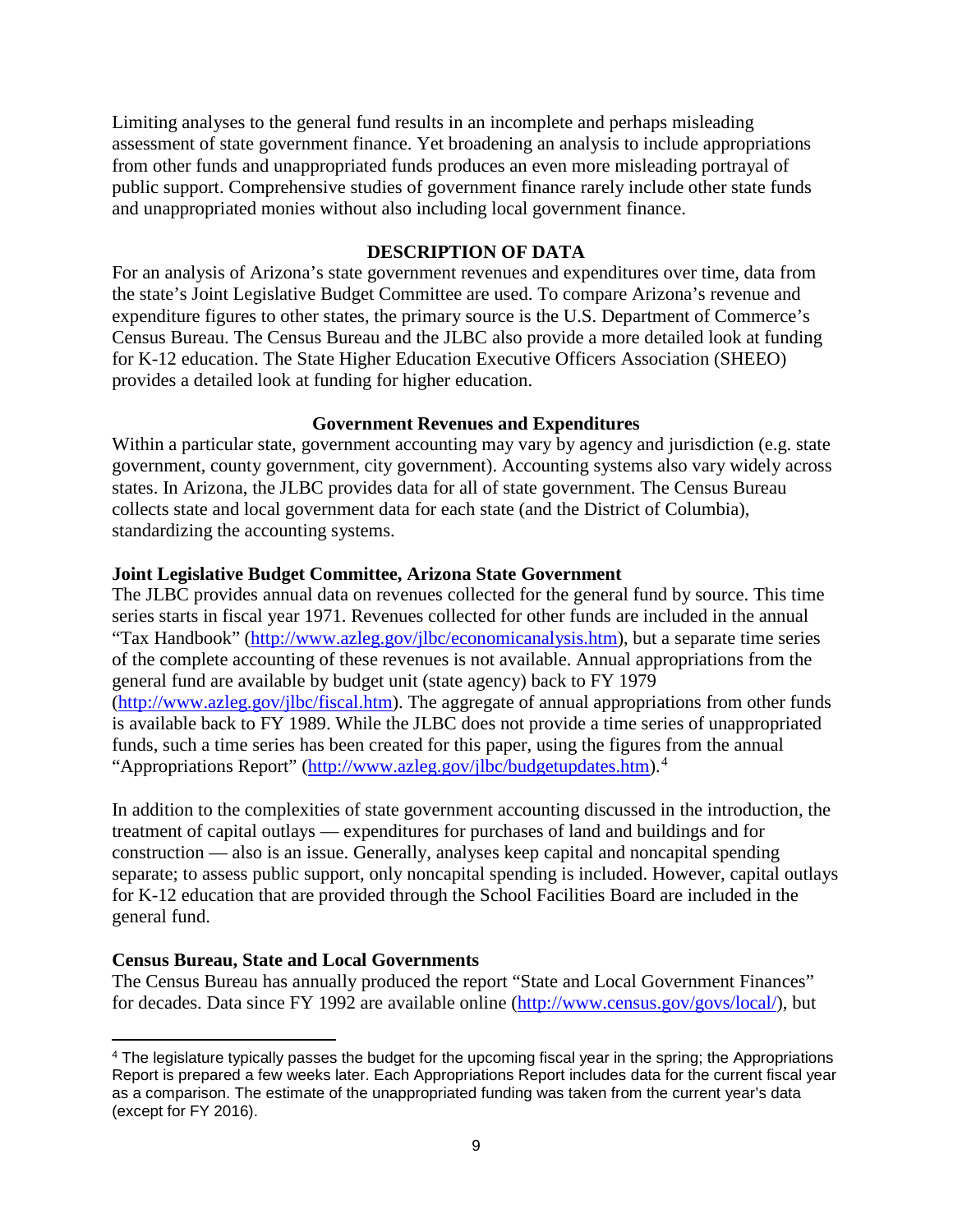Limiting analyses to the general fund results in an incomplete and perhaps misleading assessment of state government finance. Yet broadening an analysis to include appropriations from other funds and unappropriated funds produces an even more misleading portrayal of public support. Comprehensive studies of government finance rarely include other state funds and unappropriated monies without also including local government finance.

## DESCRIPTION OF DATA

For an analysis of Arizona's state government revenues and expenditures over time, data from the state's Joint Legislative Budget Committee are used. To compare Arizona's revenue and expenditure figures to other states, the primary source is the U.S. Department of Commerce's Census Bureau. The Census Bureau and the JLBC also provide a more detailed look at funding for K-12 education. The State Higher Education Executive Officers Association (SHEEO) provides a detailed look at funding for higher education.

### Government Revenues and Expenditures

Within a particular state, government accounting may vary by agency and jurisdiction (e.g. state government, county government, city government). Accounting systems also vary widely across states. In Arizona, the JLBC provides data for all of state government. The Census Bureau collects state and local government data for each state (and the District of Columbia), standardizing the accounting systems.

#### Joint Legislative Budget Committee, Arizona State Government

The JLBC provides annual data on revenues collected for the general fund by source. This time series starts in fiscal year 1971. Revenues collected for other funds are included in the annual "Tax Handbook" (http://www.azleg.gov/jlbc/economicanalysis.htm), but a separate time series of the complete accounting of these revenues is not available. Annual appropriations from the general fund are available by budget unit (state agency) back to FY 1979 (http://www.azleg.gov/jlbc/fiscal.htm). The aggregate of annual appropriations from other funds is available back to FY 1989. While the JLBC does not provide a time series of unappropriated funds, such a time series has been created for this paper, using the figures from the annual "Appropriations Report" (http://www.azleg.gov/jlbc/budgetupdates.htm).[4]

In addition to the complexities of state government accounting discussed in the introduction, the treatment of capital outlays — expenditures for purchases of land and buildings and for construction — also is an issue. Generally, analyses keep capital and noncapital spending separate; to assess public support, only noncapital spending is included. However, capital outlays for K-12 education that are provided through the School Facilities Board are included in the general fund.

#### Census Bureau, State and Local Governments

The Census Bureau has annually produced the report "State and Local Government Finances" for decades. Data since FY 1992 are available online (http://www.census.gov/govs/local/), but

---

[4] The legislature typically passes the budget for the upcoming fiscal year in the spring; the Appropriations Report is prepared a few weeks later. Each Appropriations Report includes data for the current fiscal year as a comparison. The estimate of the unappropriated funding was taken from the current year's data (except for FY 2016).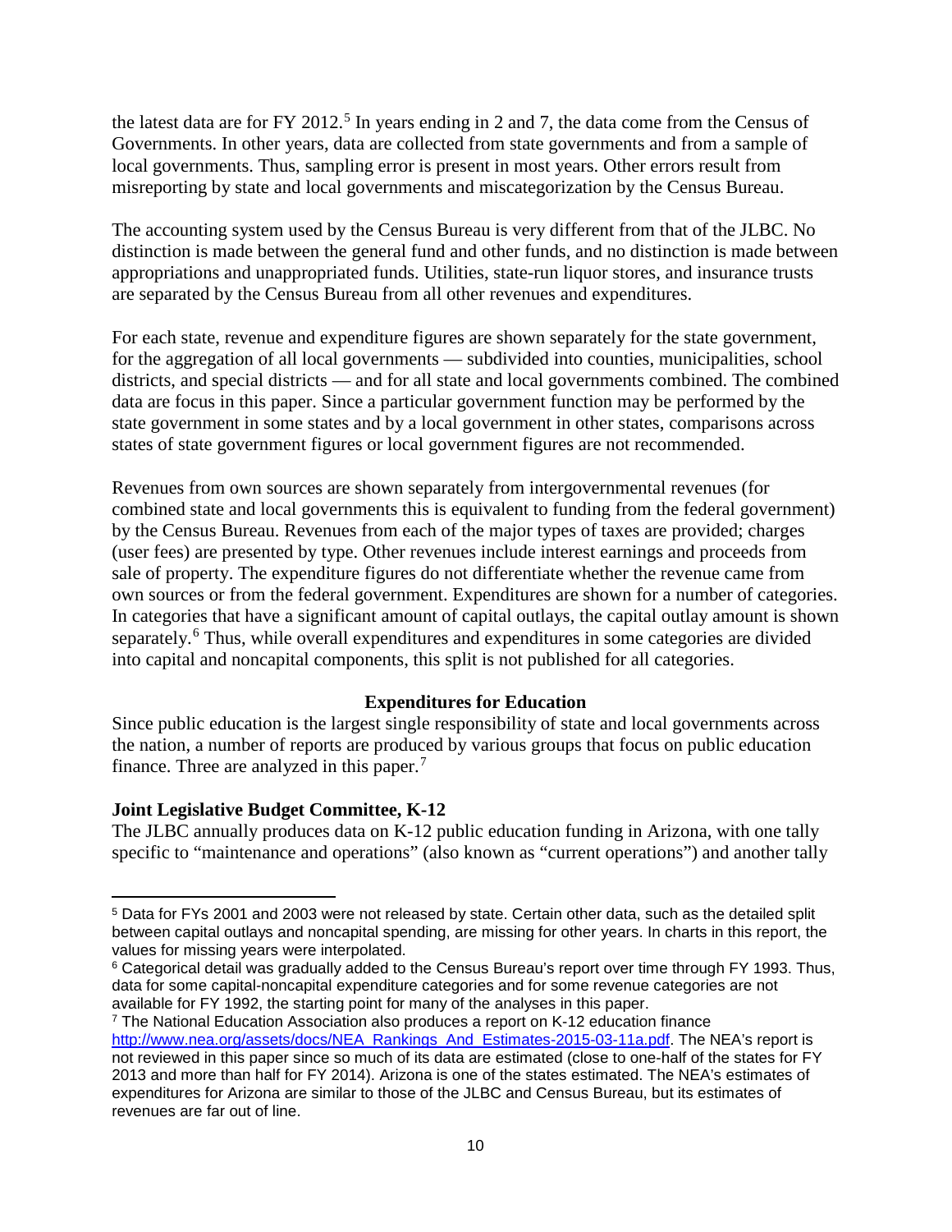the latest data are for FY 2012.[5] In years ending in 2 and 7, the data come from the Census of Governments. In other years, data are collected from state governments and from a sample of local governments. Thus, sampling error is present in most years. Other errors result from misreporting by state and local governments and miscategorization by the Census Bureau.

The accounting system used by the Census Bureau is very different from that of the JLBC. No distinction is made between the general fund and other funds, and no distinction is made between appropriations and unappropriated funds. Utilities, state-run liquor stores, and insurance trusts are separated by the Census Bureau from all other revenues and expenditures.

For each state, revenue and expenditure figures are shown separately for the state government, for the aggregation of all local governments — subdivided into counties, municipalities, school districts, and special districts — and for all state and local governments combined. The combined data are focus in this paper. Since a particular government function may be performed by the state government in some states and by a local government in other states, comparisons across states of state government figures or local government figures are not recommended.

Revenues from own sources are shown separately from intergovernmental revenues (for combined state and local governments this is equivalent to funding from the federal government) by the Census Bureau. Revenues from each of the major types of taxes are provided; charges (user fees) are presented by type. Other revenues include interest earnings and proceeds from sale of property. The expenditure figures do not differentiate whether the revenue came from own sources or from the federal government. Expenditures are shown for a number of categories. In categories that have a significant amount of capital outlays, the capital outlay amount is shown separately.[6] Thus, while overall expenditures and expenditures in some categories are divided into capital and noncapital components, this split is not published for all categories.

## Expenditures for Education

Since public education is the largest single responsibility of state and local governments across the nation, a number of reports are produced by various groups that focus on public education finance. Three are analyzed in this paper.[7]

### Joint Legislative Budget Committee, K-12

The JLBC annually produces data on K-12 public education funding in Arizona, with one tally specific to "maintenance and operations" (also known as "current operations") and another tally

---

[5] Data for FYs 2001 and 2003 were not released by state. Certain other data, such as the detailed split between capital outlays and noncapital spending, are missing for other years. In charts in this report, the values for missing years were interpolated.

[6] Categorical detail was gradually added to the Census Bureau's report over time through FY 1993. Thus, data for some capital-noncapital expenditure categories and for some revenue categories are not available for FY 1992, the starting point for many of the analyses in this paper.

[7] The National Education Association also produces a report on K-12 education finance http://www.nea.org/assets/docs/NEA_Rankings_And_Estimates-2015-03-11a.pdf. The NEA's report is not reviewed in this paper since so much of its data are estimated (close to one-half of the states for FY 2013 and more than half for FY 2014). Arizona is one of the states estimated. The NEA's estimates of expenditures for Arizona are similar to those of the JLBC and Census Bureau, but its estimates of revenues are far out of line.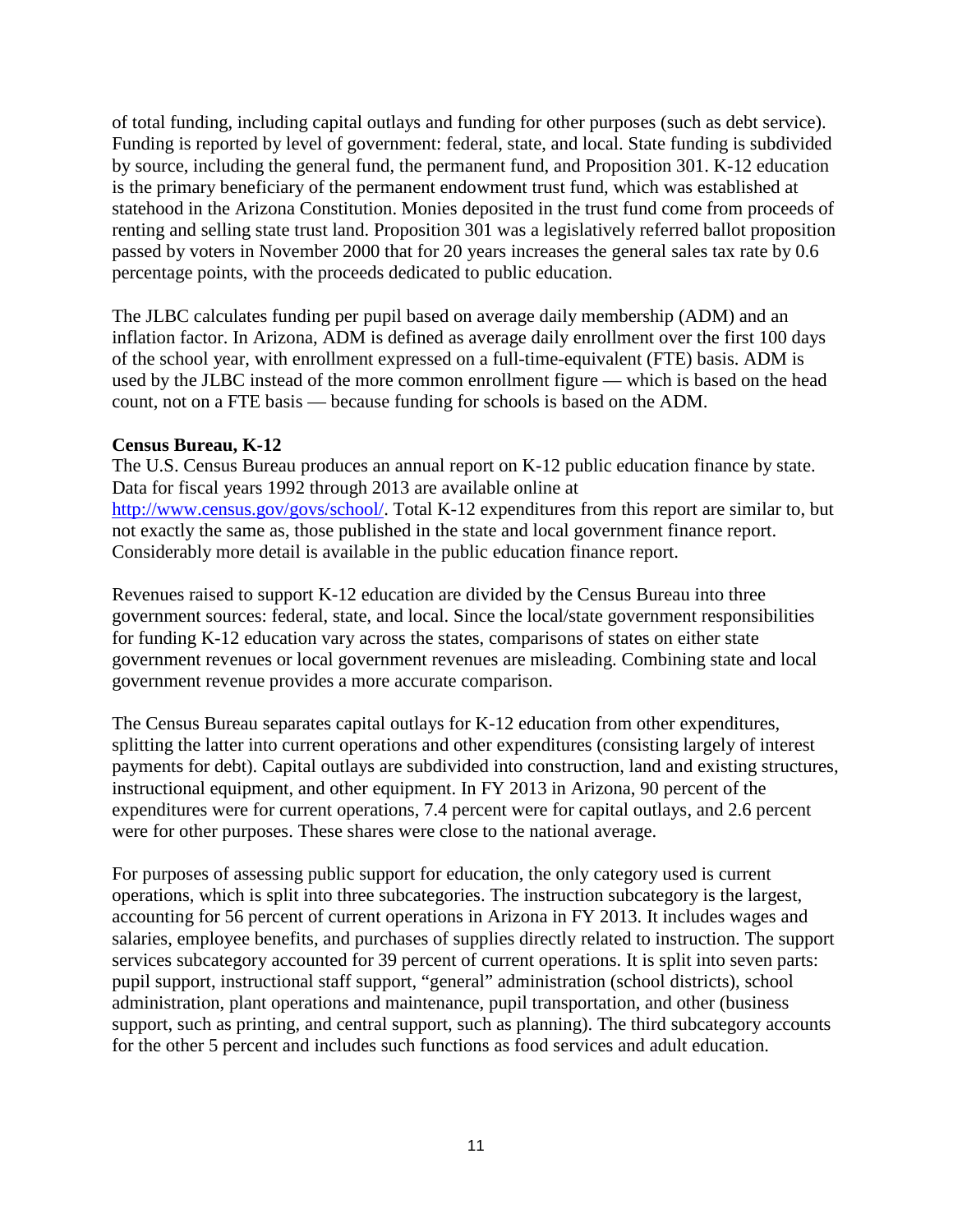of total funding, including capital outlays and funding for other purposes (such as debt service). Funding is reported by level of government: federal, state, and local. State funding is subdivided by source, including the general fund, the permanent fund, and Proposition 301. K-12 education is the primary beneficiary of the permanent endowment trust fund, which was established at statehood in the Arizona Constitution. Monies deposited in the trust fund come from proceeds of renting and selling state trust land. Proposition 301 was a legislatively referred ballot proposition passed by voters in November 2000 that for 20 years increases the general sales tax rate by 0.6 percentage points, with the proceeds dedicated to public education.

The JLBC calculates funding per pupil based on average daily membership (ADM) and an inflation factor. In Arizona, ADM is defined as average daily enrollment over the first 100 days of the school year, with enrollment expressed on a full-time-equivalent (FTE) basis. ADM is used by the JLBC instead of the more common enrollment figure — which is based on the head count, not on a FTE basis — because funding for schools is based on the ADM.

**Census Bureau, K-12**

The U.S. Census Bureau produces an annual report on K-12 public education finance by state. Data for fiscal years 1992 through 2013 are available online at [http://www.census.gov/govs/school/](http://www.census.gov/govs/school/). Total K-12 expenditures from this report are similar to, but not exactly the same as, those published in the state and local government finance report. Considerably more detail is available in the public education finance report.

Revenues raised to support K-12 education are divided by the Census Bureau into three government sources: federal, state, and local. Since the local/state government responsibilities for funding K-12 education vary across the states, comparisons of states on either state government revenues or local government revenues are misleading. Combining state and local government revenue provides a more accurate comparison.

The Census Bureau separates capital outlays for K-12 education from other expenditures, splitting the latter into current operations and other expenditures (consisting largely of interest payments for debt). Capital outlays are subdivided into construction, land and existing structures, instructional equipment, and other equipment. In FY 2013 in Arizona, 90 percent of the expenditures were for current operations, 7.4 percent were for capital outlays, and 2.6 percent were for other purposes. These shares were close to the national average.

For purposes of assessing public support for education, the only category used is current operations, which is split into three subcategories. The instruction subcategory is the largest, accounting for 56 percent of current operations in Arizona in FY 2013. It includes wages and salaries, employee benefits, and purchases of supplies directly related to instruction. The support services subcategory accounted for 39 percent of current operations. It is split into seven parts: pupil support, instructional staff support, "general" administration (school districts), school administration, plant operations and maintenance, pupil transportation, and other (business support, such as printing, and central support, such as planning). The third subcategory accounts for the other 5 percent and includes such functions as food services and adult education.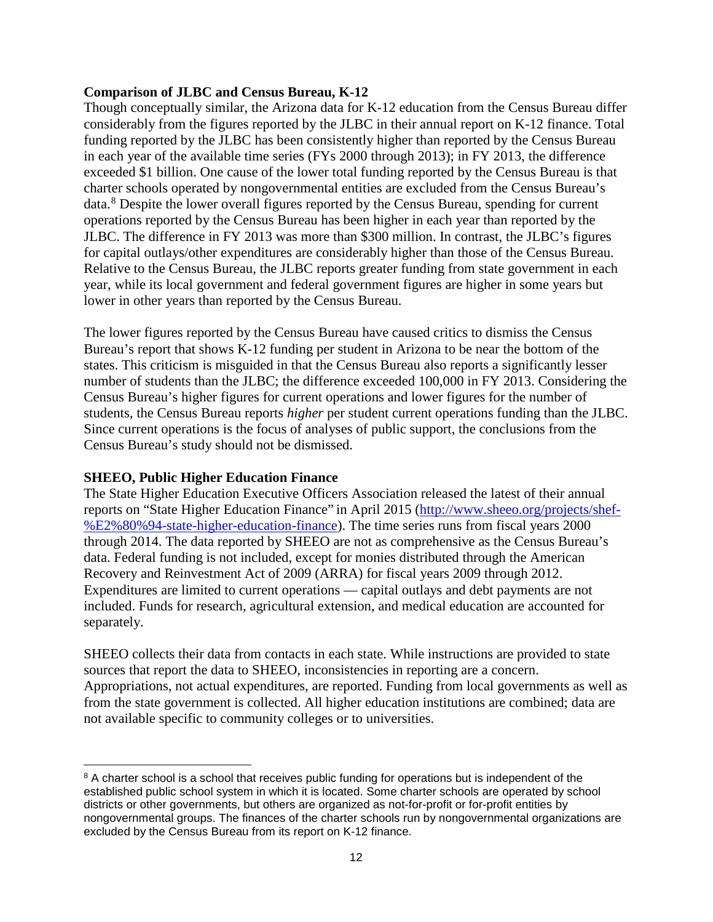**Comparison of JLBC and Census Bureau, K-12**

Though conceptually similar, the Arizona data for K-12 education from the Census Bureau differ considerably from the figures reported by the JLBC in their annual report on K-12 finance. Total funding reported by the JLBC has been consistently higher than reported by the Census Bureau in each year of the available time series (FYs 2000 through 2013); in FY 2013, the difference exceeded $1 billion. One cause of the lower total funding reported by the Census Bureau is that charter schools operated by nongovernmental entities are excluded from the Census Bureau's data.[8] Despite the lower overall figures reported by the Census Bureau, spending for current operations reported by the Census Bureau has been higher in each year than reported by the JLBC. The difference in FY 2013 was more than $300 million. In contrast, the JLBC's figures for capital outlays/other expenditures are considerably higher than those of the Census Bureau. Relative to the Census Bureau, the JLBC reports greater funding from state government in each year, while its local government and federal government figures are higher in some years but lower in other years than reported by the Census Bureau.

The lower figures reported by the Census Bureau have caused critics to dismiss the Census Bureau's report that shows K-12 funding per student in Arizona to be near the bottom of the states. This criticism is misguided in that the Census Bureau also reports a significantly lesser number of students than the JLBC; the difference exceeded 100,000 in FY 2013. Considering the Census Bureau's higher figures for current operations and lower figures for the number of students, the Census Bureau reports *higher* per student current operations funding than the JLBC. Since current operations is the focus of analyses of public support, the conclusions from the Census Bureau's study should not be dismissed.

**SHEEO, Public Higher Education Finance**

The State Higher Education Executive Officers Association released the latest of their annual reports on "State Higher Education Finance" in April 2015 (http://www.sheeo.org/projects/shef-%E2%80%94-state-higher-education-finance). The time series runs from fiscal years 2000 through 2014. The data reported by SHEEO are not as comprehensive as the Census Bureau's data. Federal funding is not included, except for monies distributed through the American Recovery and Reinvestment Act of 2009 (ARRA) for fiscal years 2009 through 2012. Expenditures are limited to current operations — capital outlays and debt payments are not included. Funds for research, agricultural extension, and medical education are accounted for separately.

SHEEO collects their data from contacts in each state. While instructions are provided to state sources that report the data to SHEEO, inconsistencies in reporting are a concern. Appropriations, not actual expenditures, are reported. Funding from local governments as well as from the state government is collected. All higher education institutions are combined; data are not available specific to community colleges or to universities.

---

[8] A charter school is a school that receives public funding for operations but is independent of the established public school system in which it is located. Some charter schools are operated by school districts or other governments, but others are organized as not-for-profit or for-profit entities by nongovernmental groups. The finances of the charter schools run by nongovernmental organizations are excluded by the Census Bureau from its report on K-12 finance.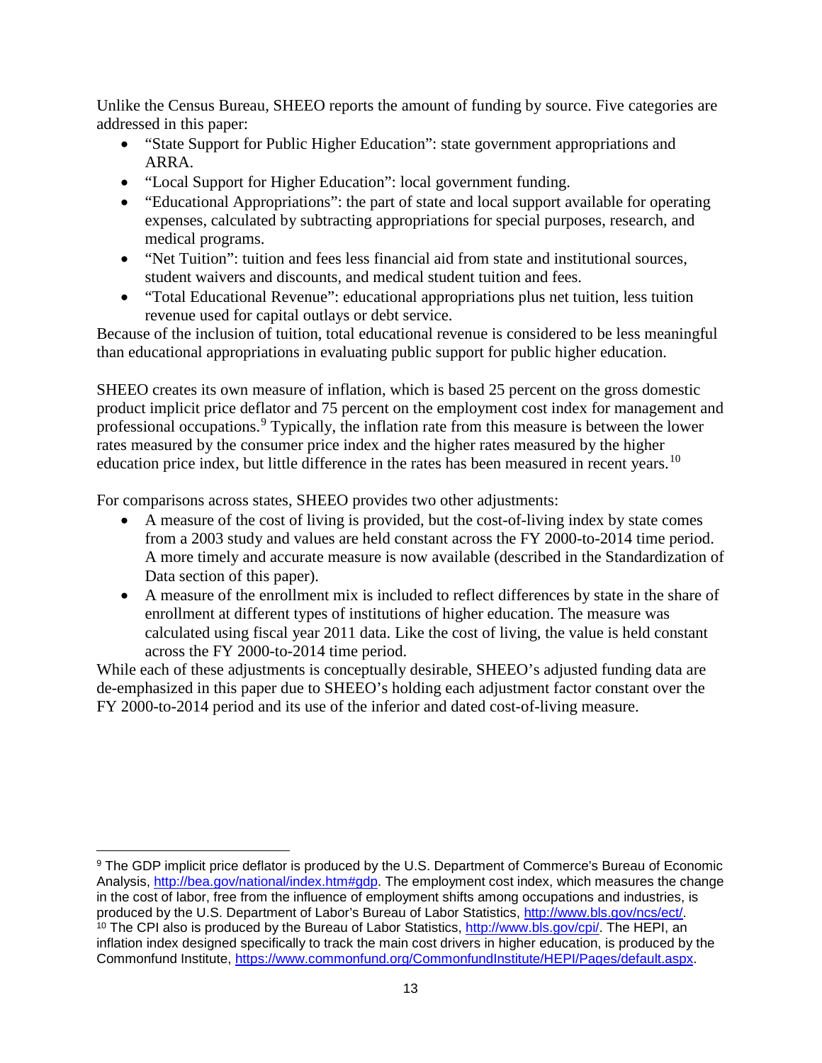Unlike the Census Bureau, SHEEO reports the amount of funding by source. Five categories are addressed in this paper:

- "State Support for Public Higher Education": state government appropriations and ARRA.
- "Local Support for Higher Education": local government funding.
- "Educational Appropriations": the part of state and local support available for operating expenses, calculated by subtracting appropriations for special purposes, research, and medical programs.
- "Net Tuition": tuition and fees less financial aid from state and institutional sources, student waivers and discounts, and medical student tuition and fees.
- "Total Educational Revenue": educational appropriations plus net tuition, less tuition revenue used for capital outlays or debt service.

Because of the inclusion of tuition, total educational revenue is considered to be less meaningful than educational appropriations in evaluating public support for public higher education.

SHEEO creates its own measure of inflation, which is based 25 percent on the gross domestic product implicit price deflator and 75 percent on the employment cost index for management and professional occupations.[9] Typically, the inflation rate from this measure is between the lower rates measured by the consumer price index and the higher rates measured by the higher education price index, but little difference in the rates has been measured in recent years.[10]

For comparisons across states, SHEEO provides two other adjustments:

- A measure of the cost of living is provided, but the cost-of-living index by state comes from a 2003 study and values are held constant across the FY 2000-to-2014 time period. A more timely and accurate measure is now available (described in the Standardization of Data section of this paper).
- A measure of the enrollment mix is included to reflect differences by state in the share of enrollment at different types of institutions of higher education. The measure was calculated using fiscal year 2011 data. Like the cost of living, the value is held constant across the FY 2000-to-2014 time period.

While each of these adjustments is conceptually desirable, SHEEO's adjusted funding data are de-emphasized in this paper due to SHEEO's holding each adjustment factor constant over the FY 2000-to-2014 period and its use of the inferior and dated cost-of-living measure.

---

[9] The GDP implicit price deflator is produced by the U.S. Department of Commerce's Bureau of Economic Analysis, http://bea.gov/national/index.htm#gdp. The employment cost index, which measures the change in the cost of labor, free from the influence of employment shifts among occupations and industries, is produced by the U.S. Department of Labor's Bureau of Labor Statistics, http://www.bls.gov/ncs/ect/.

[10] The CPI also is produced by the Bureau of Labor Statistics, http://www.bls.gov/cpi/. The HEPI, an inflation index designed specifically to track the main cost drivers in higher education, is produced by the Commonfund Institute, https://www.commonfund.org/CommonfundInstitute/HEPI/Pages/default.aspx.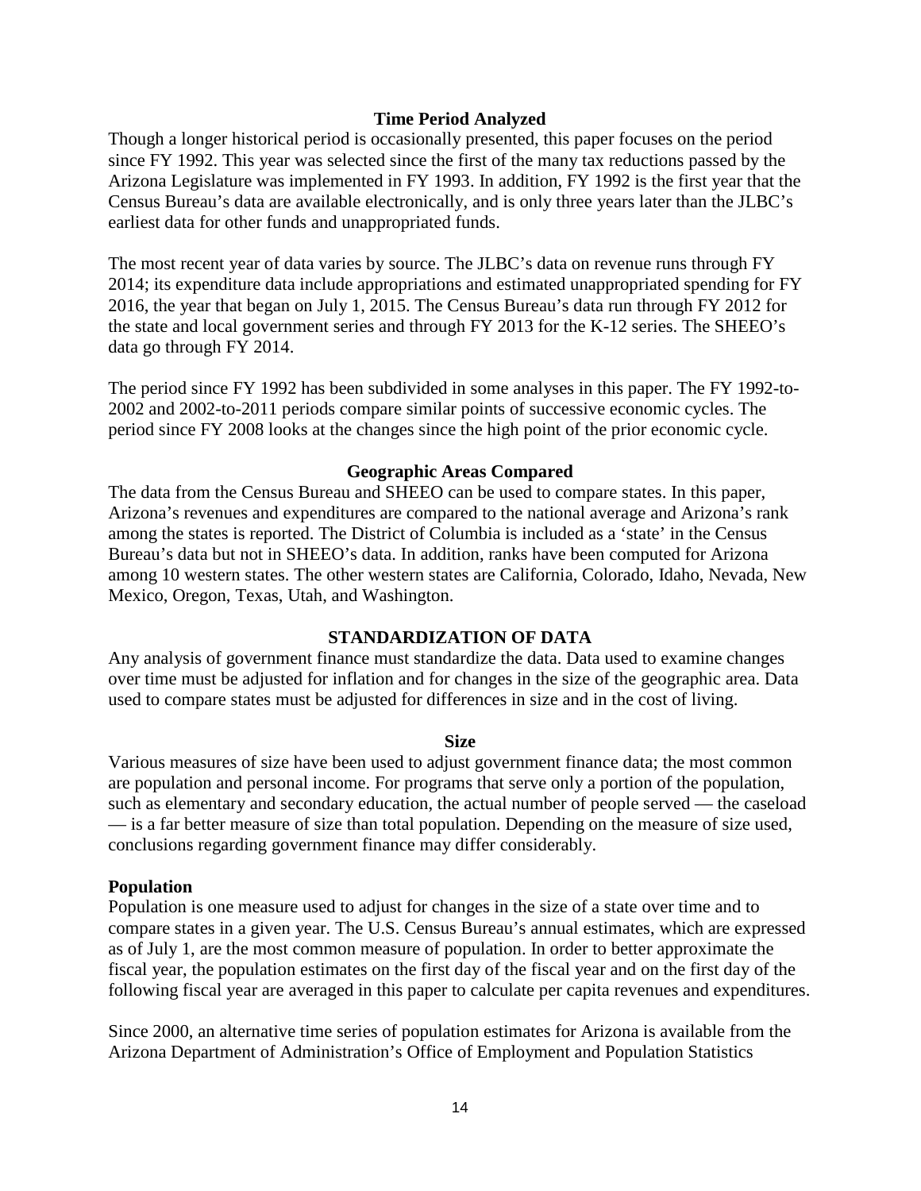### Time Period Analyzed

Though a longer historical period is occasionally presented, this paper focuses on the period since FY 1992. This year was selected since the first of the many tax reductions passed by the Arizona Legislature was implemented in FY 1993. In addition, FY 1992 is the first year that the Census Bureau's data are available electronically, and is only three years later than the JLBC's earliest data for other funds and unappropriated funds.

The most recent year of data varies by source. The JLBC's data on revenue runs through FY 2014; its expenditure data include appropriations and estimated unappropriated spending for FY 2016, the year that began on July 1, 2015. The Census Bureau's data run through FY 2012 for the state and local government series and through FY 2013 for the K-12 series. The SHEEO's data go through FY 2014.

The period since FY 1992 has been subdivided in some analyses in this paper. The FY 1992-to-2002 and 2002-to-2011 periods compare similar points of successive economic cycles. The period since FY 2008 looks at the changes since the high point of the prior economic cycle.

### Geographic Areas Compared

The data from the Census Bureau and SHEEO can be used to compare states. In this paper, Arizona's revenues and expenditures are compared to the national average and Arizona's rank among the states is reported. The District of Columbia is included as a 'state' in the Census Bureau's data but not in SHEEO's data. In addition, ranks have been computed for Arizona among 10 western states. The other western states are California, Colorado, Idaho, Nevada, New Mexico, Oregon, Texas, Utah, and Washington.

## STANDARDIZATION OF DATA

Any analysis of government finance must standardize the data. Data used to examine changes over time must be adjusted for inflation and for changes in the size of the geographic area. Data used to compare states must be adjusted for differences in size and in the cost of living.

### Size

Various measures of size have been used to adjust government finance data; the most common are population and personal income. For programs that serve only a portion of the population, such as elementary and secondary education, the actual number of people served — the caseload — is a far better measure of size than total population. Depending on the measure of size used, conclusions regarding government finance may differ considerably.

#### Population

Population is one measure used to adjust for changes in the size of a state over time and to compare states in a given year. The U.S. Census Bureau's annual estimates, which are expressed as of July 1, are the most common measure of population. In order to better approximate the fiscal year, the population estimates on the first day of the fiscal year and on the first day of the following fiscal year are averaged in this paper to calculate per capita revenues and expenditures.

Since 2000, an alternative time series of population estimates for Arizona is available from the Arizona Department of Administration's Office of Employment and Population Statistics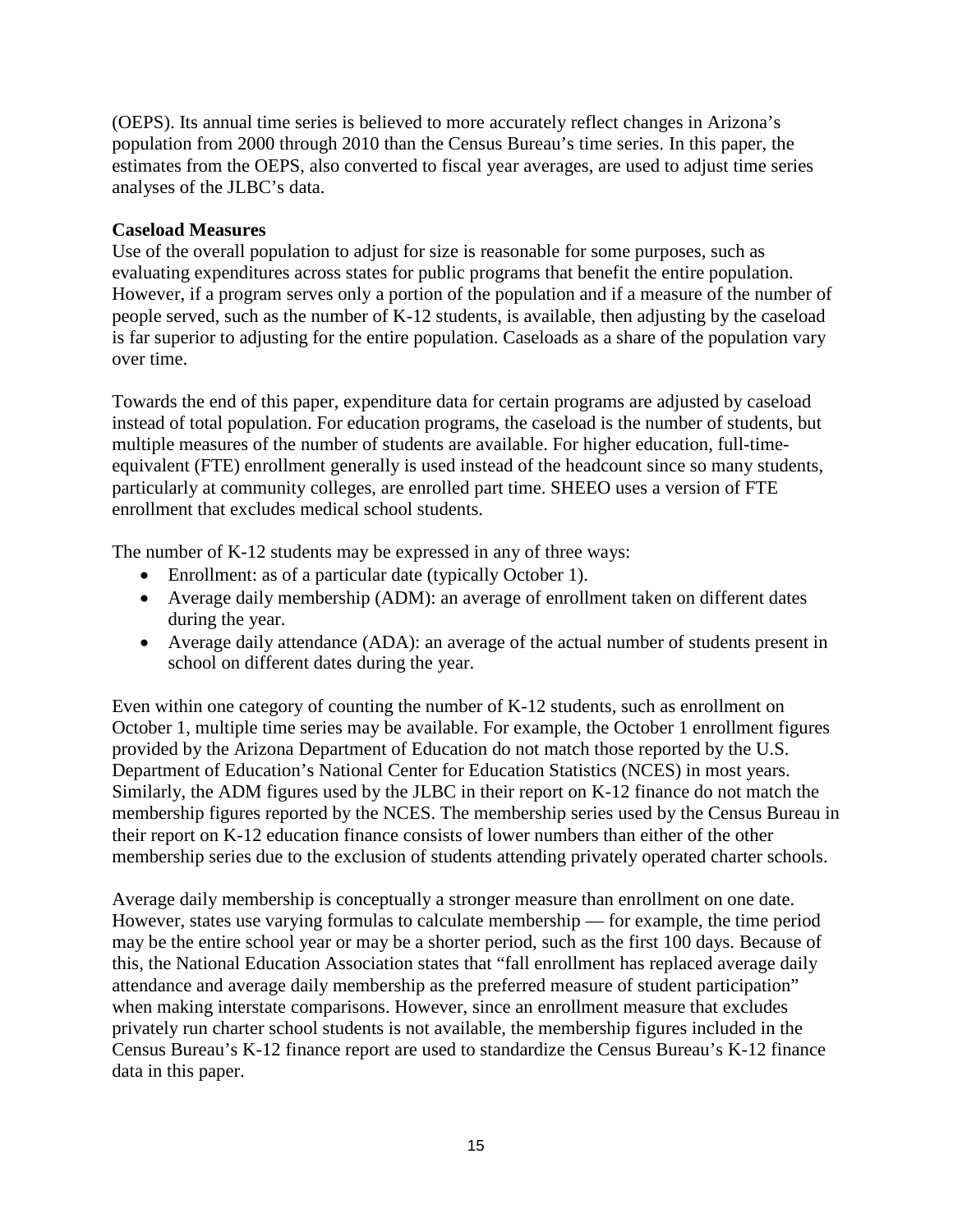(OEPS). Its annual time series is believed to more accurately reflect changes in Arizona's population from 2000 through 2010 than the Census Bureau's time series. In this paper, the estimates from the OEPS, also converted to fiscal year averages, are used to adjust time series analyses of the JLBC's data.

**Caseload Measures**

Use of the overall population to adjust for size is reasonable for some purposes, such as evaluating expenditures across states for public programs that benefit the entire population. However, if a program serves only a portion of the population and if a measure of the number of people served, such as the number of K-12 students, is available, then adjusting by the caseload is far superior to adjusting for the entire population. Caseloads as a share of the population vary over time.

Towards the end of this paper, expenditure data for certain programs are adjusted by caseload instead of total population. For education programs, the caseload is the number of students, but multiple measures of the number of students are available. For higher education, full-time-equivalent (FTE) enrollment generally is used instead of the headcount since so many students, particularly at community colleges, are enrolled part time. SHEEO uses a version of FTE enrollment that excludes medical school students.

The number of K-12 students may be expressed in any of three ways:

- Enrollment: as of a particular date (typically October 1).
- Average daily membership (ADM): an average of enrollment taken on different dates during the year.
- Average daily attendance (ADA): an average of the actual number of students present in school on different dates during the year.

Even within one category of counting the number of K-12 students, such as enrollment on October 1, multiple time series may be available. For example, the October 1 enrollment figures provided by the Arizona Department of Education do not match those reported by the U.S. Department of Education's National Center for Education Statistics (NCES) in most years. Similarly, the ADM figures used by the JLBC in their report on K-12 finance do not match the membership figures reported by the NCES. The membership series used by the Census Bureau in their report on K-12 education finance consists of lower numbers than either of the other membership series due to the exclusion of students attending privately operated charter schools.

Average daily membership is conceptually a stronger measure than enrollment on one date. However, states use varying formulas to calculate membership — for example, the time period may be the entire school year or may be a shorter period, such as the first 100 days. Because of this, the National Education Association states that "fall enrollment has replaced average daily attendance and average daily membership as the preferred measure of student participation" when making interstate comparisons. However, since an enrollment measure that excludes privately run charter school students is not available, the membership figures included in the Census Bureau's K-12 finance report are used to standardize the Census Bureau's K-12 finance data in this paper.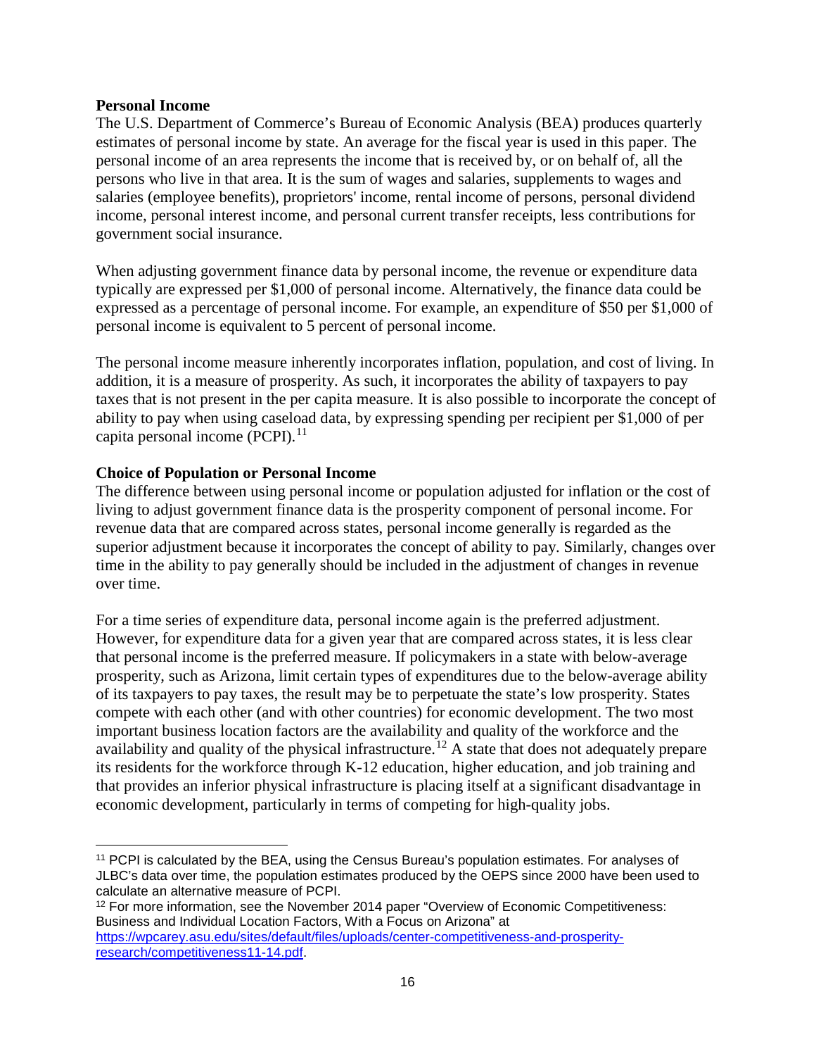**Personal Income**

The U.S. Department of Commerce's Bureau of Economic Analysis (BEA) produces quarterly estimates of personal income by state. An average for the fiscal year is used in this paper. The personal income of an area represents the income that is received by, or on behalf of, all the persons who live in that area. It is the sum of wages and salaries, supplements to wages and salaries (employee benefits), proprietors' income, rental income of persons, personal dividend income, personal interest income, and personal current transfer receipts, less contributions for government social insurance.

When adjusting government finance data by personal income, the revenue or expenditure data typically are expressed per $1,000 of personal income. Alternatively, the finance data could be expressed as a percentage of personal income. For example, an expenditure of $50 per $1,000 of personal income is equivalent to 5 percent of personal income.

The personal income measure inherently incorporates inflation, population, and cost of living. In addition, it is a measure of prosperity. As such, it incorporates the ability of taxpayers to pay taxes that is not present in the per capita measure. It is also possible to incorporate the concept of ability to pay when using caseload data, by expressing spending per recipient per $1,000 of per capita personal income (PCPI).[11]

**Choice of Population or Personal Income**

The difference between using personal income or population adjusted for inflation or the cost of living to adjust government finance data is the prosperity component of personal income. For revenue data that are compared across states, personal income generally is regarded as the superior adjustment because it incorporates the concept of ability to pay. Similarly, changes over time in the ability to pay generally should be included in the adjustment of changes in revenue over time.

For a time series of expenditure data, personal income again is the preferred adjustment. However, for expenditure data for a given year that are compared across states, it is less clear that personal income is the preferred measure. If policymakers in a state with below-average prosperity, such as Arizona, limit certain types of expenditures due to the below-average ability of its taxpayers to pay taxes, the result may be to perpetuate the state's low prosperity. States compete with each other (and with other countries) for economic development. The two most important business location factors are the availability and quality of the workforce and the availability and quality of the physical infrastructure.[12] A state that does not adequately prepare its residents for the workforce through K-12 education, higher education, and job training and that provides an inferior physical infrastructure is placing itself at a significant disadvantage in economic development, particularly in terms of competing for high-quality jobs.

---

[11] PCPI is calculated by the BEA, using the Census Bureau's population estimates. For analyses of JLBC's data over time, the population estimates produced by the OEPS since 2000 have been used to calculate an alternative measure of PCPI.

[12] For more information, see the November 2014 paper "Overview of Economic Competitiveness: Business and Individual Location Factors, With a Focus on Arizona" at https://wpcarey.asu.edu/sites/default/files/uploads/center-competitiveness-and-prosperity-research/competitiveness11-14.pdf.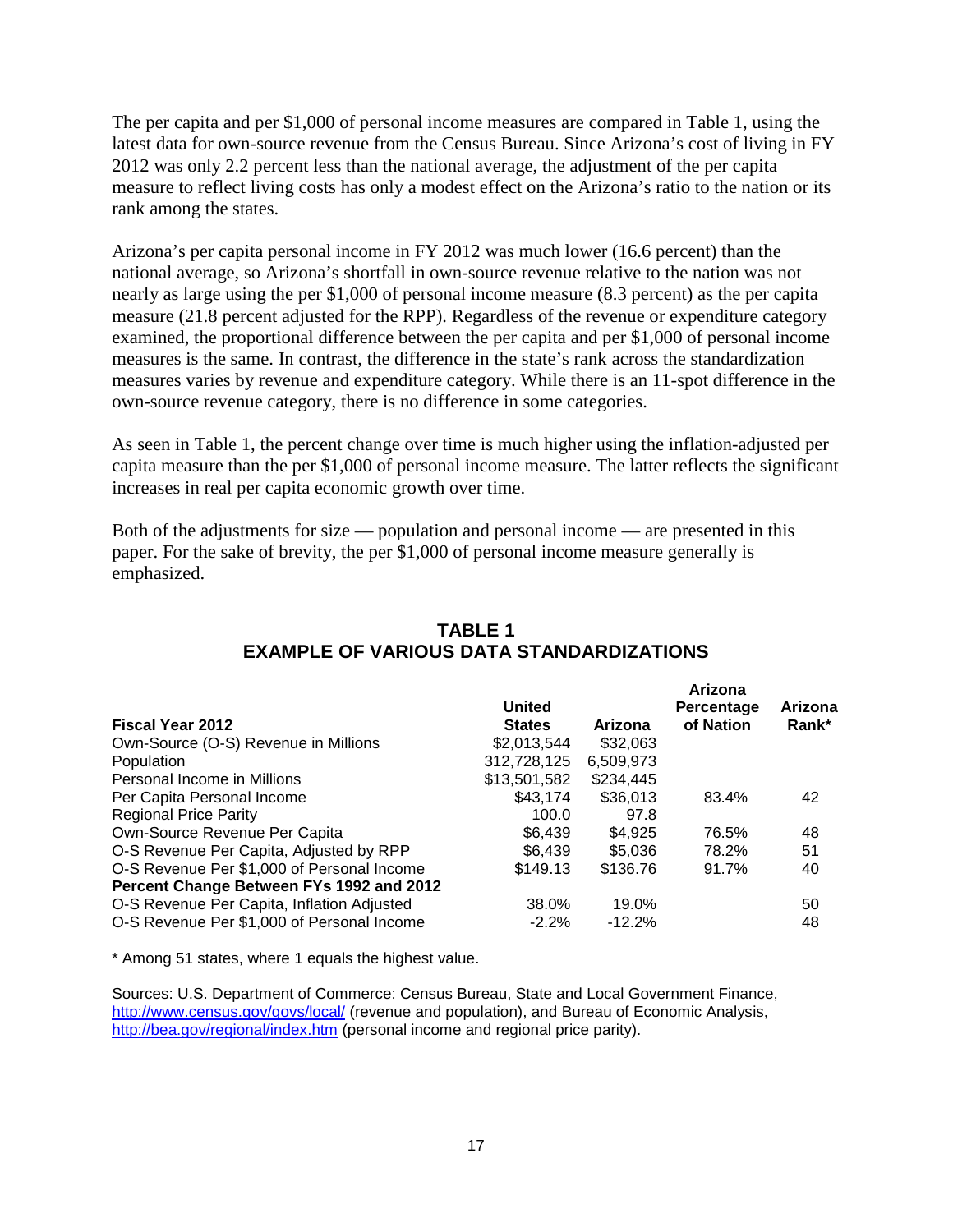The per capita and per $1,000 of personal income measures are compared in Table 1, using the latest data for own-source revenue from the Census Bureau. Since Arizona's cost of living in FY 2012 was only 2.2 percent less than the national average, the adjustment of the per capita measure to reflect living costs has only a modest effect on the Arizona's ratio to the nation or its rank among the states.

Arizona's per capita personal income in FY 2012 was much lower (16.6 percent) than the national average, so Arizona's shortfall in own-source revenue relative to the nation was not nearly as large using the per $1,000 of personal income measure (8.3 percent) as the per capita measure (21.8 percent adjusted for the RPP). Regardless of the revenue or expenditure category examined, the proportional difference between the per capita and per $1,000 of personal income measures is the same. In contrast, the difference in the state's rank across the standardization measures varies by revenue and expenditure category. While there is an 11-spot difference in the own-source revenue category, there is no difference in some categories.

As seen in Table 1, the percent change over time is much higher using the inflation-adjusted per capita measure than the per $1,000 of personal income measure. The latter reflects the significant increases in real per capita economic growth over time.

Both of the adjustments for size — population and personal income — are presented in this paper. For the sake of brevity, the per $1,000 of personal income measure generally is emphasized.

## TABLE 1
## EXAMPLE OF VARIOUS DATA STANDARDIZATIONS

| Fiscal Year 2012 | United States | Arizona | Arizona Percentage of Nation | Arizona Rank* |
|---|---|---|---|---|
| Own-Source (O-S) Revenue in Millions | $2,013,544 | $32,063 | | |
| Population | 312,728,125 | 6,509,973 | | |
| Personal Income in Millions | $13,501,582 | $234,445 | | |
| Per Capita Personal Income | $43,174 | $36,013 | 83.4% | 42 |
| Regional Price Parity | 100.0 | 97.8 | | |
| Own-Source Revenue Per Capita | $6,439 | $4,925 | 76.5% | 48 |
| O-S Revenue Per Capita, Adjusted by RPP | $6,439 | $5,036 | 78.2% | 51 |
| O-S Revenue Per $1,000 of Personal Income | $149.13 | $136.76 | 91.7% | 40 |
| **Percent Change Between FYs 1992 and 2012** | | | | |
| O-S Revenue Per Capita, Inflation Adjusted | 38.0% | 19.0% | | 50 |
| O-S Revenue Per $1,000 of Personal Income | -2.2% | -12.2% | | 48 |

* Among 51 states, where 1 equals the highest value.

Sources: U.S. Department of Commerce: Census Bureau, State and Local Government Finance, http://www.census.gov/govs/local/ (revenue and population), and Bureau of Economic Analysis, http://bea.gov/regional/index.htm (personal income and regional price parity).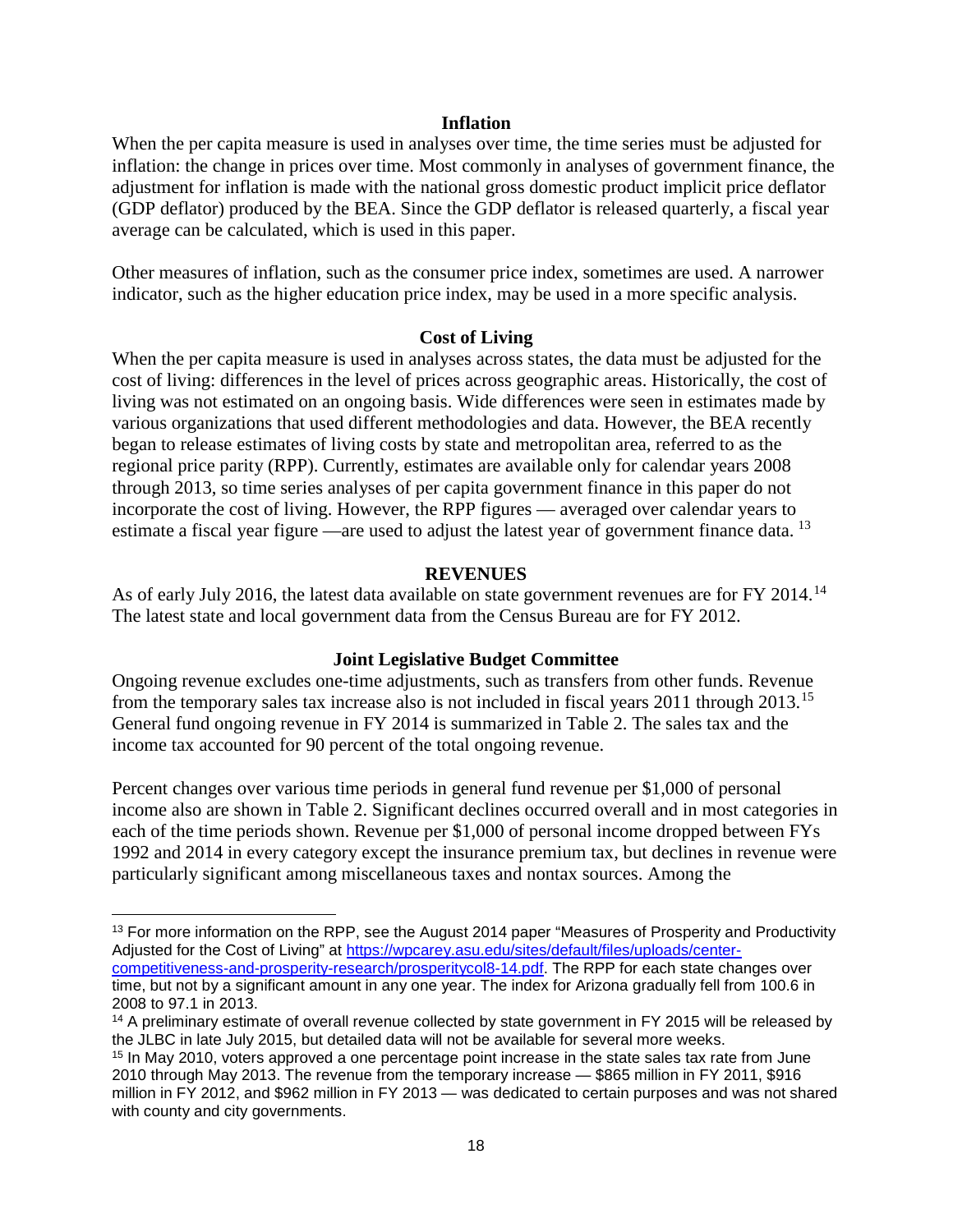### Inflation

When the per capita measure is used in analyses over time, the time series must be adjusted for inflation: the change in prices over time. Most commonly in analyses of government finance, the adjustment for inflation is made with the national gross domestic product implicit price deflator (GDP deflator) produced by the BEA. Since the GDP deflator is released quarterly, a fiscal year average can be calculated, which is used in this paper.

Other measures of inflation, such as the consumer price index, sometimes are used. A narrower indicator, such as the higher education price index, may be used in a more specific analysis.

### Cost of Living

When the per capita measure is used in analyses across states, the data must be adjusted for the cost of living: differences in the level of prices across geographic areas. Historically, the cost of living was not estimated on an ongoing basis. Wide differences were seen in estimates made by various organizations that used different methodologies and data. However, the BEA recently began to release estimates of living costs by state and metropolitan area, referred to as the regional price parity (RPP). Currently, estimates are available only for calendar years 2008 through 2013, so time series analyses of per capita government finance in this paper do not incorporate the cost of living. However, the RPP figures — averaged over calendar years to estimate a fiscal year figure —are used to adjust the latest year of government finance data. [13]

## REVENUES

As of early July 2016, the latest data available on state government revenues are for FY 2014.[14] The latest state and local government data from the Census Bureau are for FY 2012.

### Joint Legislative Budget Committee

Ongoing revenue excludes one-time adjustments, such as transfers from other funds. Revenue from the temporary sales tax increase also is not included in fiscal years 2011 through 2013.[15] General fund ongoing revenue in FY 2014 is summarized in Table 2. The sales tax and the income tax accounted for 90 percent of the total ongoing revenue.

Percent changes over various time periods in general fund revenue per $1,000 of personal income also are shown in Table 2. Significant declines occurred overall and in most categories in each of the time periods shown. Revenue per $1,000 of personal income dropped between FYs 1992 and 2014 in every category except the insurance premium tax, but declines in revenue were particularly significant among miscellaneous taxes and nontax sources. Among the

---

[13] For more information on the RPP, see the August 2014 paper "Measures of Prosperity and Productivity Adjusted for the Cost of Living" at https://wpcarey.asu.edu/sites/default/files/uploads/center-competitiveness-and-prosperity-research/prosperitycol8-14.pdf. The RPP for each state changes over time, but not by a significant amount in any one year. The index for Arizona gradually fell from 100.6 in 2008 to 97.1 in 2013.

[14] A preliminary estimate of overall revenue collected by state government in FY 2015 will be released by the JLBC in late July 2015, but detailed data will not be available for several more weeks.

[15] In May 2010, voters approved a one percentage point increase in the state sales tax rate from June 2010 through May 2013. The revenue from the temporary increase — $865 million in FY 2011, $916 million in FY 2012, and $962 million in FY 2013 — was dedicated to certain purposes and was not shared with county and city governments.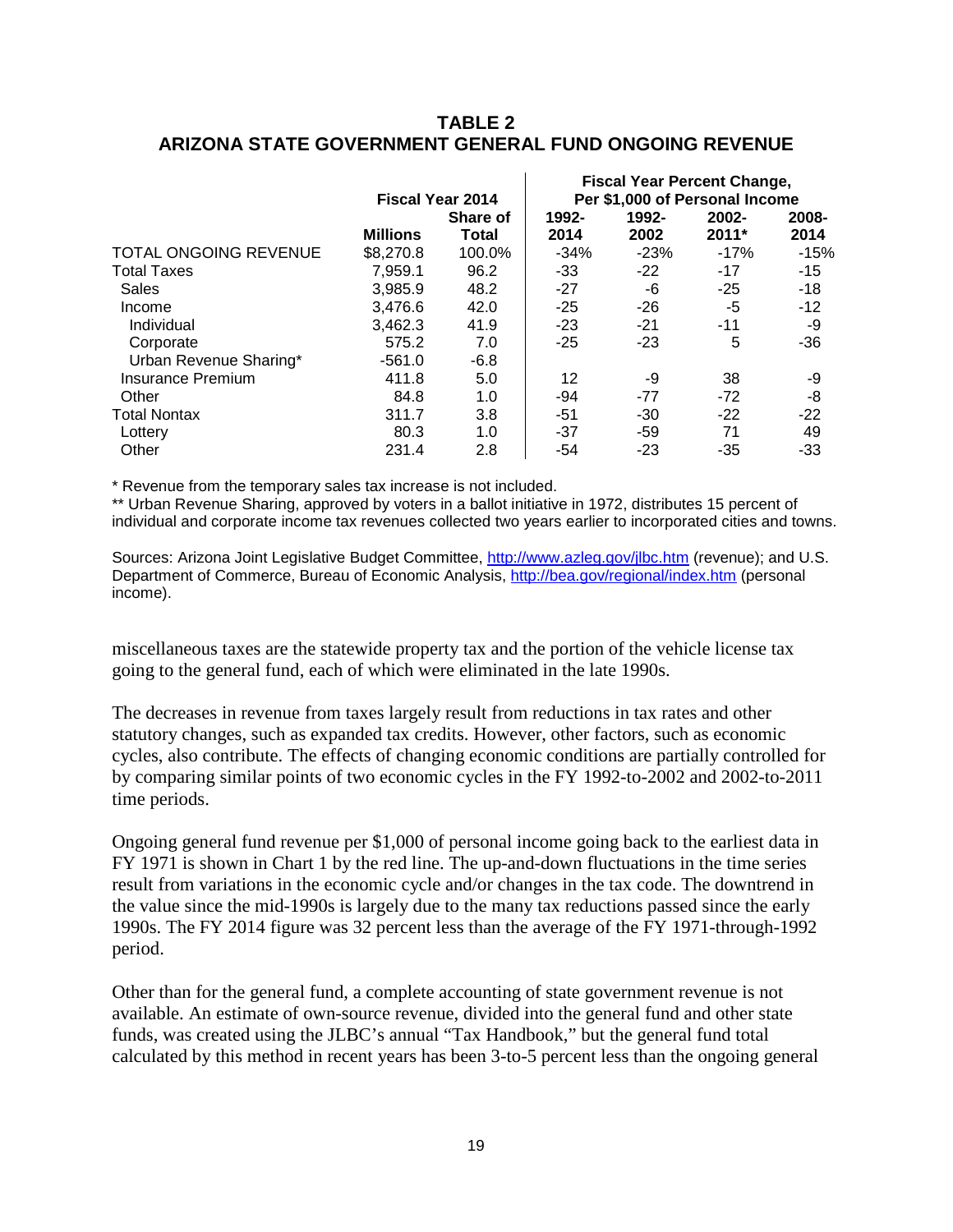## TABLE 2
## ARIZONA STATE GOVERNMENT GENERAL FUND ONGOING REVENUE

| | Fiscal Year 2014 | | Fiscal Year Percent Change, Per $1,000 of Personal Income | | | |
|---|---|---|---|---|---|---|
| | Millions | Share of Total | 1992-2014 | 1992-2002 | 2002-2011* | 2008-2014 |
| TOTAL ONGOING REVENUE | $8,270.8 | 100.0% | -34% | -23% | -17% | -15% |
| Total Taxes | 7,959.1 | 96.2 | -33 | -22 | -17 | -15 |
| Sales | 3,985.9 | 48.2 | -27 | -6 | -25 | -18 |
| Income | 3,476.6 | 42.0 | -25 | -26 | -5 | -12 |
| Individual | 3,462.3 | 41.9 | -23 | -21 | -11 | -9 |
| Corporate | 575.2 | 7.0 | -25 | -23 | 5 | -36 |
| Urban Revenue Sharing* | -561.0 | -6.8 | | | | |
| Insurance Premium | 411.8 | 5.0 | 12 | -9 | 38 | -9 |
| Other | 84.8 | 1.0 | -94 | -77 | -72 | -8 |
| Total Nontax | 311.7 | 3.8 | -51 | -30 | -22 | -22 |
| Lottery | 80.3 | 1.0 | -37 | -59 | 71 | 49 |
| Other | 231.4 | 2.8 | -54 | -23 | -35 | -33 |

* Revenue from the temporary sales tax increase is not included.

** Urban Revenue Sharing, approved by voters in a ballot initiative in 1972, distributes 15 percent of individual and corporate income tax revenues collected two years earlier to incorporated cities and towns.

Sources: Arizona Joint Legislative Budget Committee, http://www.azleg.gov/jlbc.htm (revenue); and U.S. Department of Commerce, Bureau of Economic Analysis, http://bea.gov/regional/index.htm (personal income).

miscellaneous taxes are the statewide property tax and the portion of the vehicle license tax going to the general fund, each of which were eliminated in the late 1990s.

The decreases in revenue from taxes largely result from reductions in tax rates and other statutory changes, such as expanded tax credits. However, other factors, such as economic cycles, also contribute. The effects of changing economic conditions are partially controlled for by comparing similar points of two economic cycles in the FY 1992-to-2002 and 2002-to-2011 time periods.

Ongoing general fund revenue per $1,000 of personal income going back to the earliest data in FY 1971 is shown in Chart 1 by the red line. The up-and-down fluctuations in the time series result from variations in the economic cycle and/or changes in the tax code. The downtrend in the value since the mid-1990s is largely due to the many tax reductions passed since the early 1990s. The FY 2014 figure was 32 percent less than the average of the FY 1971-through-1992 period.

Other than for the general fund, a complete accounting of state government revenue is not available. An estimate of own-source revenue, divided into the general fund and other state funds, was created using the JLBC's annual "Tax Handbook," but the general fund total calculated by this method in recent years has been 3-to-5 percent less than the ongoing general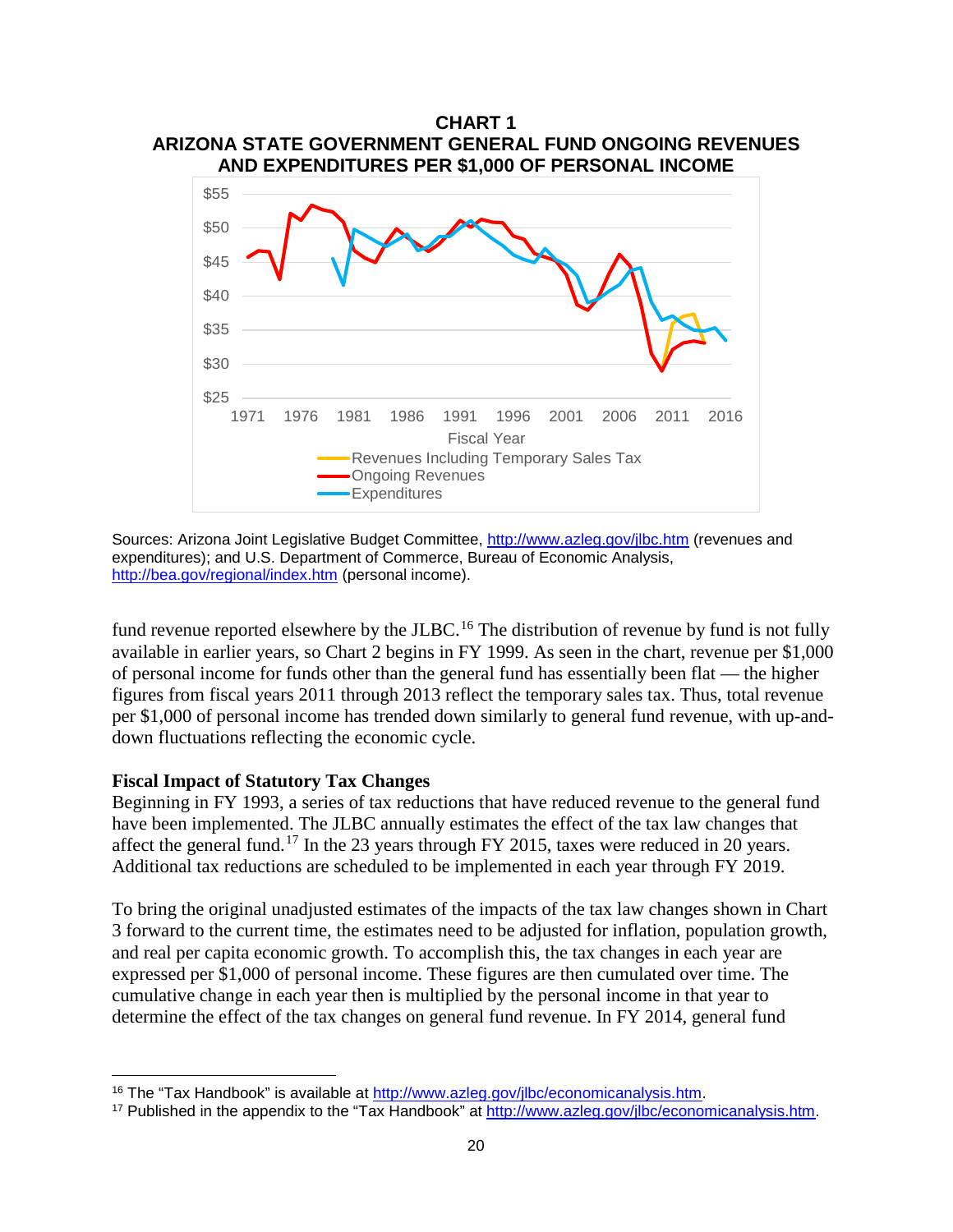**CHART 1**
**ARIZONA STATE GOVERNMENT GENERAL FUND ONGOING REVENUES AND EXPENDITURES PER $1,000 OF PERSONAL INCOME**

Sources: Arizona Joint Legislative Budget Committee, http://www.azleg.gov/jlbc.htm (revenues and expenditures); and U.S. Department of Commerce, Bureau of Economic Analysis, http://bea.gov/regional/index.htm (personal income).

fund revenue reported elsewhere by the JLBC.[16] The distribution of revenue by fund is not fully available in earlier years, so Chart 2 begins in FY 1999. As seen in the chart, revenue per $1,000 of personal income for funds other than the general fund has essentially been flat — the higher figures from fiscal years 2011 through 2013 reflect the temporary sales tax. Thus, total revenue per $1,000 of personal income has trended down similarly to general fund revenue, with up-and-down fluctuations reflecting the economic cycle.

**Fiscal Impact of Statutory Tax Changes**

Beginning in FY 1993, a series of tax reductions that have reduced revenue to the general fund have been implemented. The JLBC annually estimates the effect of the tax law changes that affect the general fund.[17] In the 23 years through FY 2015, taxes were reduced in 20 years. Additional tax reductions are scheduled to be implemented in each year through FY 2019.

To bring the original unadjusted estimates of the impacts of the tax law changes shown in Chart 3 forward to the current time, the estimates need to be adjusted for inflation, population growth, and real per capita economic growth. To accomplish this, the tax changes in each year are expressed per $1,000 of personal income. These figures are then cumulated over time. The cumulative change in each year then is multiplied by the personal income in that year to determine the effect of the tax changes on general fund revenue. In FY 2014, general fund

[16] The "Tax Handbook" is available at http://www.azleg.gov/jlbc/economicanalysis.htm.

[17] Published in the appendix to the "Tax Handbook" at http://www.azleg.gov/jlbc/economicanalysis.htm.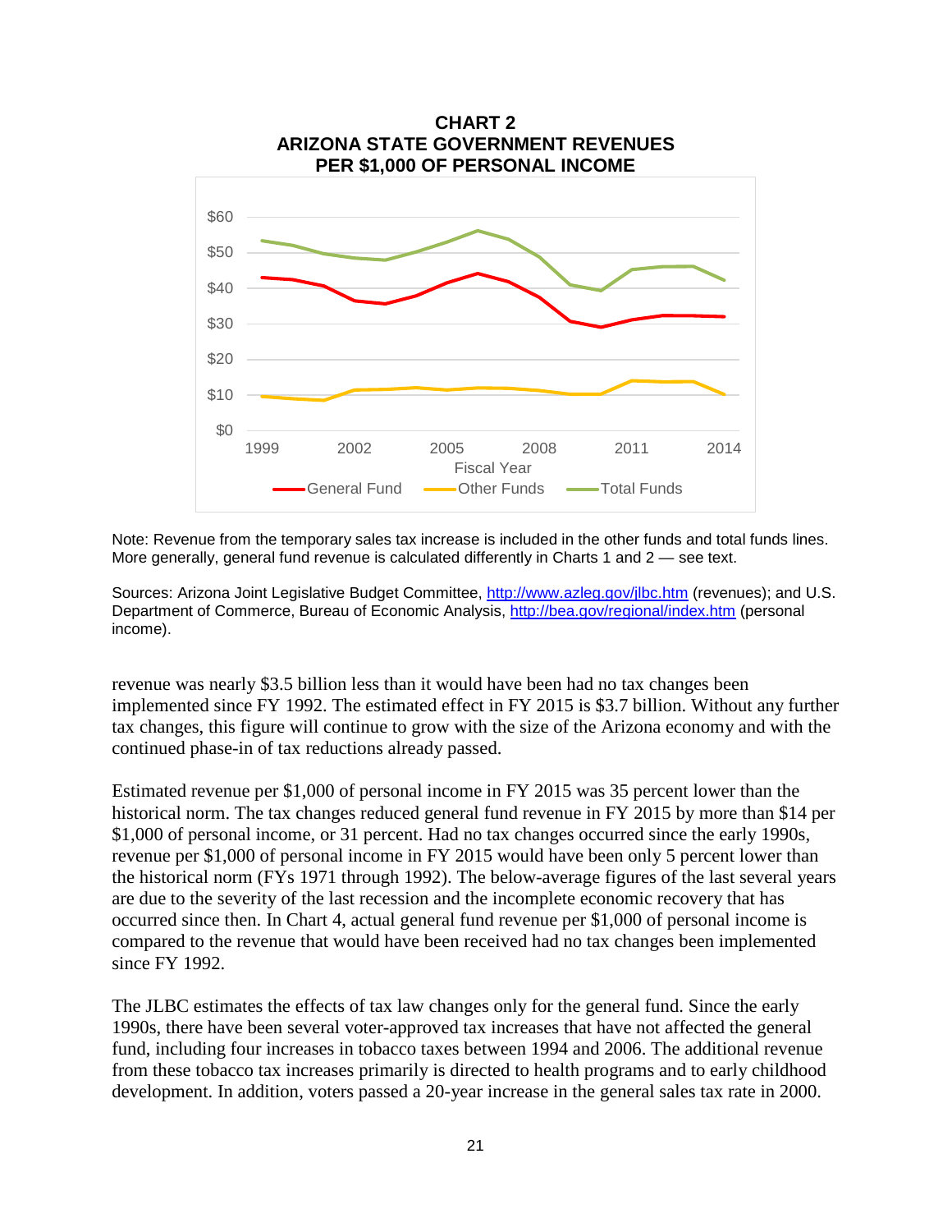**CHART 2**
**ARIZONA STATE GOVERNMENT REVENUES**
**PER $1,000 OF PERSONAL INCOME**

Note: Revenue from the temporary sales tax increase is included in the other funds and total funds lines. More generally, general fund revenue is calculated differently in Charts 1 and 2 — see text.

Sources: Arizona Joint Legislative Budget Committee, http://www.azleg.gov/jlbc.htm (revenues); and U.S. Department of Commerce, Bureau of Economic Analysis, http://bea.gov/regional/index.htm (personal income).

revenue was nearly $3.5 billion less than it would have been had no tax changes been implemented since FY 1992. The estimated effect in FY 2015 is $3.7 billion. Without any further tax changes, this figure will continue to grow with the size of the Arizona economy and with the continued phase-in of tax reductions already passed.

Estimated revenue per $1,000 of personal income in FY 2015 was 35 percent lower than the historical norm. The tax changes reduced general fund revenue in FY 2015 by more than $14 per $1,000 of personal income, or 31 percent. Had no tax changes occurred since the early 1990s, revenue per $1,000 of personal income in FY 2015 would have been only 5 percent lower than the historical norm (FYs 1971 through 1992). The below-average figures of the last several years are due to the severity of the last recession and the incomplete economic recovery that has occurred since then. In Chart 4, actual general fund revenue per $1,000 of personal income is compared to the revenue that would have been received had no tax changes been implemented since FY 1992.

The JLBC estimates the effects of tax law changes only for the general fund. Since the early 1990s, there have been several voter-approved tax increases that have not affected the general fund, including four increases in tobacco taxes between 1994 and 2006. The additional revenue from these tobacco tax increases primarily is directed to health programs and to early childhood development. In addition, voters passed a 20-year increase in the general sales tax rate in 2000.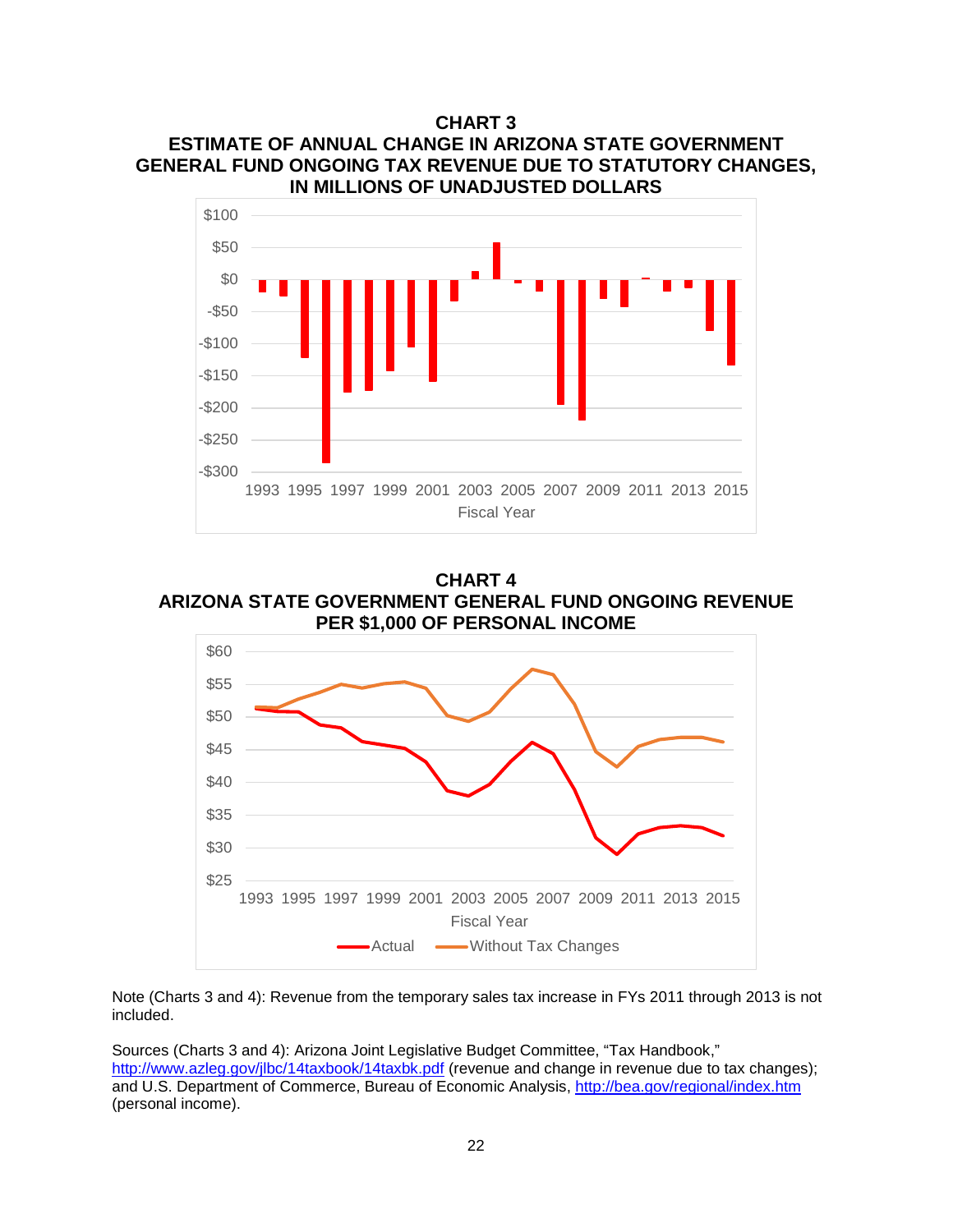**CHART 3**
**ESTIMATE OF ANNUAL CHANGE IN ARIZONA STATE GOVERNMENT GENERAL FUND ONGOING TAX REVENUE DUE TO STATUTORY CHANGES, IN MILLIONS OF UNADJUSTED DOLLARS**

**CHART 4**
**ARIZONA STATE GOVERNMENT GENERAL FUND ONGOING REVENUE PER $1,000 OF PERSONAL INCOME**

Note (Charts 3 and 4): Revenue from the temporary sales tax increase in FYs 2011 through 2013 is not included.

Sources (Charts 3 and 4): Arizona Joint Legislative Budget Committee, "Tax Handbook," http://www.azleg.gov/jlbc/14taxbook/14taxbk.pdf (revenue and change in revenue due to tax changes); and U.S. Department of Commerce, Bureau of Economic Analysis, http://bea.gov/regional/index.htm (personal income).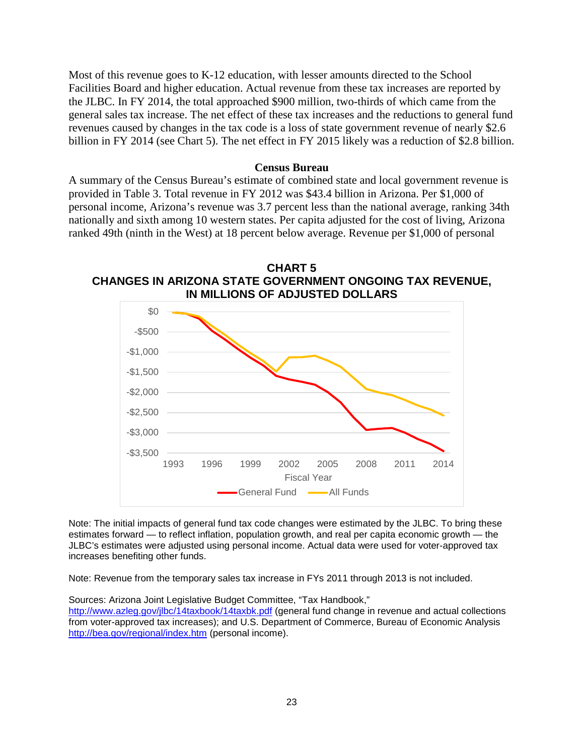Most of this revenue goes to K-12 education, with lesser amounts directed to the School Facilities Board and higher education. Actual revenue from these tax increases are reported by the JLBC. In FY 2014, the total approached $900 million, two-thirds of which came from the general sales tax increase. The net effect of these tax increases and the reductions to general fund revenues caused by changes in the tax code is a loss of state government revenue of nearly $2.6 billion in FY 2014 (see Chart 5). The net effect in FY 2015 likely was a reduction of $2.8 billion.

### Census Bureau

A summary of the Census Bureau's estimate of combined state and local government revenue is provided in Table 3. Total revenue in FY 2012 was $43.4 billion in Arizona. Per $1,000 of personal income, Arizona's revenue was 3.7 percent less than the national average, ranking 34th nationally and sixth among 10 western states. Per capita adjusted for the cost of living, Arizona ranked 49th (ninth in the West) at 18 percent below average. Revenue per $1,000 of personal

**CHART 5**
**CHANGES IN ARIZONA STATE GOVERNMENT ONGOING TAX REVENUE, IN MILLIONS OF ADJUSTED DOLLARS**

Note: The initial impacts of general fund tax code changes were estimated by the JLBC. To bring these estimates forward — to reflect inflation, population growth, and real per capita economic growth — the JLBC's estimates were adjusted using personal income. Actual data were used for voter-approved tax increases benefiting other funds.

Note: Revenue from the temporary sales tax increase in FYs 2011 through 2013 is not included.

Sources: Arizona Joint Legislative Budget Committee, "Tax Handbook," http://www.azleg.gov/jlbc/14taxbook/14taxbk.pdf (general fund change in revenue and actual collections from voter-approved tax increases); and U.S. Department of Commerce, Bureau of Economic Analysis http://bea.gov/regional/index.htm (personal income).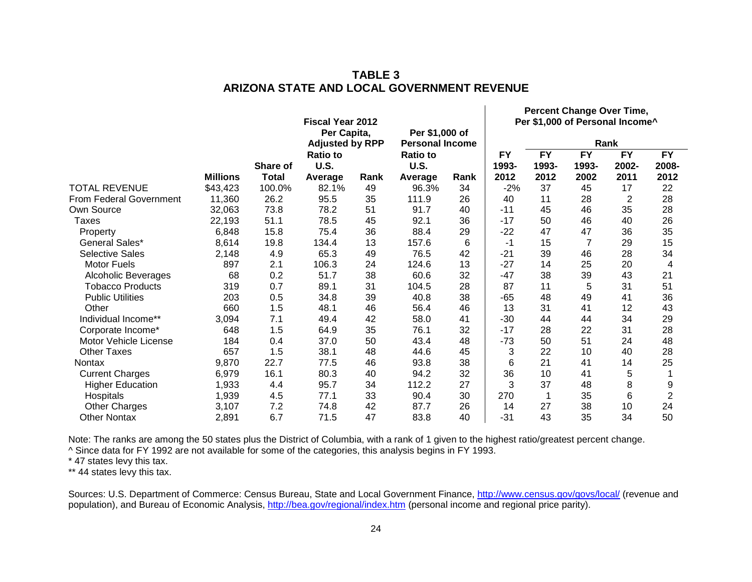# TABLE 3
# ARIZONA STATE AND LOCAL GOVERNMENT REVENUE

| | | | Fiscal Year 2012 | | | | Percent Change Over Time, Per $1,000 of Personal Income^ | | | | |
|---|---|---|---|---|---|---|---|---|---|---|---|
| | | | Per Capita, Adjusted by RPP | | Per $1,000 of Personal Income | | | Rank | | | |
| | Millions | Share of Total | Ratio to U.S. Average | Rank | Ratio to U.S. Average | Rank | FY 1993-2012 | FY 1993-2012 | FY 1993-2002 | FY 2002-2011 | FY 2008-2012 |
| TOTAL REVENUE | $43,423 | 100.0% | 82.1% | 49 | 96.3% | 34 | -2% | 37 | 45 | 17 | 22 |
| From Federal Government | 11,360 | 26.2 | 95.5 | 35 | 111.9 | 26 | 40 | 11 | 28 | 2 | 28 |
| Own Source | 32,063 | 73.8 | 78.2 | 51 | 91.7 | 40 | -11 | 45 | 46 | 35 | 28 |
| Taxes | 22,193 | 51.1 | 78.5 | 45 | 92.1 | 36 | -17 | 50 | 46 | 40 | 26 |
| Property | 6,848 | 15.8 | 75.4 | 36 | 88.4 | 29 | -22 | 47 | 47 | 36 | 35 |
| General Sales* | 8,614 | 19.8 | 134.4 | 13 | 157.6 | 6 | -1 | 15 | 7 | 29 | 15 |
| Selective Sales | 2,148 | 4.9 | 65.3 | 49 | 76.5 | 42 | -21 | 39 | 46 | 28 | 34 |
| Motor Fuels | 897 | 2.1 | 106.3 | 24 | 124.6 | 13 | -27 | 14 | 25 | 20 | 4 |
| Alcoholic Beverages | 68 | 0.2 | 51.7 | 38 | 60.6 | 32 | -47 | 38 | 39 | 43 | 21 |
| Tobacco Products | 319 | 0.7 | 89.1 | 31 | 104.5 | 28 | 87 | 11 | 5 | 31 | 51 |
| Public Utilities | 203 | 0.5 | 34.8 | 39 | 40.8 | 38 | -65 | 48 | 49 | 41 | 36 |
| Other | 660 | 1.5 | 48.1 | 46 | 56.4 | 46 | 13 | 31 | 41 | 12 | 43 |
| Individual Income** | 3,094 | 7.1 | 49.4 | 42 | 58.0 | 41 | -30 | 44 | 44 | 34 | 29 |
| Corporate Income* | 648 | 1.5 | 64.9 | 35 | 76.1 | 32 | -17 | 28 | 22 | 31 | 28 |
| Motor Vehicle License | 184 | 0.4 | 37.0 | 50 | 43.4 | 48 | -73 | 50 | 51 | 24 | 48 |
| Other Taxes | 657 | 1.5 | 38.1 | 48 | 44.6 | 45 | 3 | 22 | 10 | 40 | 28 |
| Nontax | 9,870 | 22.7 | 77.5 | 46 | 93.8 | 38 | 6 | 21 | 41 | 14 | 25 |
| Current Charges | 6,979 | 16.1 | 80.3 | 40 | 94.2 | 32 | 36 | 10 | 41 | 5 | 1 |
| Higher Education | 1,933 | 4.4 | 95.7 | 34 | 112.2 | 27 | 3 | 37 | 48 | 8 | 9 |
| Hospitals | 1,939 | 4.5 | 77.1 | 33 | 90.4 | 30 | 270 | 1 | 35 | 6 | 2 |
| Other Charges | 3,107 | 7.2 | 74.8 | 42 | 87.7 | 26 | 14 | 27 | 38 | 10 | 24 |
| Other Nontax | 2,891 | 6.7 | 71.5 | 47 | 83.8 | 40 | -31 | 43 | 35 | 34 | 50 |

Note: The ranks are among the 50 states plus the District of Columbia, with a rank of 1 given to the highest ratio/greatest percent change.
^ Since data for FY 1992 are not available for some of the categories, this analysis begins in FY 1993.
* 47 states levy this tax.
** 44 states levy this tax.

Sources: U.S. Department of Commerce: Census Bureau, State and Local Government Finance, http://www.census.gov/govs/local/ (revenue and population), and Bureau of Economic Analysis, http://bea.gov/regional/index.htm (personal income and regional price parity).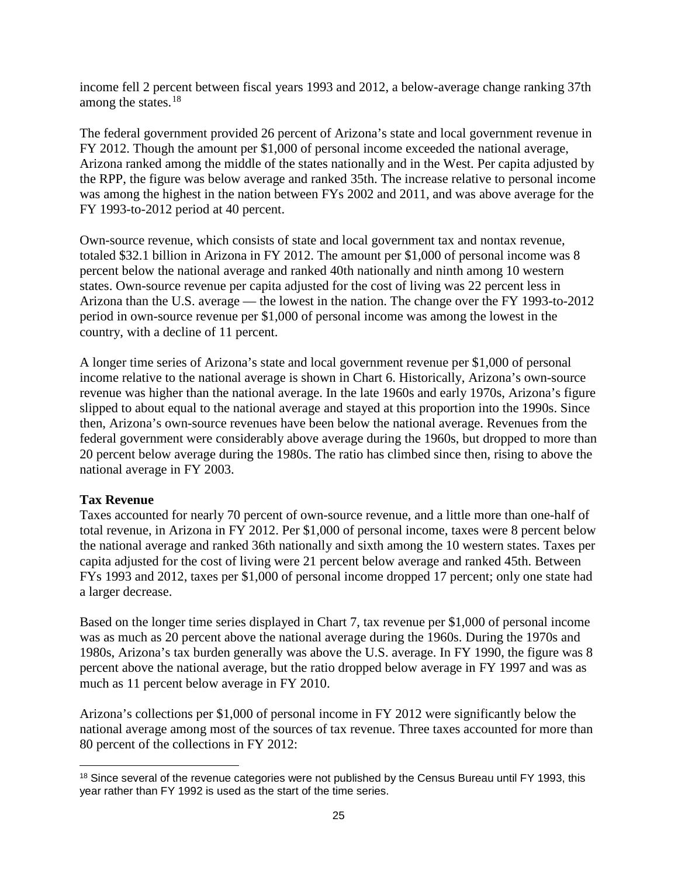income fell 2 percent between fiscal years 1993 and 2012, a below-average change ranking 37th among the states.[18]

The federal government provided 26 percent of Arizona's state and local government revenue in FY 2012. Though the amount per $1,000 of personal income exceeded the national average, Arizona ranked among the middle of the states nationally and in the West. Per capita adjusted by the RPP, the figure was below average and ranked 35th. The increase relative to personal income was among the highest in the nation between FYs 2002 and 2011, and was above average for the FY 1993-to-2012 period at 40 percent.

Own-source revenue, which consists of state and local government tax and nontax revenue, totaled $32.1 billion in Arizona in FY 2012. The amount per $1,000 of personal income was 8 percent below the national average and ranked 40th nationally and ninth among 10 western states. Own-source revenue per capita adjusted for the cost of living was 22 percent less in Arizona than the U.S. average — the lowest in the nation. The change over the FY 1993-to-2012 period in own-source revenue per $1,000 of personal income was among the lowest in the country, with a decline of 11 percent.

A longer time series of Arizona's state and local government revenue per $1,000 of personal income relative to the national average is shown in Chart 6. Historically, Arizona's own-source revenue was higher than the national average. In the late 1960s and early 1970s, Arizona's figure slipped to about equal to the national average and stayed at this proportion into the 1990s. Since then, Arizona's own-source revenues have been below the national average. Revenues from the federal government were considerably above average during the 1960s, but dropped to more than 20 percent below average during the 1980s. The ratio has climbed since then, rising to above the national average in FY 2003.

**Tax Revenue**

Taxes accounted for nearly 70 percent of own-source revenue, and a little more than one-half of total revenue, in Arizona in FY 2012. Per $1,000 of personal income, taxes were 8 percent below the national average and ranked 36th nationally and sixth among the 10 western states. Taxes per capita adjusted for the cost of living were 21 percent below average and ranked 45th. Between FYs 1993 and 2012, taxes per $1,000 of personal income dropped 17 percent; only one state had a larger decrease.

Based on the longer time series displayed in Chart 7, tax revenue per $1,000 of personal income was as much as 20 percent above the national average during the 1960s. During the 1970s and 1980s, Arizona's tax burden generally was above the U.S. average. In FY 1990, the figure was 8 percent above the national average, but the ratio dropped below average in FY 1997 and was as much as 11 percent below average in FY 2010.

Arizona's collections per $1,000 of personal income in FY 2012 were significantly below the national average among most of the sources of tax revenue. Three taxes accounted for more than 80 percent of the collections in FY 2012:

---

[18] Since several of the revenue categories were not published by the Census Bureau until FY 1993, this year rather than FY 1992 is used as the start of the time series.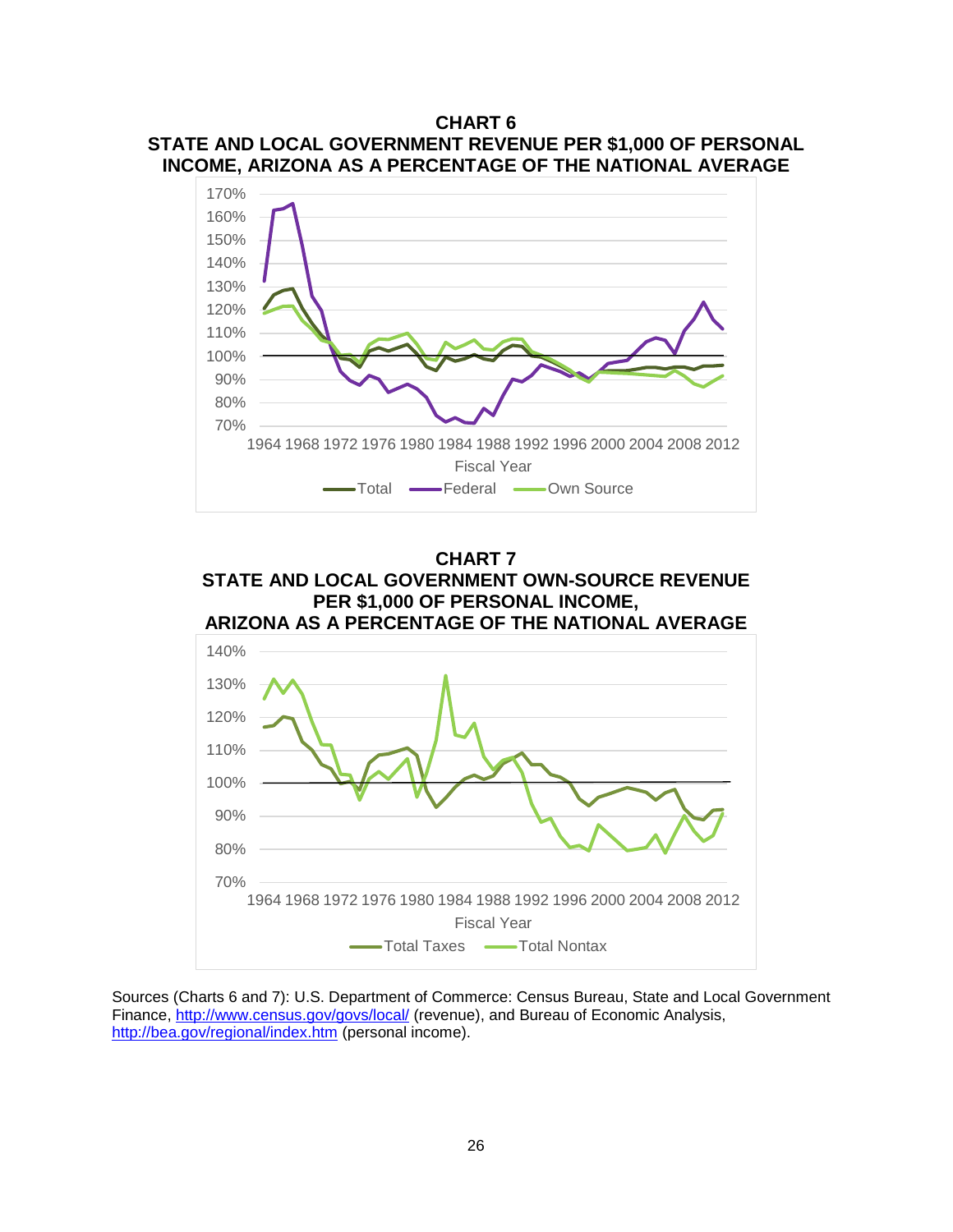**CHART 6**
**STATE AND LOCAL GOVERNMENT REVENUE PER $1,000 OF PERSONAL INCOME, ARIZONA AS A PERCENTAGE OF THE NATIONAL AVERAGE**

**CHART 7**
**STATE AND LOCAL GOVERNMENT OWN-SOURCE REVENUE PER $1,000 OF PERSONAL INCOME, ARIZONA AS A PERCENTAGE OF THE NATIONAL AVERAGE**

Sources (Charts 6 and 7): U.S. Department of Commerce: Census Bureau, State and Local Government Finance, http://www.census.gov/govs/local/ (revenue), and Bureau of Economic Analysis, http://bea.gov/regional/index.htm (personal income).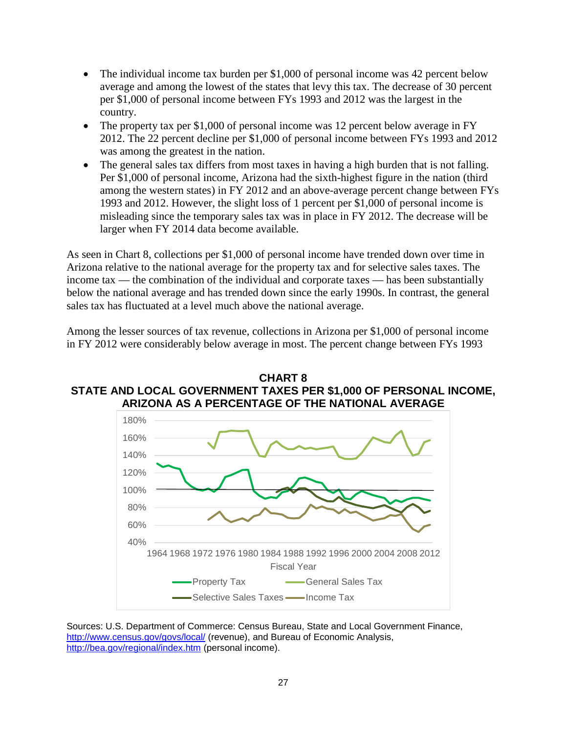- The individual income tax burden per $1,000 of personal income was 42 percent below average and among the lowest of the states that levy this tax. The decrease of 30 percent per $1,000 of personal income between FYs 1993 and 2012 was the largest in the country.
- The property tax per $1,000 of personal income was 12 percent below average in FY 2012. The 22 percent decline per $1,000 of personal income between FYs 1993 and 2012 was among the greatest in the nation.
- The general sales tax differs from most taxes in having a high burden that is not falling. Per $1,000 of personal income, Arizona had the sixth-highest figure in the nation (third among the western states) in FY 2012 and an above-average percent change between FYs 1993 and 2012. However, the slight loss of 1 percent per $1,000 of personal income is misleading since the temporary sales tax was in place in FY 2012. The decrease will be larger when FY 2014 data become available.

As seen in Chart 8, collections per $1,000 of personal income have trended down over time in Arizona relative to the national average for the property tax and for selective sales taxes. The income tax — the combination of the individual and corporate taxes — has been substantially below the national average and has trended down since the early 1990s. In contrast, the general sales tax has fluctuated at a level much above the national average.

Among the lesser sources of tax revenue, collections in Arizona per $1,000 of personal income in FY 2012 were considerably below average in most. The percent change between FYs 1993

**CHART 8**
**STATE AND LOCAL GOVERNMENT TAXES PER $1,000 OF PERSONAL INCOME, ARIZONA AS A PERCENTAGE OF THE NATIONAL AVERAGE**

Sources: U.S. Department of Commerce: Census Bureau, State and Local Government Finance, http://www.census.gov/govs/local/ (revenue), and Bureau of Economic Analysis, http://bea.gov/regional/index.htm (personal income).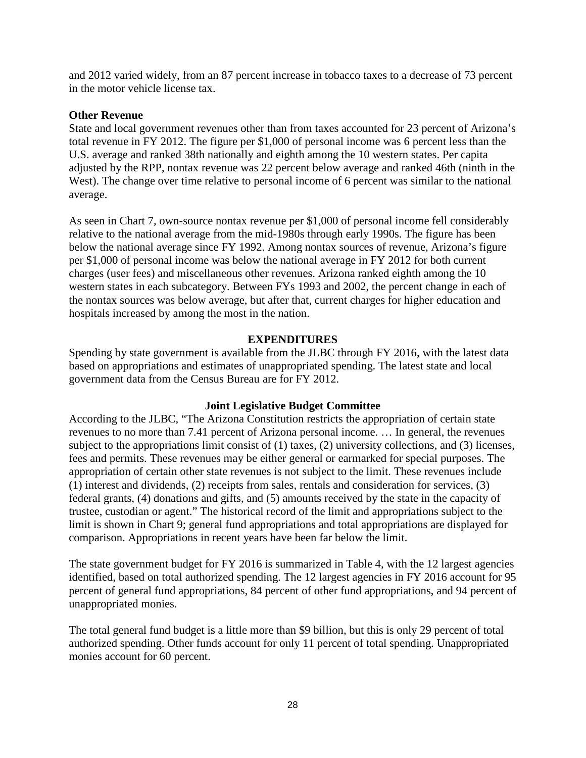and 2012 varied widely, from an 87 percent increase in tobacco taxes to a decrease of 73 percent in the motor vehicle license tax.

**Other Revenue**

State and local government revenues other than from taxes accounted for 23 percent of Arizona's total revenue in FY 2012. The figure per $1,000 of personal income was 6 percent less than the U.S. average and ranked 38th nationally and eighth among the 10 western states. Per capita adjusted by the RPP, nontax revenue was 22 percent below average and ranked 46th (ninth in the West). The change over time relative to personal income of 6 percent was similar to the national average.

As seen in Chart 7, own-source nontax revenue per $1,000 of personal income fell considerably relative to the national average from the mid-1980s through early 1990s. The figure has been below the national average since FY 1992. Among nontax sources of revenue, Arizona's figure per $1,000 of personal income was below the national average in FY 2012 for both current charges (user fees) and miscellaneous other revenues. Arizona ranked eighth among the 10 western states in each subcategory. Between FYs 1993 and 2002, the percent change in each of the nontax sources was below average, but after that, current charges for higher education and hospitals increased by among the most in the nation.

## EXPENDITURES

Spending by state government is available from the JLBC through FY 2016, with the latest data based on appropriations and estimates of unappropriated spending. The latest state and local government data from the Census Bureau are for FY 2012.

### Joint Legislative Budget Committee

According to the JLBC, "The Arizona Constitution restricts the appropriation of certain state revenues to no more than 7.41 percent of Arizona personal income. … In general, the revenues subject to the appropriations limit consist of (1) taxes, (2) university collections, and (3) licenses, fees and permits. These revenues may be either general or earmarked for special purposes. The appropriation of certain other state revenues is not subject to the limit. These revenues include (1) interest and dividends, (2) receipts from sales, rentals and consideration for services, (3) federal grants, (4) donations and gifts, and (5) amounts received by the state in the capacity of trustee, custodian or agent." The historical record of the limit and appropriations subject to the limit is shown in Chart 9; general fund appropriations and total appropriations are displayed for comparison. Appropriations in recent years have been far below the limit.

The state government budget for FY 2016 is summarized in Table 4, with the 12 largest agencies identified, based on total authorized spending. The 12 largest agencies in FY 2016 account for 95 percent of general fund appropriations, 84 percent of other fund appropriations, and 94 percent of unappropriated monies.

The total general fund budget is a little more than $9 billion, but this is only 29 percent of total authorized spending. Other funds account for only 11 percent of total spending. Unappropriated monies account for 60 percent.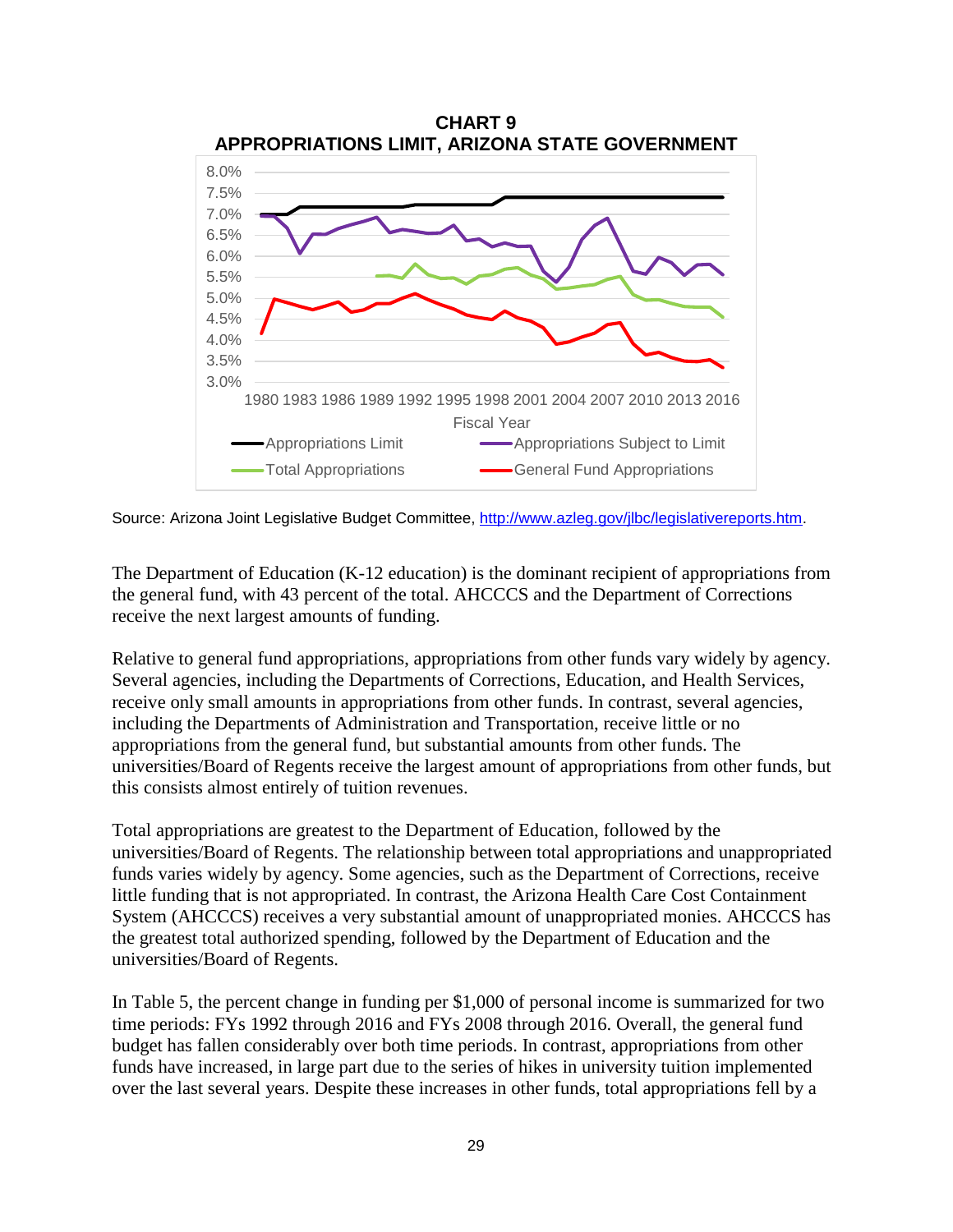**CHART 9**
**APPROPRIATIONS LIMIT, ARIZONA STATE GOVERNMENT**

Source: Arizona Joint Legislative Budget Committee, http://www.azleg.gov/jlbc/legislativereports.htm.

The Department of Education (K-12 education) is the dominant recipient of appropriations from the general fund, with 43 percent of the total. AHCCCS and the Department of Corrections receive the next largest amounts of funding.

Relative to general fund appropriations, appropriations from other funds vary widely by agency. Several agencies, including the Departments of Corrections, Education, and Health Services, receive only small amounts in appropriations from other funds. In contrast, several agencies, including the Departments of Administration and Transportation, receive little or no appropriations from the general fund, but substantial amounts from other funds. The universities/Board of Regents receive the largest amount of appropriations from other funds, but this consists almost entirely of tuition revenues.

Total appropriations are greatest to the Department of Education, followed by the universities/Board of Regents. The relationship between total appropriations and unappropriated funds varies widely by agency. Some agencies, such as the Department of Corrections, receive little funding that is not appropriated. In contrast, the Arizona Health Care Cost Containment System (AHCCCS) receives a very substantial amount of unappropriated monies. AHCCCS has the greatest total authorized spending, followed by the Department of Education and the universities/Board of Regents.

In Table 5, the percent change in funding per $1,000 of personal income is summarized for two time periods: FYs 1992 through 2016 and FYs 2008 through 2016. Overall, the general fund budget has fallen considerably over both time periods. In contrast, appropriations from other funds have increased, in large part due to the series of hikes in university tuition implemented over the last several years. Despite these increases in other funds, total appropriations fell by a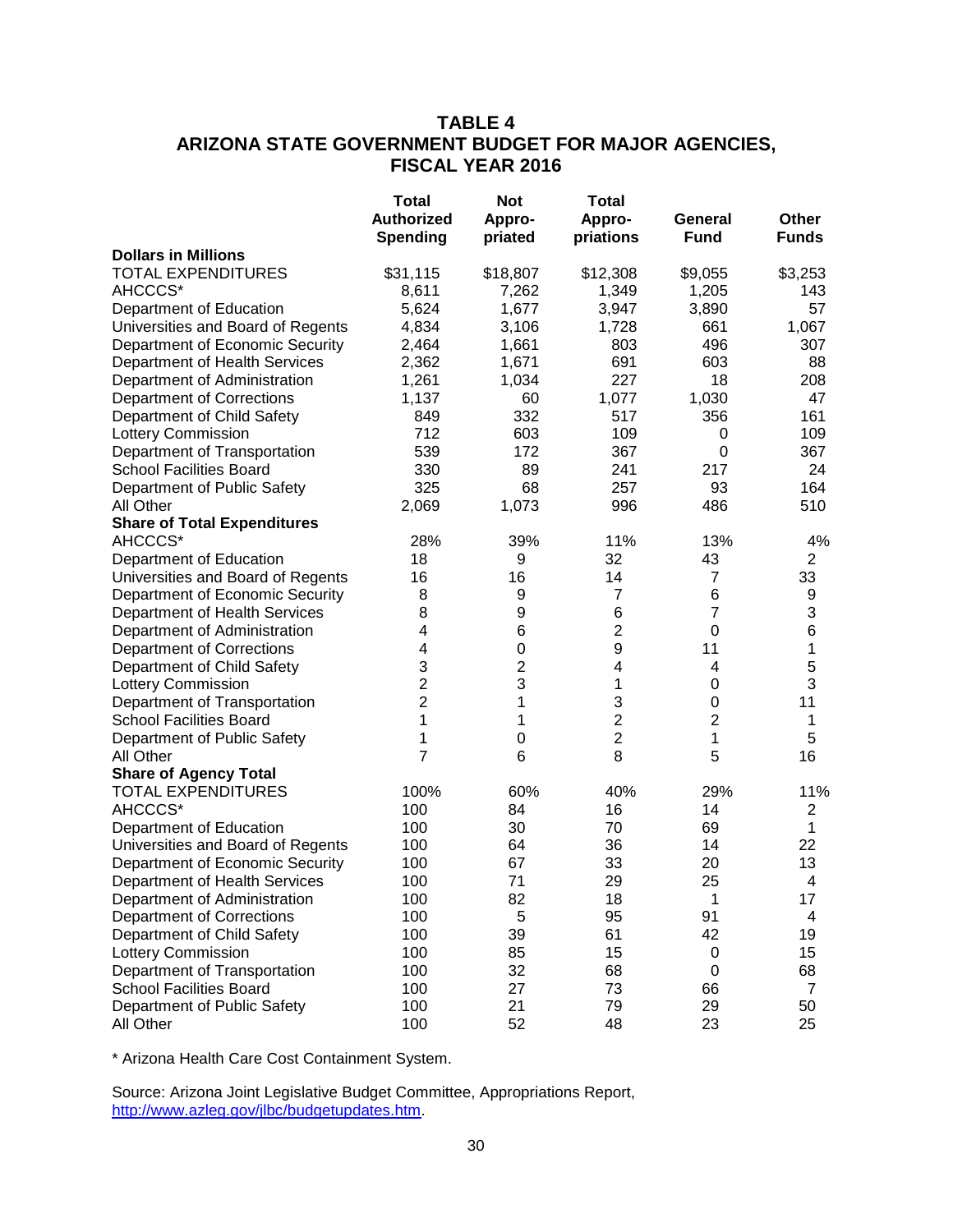## TABLE 4
## ARIZONA STATE GOVERNMENT BUDGET FOR MAJOR AGENCIES, FISCAL YEAR 2016

| | Total Authorized Spending | Not Appro-priated | Total Appro-priations | General Fund | Other Funds |
|---|---|---|---|---|---|
| **Dollars in Millions** | | | | | |
| TOTAL EXPENDITURES | $31,115 | $18,807 | $12,308 | $9,055 | $3,253 |
| AHCCCS* | 8,611 | 7,262 | 1,349 | 1,205 | 143 |
| Department of Education | 5,624 | 1,677 | 3,947 | 3,890 | 57 |
| Universities and Board of Regents | 4,834 | 3,106 | 1,728 | 661 | 1,067 |
| Department of Economic Security | 2,464 | 1,661 | 803 | 496 | 307 |
| Department of Health Services | 2,362 | 1,671 | 691 | 603 | 88 |
| Department of Administration | 1,261 | 1,034 | 227 | 18 | 208 |
| Department of Corrections | 1,137 | 60 | 1,077 | 1,030 | 47 |
| Department of Child Safety | 849 | 332 | 517 | 356 | 161 |
| Lottery Commission | 712 | 603 | 109 | 0 | 109 |
| Department of Transportation | 539 | 172 | 367 | 0 | 367 |
| School Facilities Board | 330 | 89 | 241 | 217 | 24 |
| Department of Public Safety | 325 | 68 | 257 | 93 | 164 |
| All Other | 2,069 | 1,073 | 996 | 486 | 510 |
| **Share of Total Expenditures** | | | | | |
| AHCCCS* | 28% | 39% | 11% | 13% | 4% |
| Department of Education | 18 | 9 | 32 | 43 | 2 |
| Universities and Board of Regents | 16 | 16 | 14 | 7 | 33 |
| Department of Economic Security | 8 | 9 | 7 | 6 | 9 |
| Department of Health Services | 8 | 9 | 6 | 7 | 3 |
| Department of Administration | 4 | 6 | 2 | 0 | 6 |
| Department of Corrections | 4 | 0 | 9 | 11 | 1 |
| Department of Child Safety | 3 | 2 | 4 | 4 | 5 |
| Lottery Commission | 2 | 3 | 1 | 0 | 3 |
| Department of Transportation | 2 | 1 | 3 | 0 | 11 |
| School Facilities Board | 1 | 1 | 2 | 2 | 1 |
| Department of Public Safety | 1 | 0 | 2 | 1 | 5 |
| All Other | 7 | 6 | 8 | 5 | 16 |
| **Share of Agency Total** | | | | | |
| TOTAL EXPENDITURES | 100% | 60% | 40% | 29% | 11% |
| AHCCCS* | 100 | 84 | 16 | 14 | 2 |
| Department of Education | 100 | 30 | 70 | 69 | 1 |
| Universities and Board of Regents | 100 | 64 | 36 | 14 | 22 |
| Department of Economic Security | 100 | 67 | 33 | 20 | 13 |
| Department of Health Services | 100 | 71 | 29 | 25 | 4 |
| Department of Administration | 100 | 82 | 18 | 1 | 17 |
| Department of Corrections | 100 | 5 | 95 | 91 | 4 |
| Department of Child Safety | 100 | 39 | 61 | 42 | 19 |
| Lottery Commission | 100 | 85 | 15 | 0 | 15 |
| Department of Transportation | 100 | 32 | 68 | 0 | 68 |
| School Facilities Board | 100 | 27 | 73 | 66 | 7 |
| Department of Public Safety | 100 | 21 | 79 | 29 | 50 |
| All Other | 100 | 52 | 48 | 23 | 25 |

* Arizona Health Care Cost Containment System.

Source: Arizona Joint Legislative Budget Committee, Appropriations Report, http://www.azleg.gov/jlbc/budgetupdates.htm.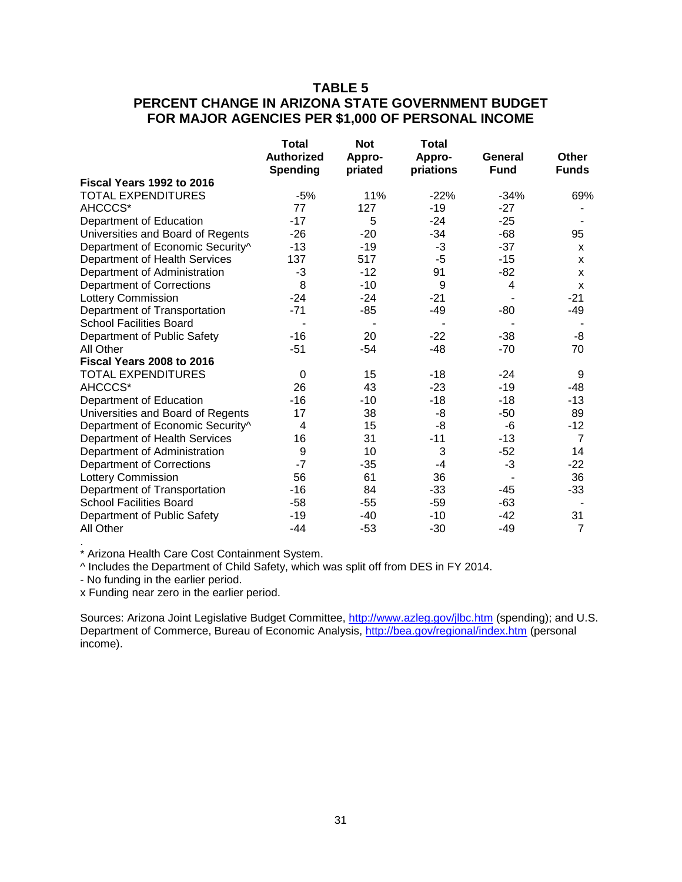# TABLE 5
## PERCENT CHANGE IN ARIZONA STATE GOVERNMENT BUDGET FOR MAJOR AGENCIES PER $1,000 OF PERSONAL INCOME

| | Total Authorized Spending | Not Appro-priated | Total Appro-priations | General Fund | Other Funds |
|---|---|---|---|---|---|
| **Fiscal Years 1992 to 2016** | | | | | |
| TOTAL EXPENDITURES | -5% | 11% | -22% | -34% | 69% |
| AHCCCS* | 77 | 127 | -19 | -27 | - |
| Department of Education | -17 | 5 | -24 | -25 | - |
| Universities and Board of Regents | -26 | -20 | -34 | -68 | 95 |
| Department of Economic Security^ | -13 | -19 | -3 | -37 | x |
| Department of Health Services | 137 | 517 | -5 | -15 | x |
| Department of Administration | -3 | -12 | 91 | -82 | x |
| Department of Corrections | 8 | -10 | 9 | 4 | x |
| Lottery Commission | -24 | -24 | -21 | - | -21 |
| Department of Transportation | -71 | -85 | -49 | -80 | -49 |
| School Facilities Board | - | - | - | - | - |
| Department of Public Safety | -16 | 20 | -22 | -38 | -8 |
| All Other | -51 | -54 | -48 | -70 | 70 |
| **Fiscal Years 2008 to 2016** | | | | | |
| TOTAL EXPENDITURES | 0 | 15 | -18 | -24 | 9 |
| AHCCCS* | 26 | 43 | -23 | -19 | -48 |
| Department of Education | -16 | -10 | -18 | -18 | -13 |
| Universities and Board of Regents | 17 | 38 | -8 | -50 | 89 |
| Department of Economic Security^ | 4 | 15 | -8 | -6 | -12 |
| Department of Health Services | 16 | 31 | -11 | -13 | 7 |
| Department of Administration | 9 | 10 | 3 | -52 | 14 |
| Department of Corrections | -7 | -35 | -4 | -3 | -22 |
| Lottery Commission | 56 | 61 | 36 | - | 36 |
| Department of Transportation | -16 | 84 | -33 | -45 | -33 |
| School Facilities Board | -58 | -55 | -59 | -63 | - |
| Department of Public Safety | -19 | -40 | -10 | -42 | 31 |
| All Other | -44 | -53 | -30 | -49 | 7 |

\* Arizona Health Care Cost Containment System.

^ Includes the Department of Child Safety, which was split off from DES in FY 2014.

- No funding in the earlier period.

x Funding near zero in the earlier period.

Sources: Arizona Joint Legislative Budget Committee, http://www.azleg.gov/jlbc.htm (spending); and U.S. Department of Commerce, Bureau of Economic Analysis, http://bea.gov/regional/index.htm (personal income).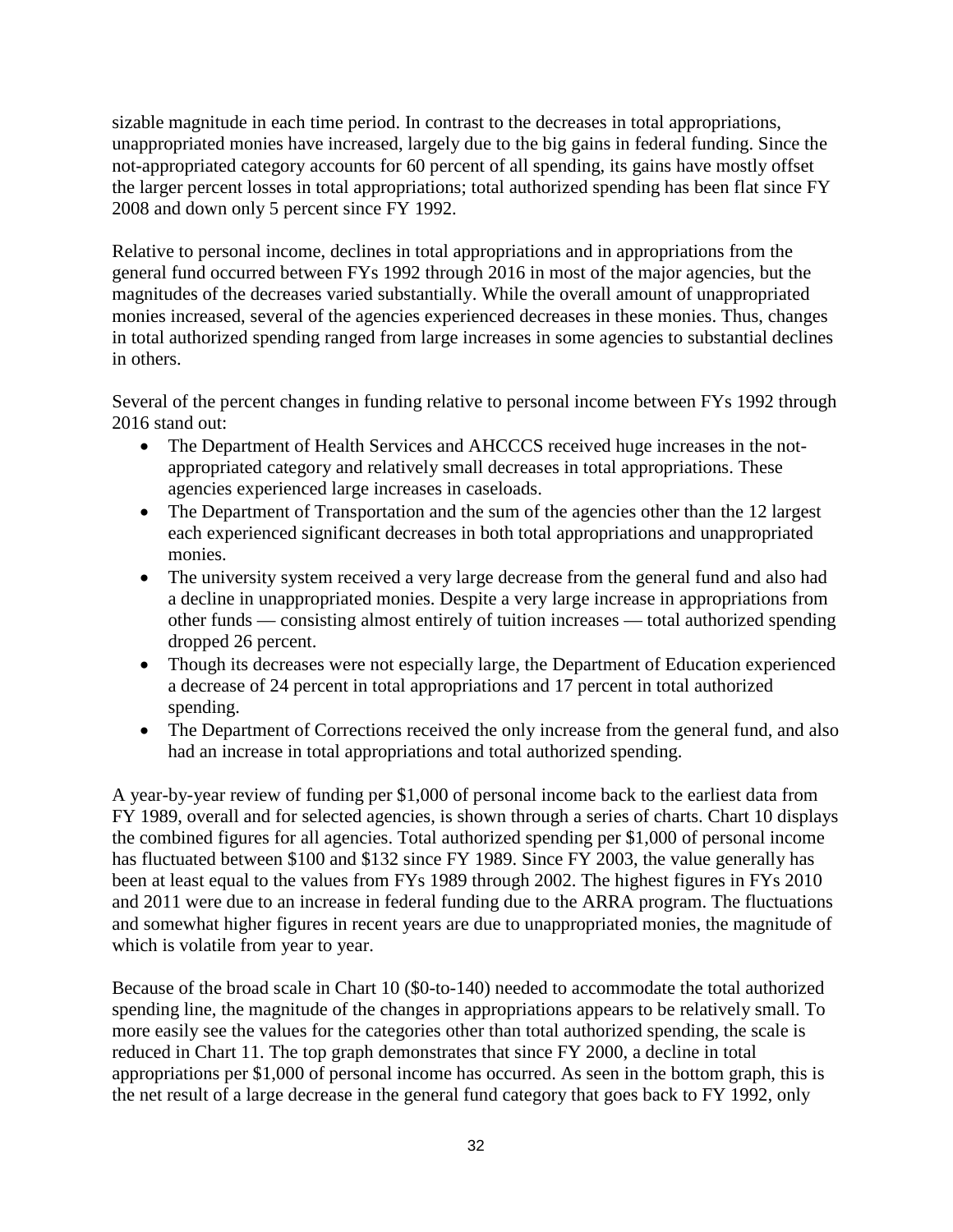sizable magnitude in each time period. In contrast to the decreases in total appropriations, unappropriated monies have increased, largely due to the big gains in federal funding. Since the not-appropriated category accounts for 60 percent of all spending, its gains have mostly offset the larger percent losses in total appropriations; total authorized spending has been flat since FY 2008 and down only 5 percent since FY 1992.

Relative to personal income, declines in total appropriations and in appropriations from the general fund occurred between FYs 1992 through 2016 in most of the major agencies, but the magnitudes of the decreases varied substantially. While the overall amount of unappropriated monies increased, several of the agencies experienced decreases in these monies. Thus, changes in total authorized spending ranged from large increases in some agencies to substantial declines in others.

Several of the percent changes in funding relative to personal income between FYs 1992 through 2016 stand out:

- The Department of Health Services and AHCCCS received huge increases in the not-appropriated category and relatively small decreases in total appropriations. These agencies experienced large increases in caseloads.
- The Department of Transportation and the sum of the agencies other than the 12 largest each experienced significant decreases in both total appropriations and unappropriated monies.
- The university system received a very large decrease from the general fund and also had a decline in unappropriated monies. Despite a very large increase in appropriations from other funds — consisting almost entirely of tuition increases — total authorized spending dropped 26 percent.
- Though its decreases were not especially large, the Department of Education experienced a decrease of 24 percent in total appropriations and 17 percent in total authorized spending.
- The Department of Corrections received the only increase from the general fund, and also had an increase in total appropriations and total authorized spending.

A year-by-year review of funding per $1,000 of personal income back to the earliest data from FY 1989, overall and for selected agencies, is shown through a series of charts. Chart 10 displays the combined figures for all agencies. Total authorized spending per $1,000 of personal income has fluctuated between $100 and $132 since FY 1989. Since FY 2003, the value generally has been at least equal to the values from FYs 1989 through 2002. The highest figures in FYs 2010 and 2011 were due to an increase in federal funding due to the ARRA program. The fluctuations and somewhat higher figures in recent years are due to unappropriated monies, the magnitude of which is volatile from year to year.

Because of the broad scale in Chart 10 ($0-to-140) needed to accommodate the total authorized spending line, the magnitude of the changes in appropriations appears to be relatively small. To more easily see the values for the categories other than total authorized spending, the scale is reduced in Chart 11. The top graph demonstrates that since FY 2000, a decline in total appropriations per $1,000 of personal income has occurred. As seen in the bottom graph, this is the net result of a large decrease in the general fund category that goes back to FY 1992, only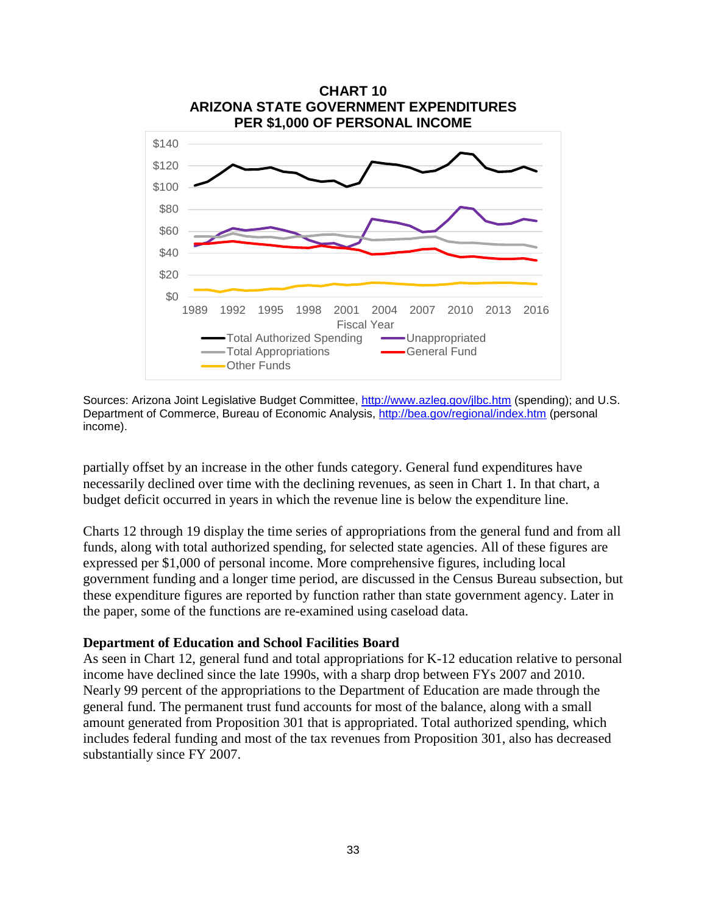**CHART 10**
**ARIZONA STATE GOVERNMENT EXPENDITURES PER $1,000 OF PERSONAL INCOME**

Sources: Arizona Joint Legislative Budget Committee, http://www.azleg.gov/jlbc.htm (spending); and U.S. Department of Commerce, Bureau of Economic Analysis, http://bea.gov/regional/index.htm (personal income).

partially offset by an increase in the other funds category. General fund expenditures have necessarily declined over time with the declining revenues, as seen in Chart 1. In that chart, a budget deficit occurred in years in which the revenue line is below the expenditure line.

Charts 12 through 19 display the time series of appropriations from the general fund and from all funds, along with total authorized spending, for selected state agencies. All of these figures are expressed per $1,000 of personal income. More comprehensive figures, including local government funding and a longer time period, are discussed in the Census Bureau subsection, but these expenditure figures are reported by function rather than state government agency. Later in the paper, some of the functions are re-examined using caseload data.

**Department of Education and School Facilities Board**

As seen in Chart 12, general fund and total appropriations for K-12 education relative to personal income have declined since the late 1990s, with a sharp drop between FYs 2007 and 2010. Nearly 99 percent of the appropriations to the Department of Education are made through the general fund. The permanent trust fund accounts for most of the balance, along with a small amount generated from Proposition 301 that is appropriated. Total authorized spending, which includes federal funding and most of the tax revenues from Proposition 301, also has decreased substantially since FY 2007.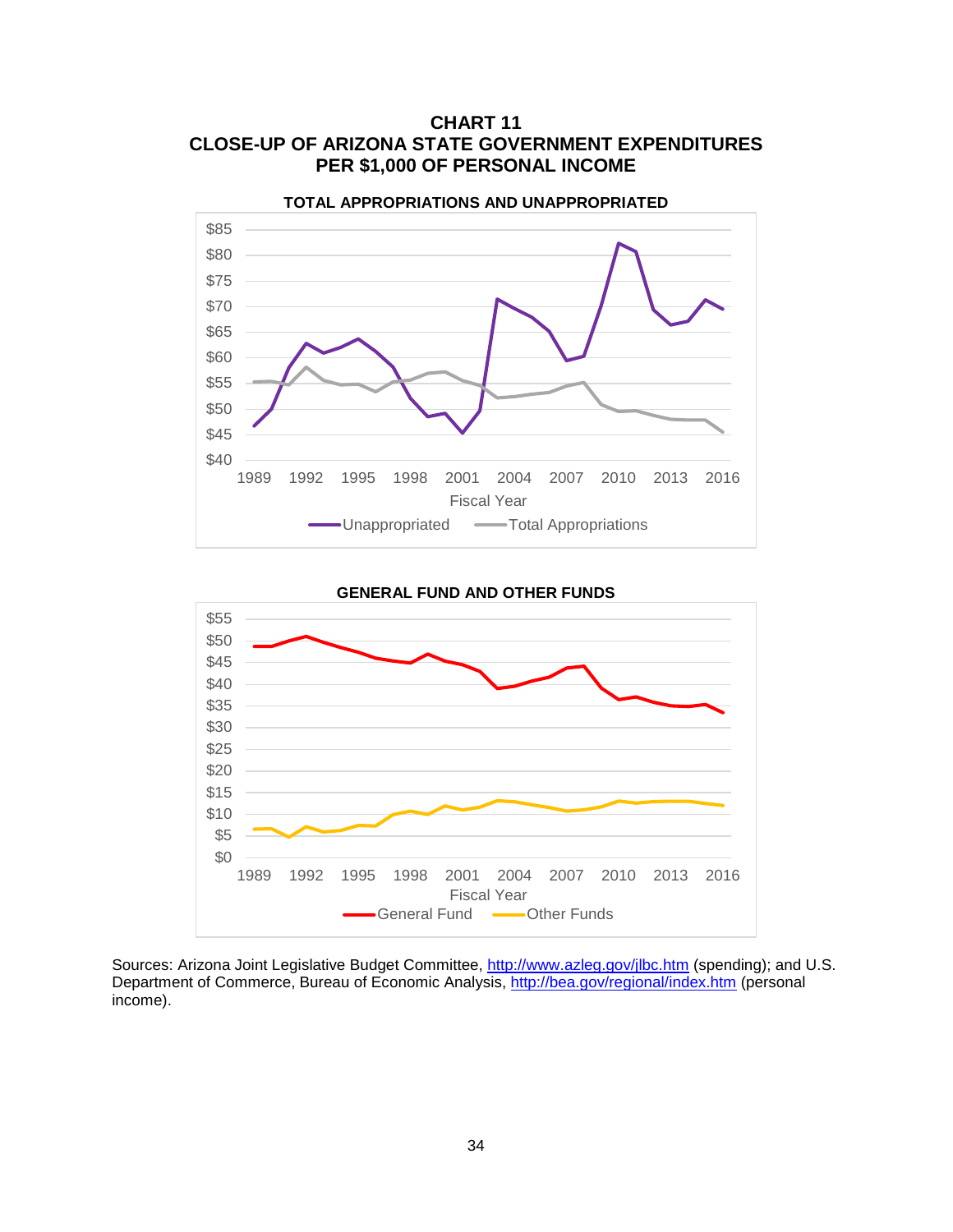## CHART 11
## CLOSE-UP OF ARIZONA STATE GOVERNMENT EXPENDITURES PER $1,000 OF PERSONAL INCOME

**TOTAL APPROPRIATIONS AND UNAPPROPRIATED**

**GENERAL FUND AND OTHER FUNDS**

Sources: Arizona Joint Legislative Budget Committee, http://www.azleg.gov/jlbc.htm (spending); and U.S. Department of Commerce, Bureau of Economic Analysis, http://bea.gov/regional/index.htm (personal income).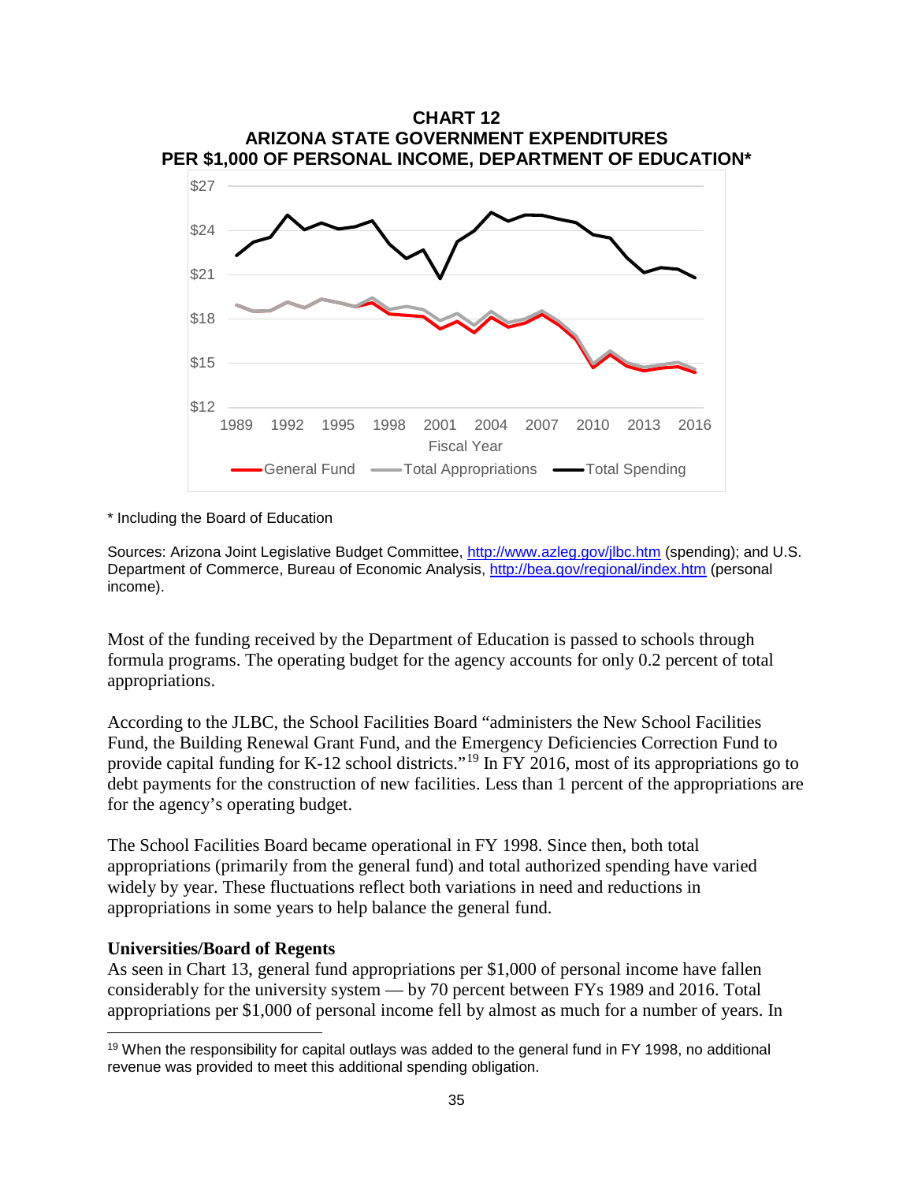**CHART 12**
**ARIZONA STATE GOVERNMENT EXPENDITURES PER $1,000 OF PERSONAL INCOME, DEPARTMENT OF EDUCATION***

* Including the Board of Education

Sources: Arizona Joint Legislative Budget Committee, http://www.azleg.gov/jlbc.htm (spending); and U.S. Department of Commerce, Bureau of Economic Analysis, http://bea.gov/regional/index.htm (personal income).

Most of the funding received by the Department of Education is passed to schools through formula programs. The operating budget for the agency accounts for only 0.2 percent of total appropriations.

According to the JLBC, the School Facilities Board "administers the New School Facilities Fund, the Building Renewal Grant Fund, and the Emergency Deficiencies Correction Fund to provide capital funding for K-12 school districts."[19] In FY 2016, most of its appropriations go to debt payments for the construction of new facilities. Less than 1 percent of the appropriations are for the agency's operating budget.

The School Facilities Board became operational in FY 1998. Since then, both total appropriations (primarily from the general fund) and total authorized spending have varied widely by year. These fluctuations reflect both variations in need and reductions in appropriations in some years to help balance the general fund.

**Universities/Board of Regents**

As seen in Chart 13, general fund appropriations per $1,000 of personal income have fallen considerably for the university system — by 70 percent between FYs 1989 and 2016. Total appropriations per $1,000 of personal income fell by almost as much for a number of years. In

[19] When the responsibility for capital outlays was added to the general fund in FY 1998, no additional revenue was provided to meet this additional spending obligation.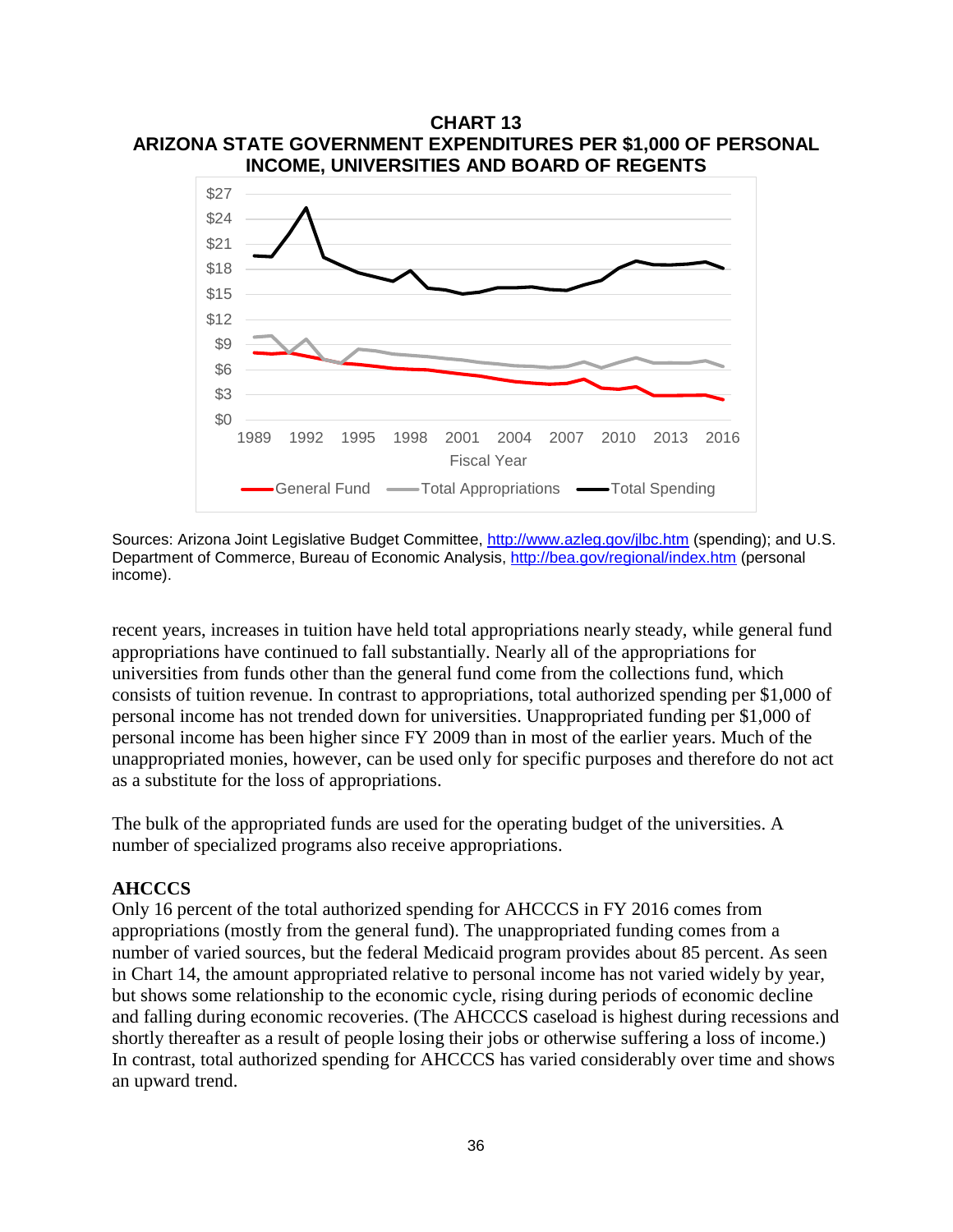**CHART 13**
**ARIZONA STATE GOVERNMENT EXPENDITURES PER $1,000 OF PERSONAL INCOME, UNIVERSITIES AND BOARD OF REGENTS**

Sources: Arizona Joint Legislative Budget Committee, http://www.azleg.gov/jlbc.htm (spending); and U.S. Department of Commerce, Bureau of Economic Analysis, http://bea.gov/regional/index.htm (personal income).

recent years, increases in tuition have held total appropriations nearly steady, while general fund appropriations have continued to fall substantially. Nearly all of the appropriations for universities from funds other than the general fund come from the collections fund, which consists of tuition revenue. In contrast to appropriations, total authorized spending per $1,000 of personal income has not trended down for universities. Unappropriated funding per $1,000 of personal income has been higher since FY 2009 than in most of the earlier years. Much of the unappropriated monies, however, can be used only for specific purposes and therefore do not act as a substitute for the loss of appropriations.

The bulk of the appropriated funds are used for the operating budget of the universities. A number of specialized programs also receive appropriations.

## AHCCCS

Only 16 percent of the total authorized spending for AHCCCS in FY 2016 comes from appropriations (mostly from the general fund). The unappropriated funding comes from a number of varied sources, but the federal Medicaid program provides about 85 percent. As seen in Chart 14, the amount appropriated relative to personal income has not varied widely by year, but shows some relationship to the economic cycle, rising during periods of economic decline and falling during economic recoveries. (The AHCCCS caseload is highest during recessions and shortly thereafter as a result of people losing their jobs or otherwise suffering a loss of income.) In contrast, total authorized spending for AHCCCS has varied considerably over time and shows an upward trend.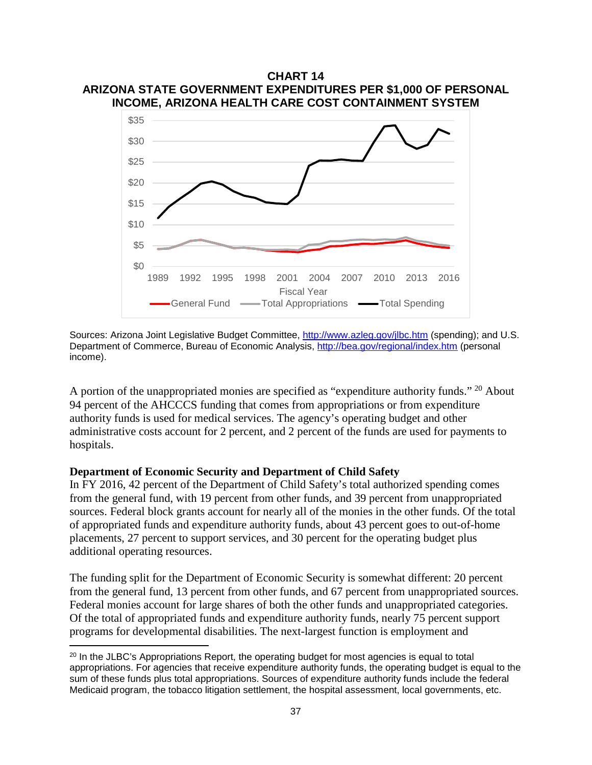**CHART 14**
**ARIZONA STATE GOVERNMENT EXPENDITURES PER $1,000 OF PERSONAL INCOME, ARIZONA HEALTH CARE COST CONTAINMENT SYSTEM**

Sources: Arizona Joint Legislative Budget Committee, http://www.azleg.gov/jlbc.htm (spending); and U.S. Department of Commerce, Bureau of Economic Analysis, http://bea.gov/regional/index.htm (personal income).

A portion of the unappropriated monies are specified as "expenditure authority funds."[20] About 94 percent of the AHCCCS funding that comes from appropriations or from expenditure authority funds is used for medical services. The agency's operating budget and other administrative costs account for 2 percent, and 2 percent of the funds are used for payments to hospitals.

**Department of Economic Security and Department of Child Safety**

In FY 2016, 42 percent of the Department of Child Safety's total authorized spending comes from the general fund, with 19 percent from other funds, and 39 percent from unappropriated sources. Federal block grants account for nearly all of the monies in the other funds. Of the total of appropriated funds and expenditure authority funds, about 43 percent goes to out-of-home placements, 27 percent to support services, and 30 percent for the operating budget plus additional operating resources.

The funding split for the Department of Economic Security is somewhat different: 20 percent from the general fund, 13 percent from other funds, and 67 percent from unappropriated sources. Federal monies account for large shares of both the other funds and unappropriated categories. Of the total of appropriated funds and expenditure authority funds, nearly 75 percent support programs for developmental disabilities. The next-largest function is employment and

[20] In the JLBC's Appropriations Report, the operating budget for most agencies is equal to total appropriations. For agencies that receive expenditure authority funds, the operating budget is equal to the sum of these funds plus total appropriations. Sources of expenditure authority funds include the federal Medicaid program, the tobacco litigation settlement, the hospital assessment, local governments, etc.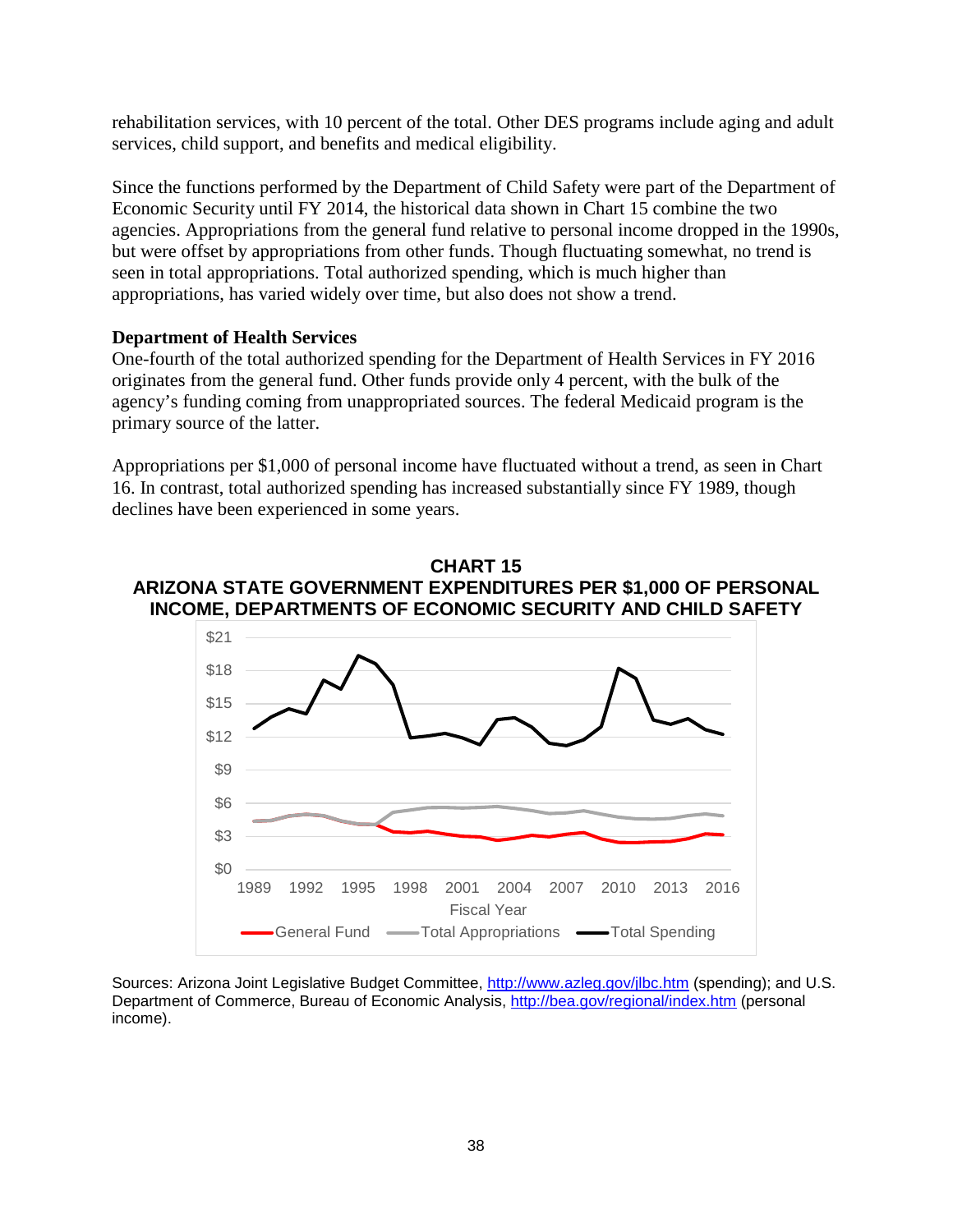rehabilitation services, with 10 percent of the total. Other DES programs include aging and adult services, child support, and benefits and medical eligibility.

Since the functions performed by the Department of Child Safety were part of the Department of Economic Security until FY 2014, the historical data shown in Chart 15 combine the two agencies. Appropriations from the general fund relative to personal income dropped in the 1990s, but were offset by appropriations from other funds. Though fluctuating somewhat, no trend is seen in total appropriations. Total authorized spending, which is much higher than appropriations, has varied widely over time, but also does not show a trend.

**Department of Health Services**

One-fourth of the total authorized spending for the Department of Health Services in FY 2016 originates from the general fund. Other funds provide only 4 percent, with the bulk of the agency's funding coming from unappropriated sources. The federal Medicaid program is the primary source of the latter.

Appropriations per $1,000 of personal income have fluctuated without a trend, as seen in Chart 16. In contrast, total authorized spending has increased substantially since FY 1989, though declines have been experienced in some years.

**CHART 15**
**ARIZONA STATE GOVERNMENT EXPENDITURES PER $1,000 OF PERSONAL INCOME, DEPARTMENTS OF ECONOMIC SECURITY AND CHILD SAFETY**

Sources: Arizona Joint Legislative Budget Committee, http://www.azleg.gov/jlbc.htm (spending); and U.S. Department of Commerce, Bureau of Economic Analysis, http://bea.gov/regional/index.htm (personal income).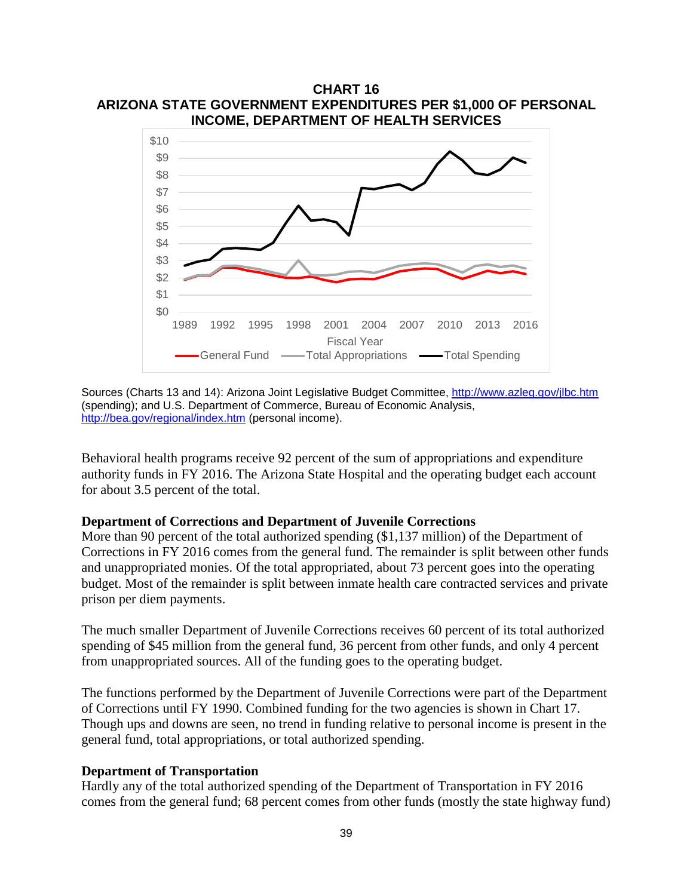**CHART 16**
**ARIZONA STATE GOVERNMENT EXPENDITURES PER $1,000 OF PERSONAL INCOME, DEPARTMENT OF HEALTH SERVICES**

Sources (Charts 13 and 14): Arizona Joint Legislative Budget Committee, http://www.azleg.gov/jlbc.htm (spending); and U.S. Department of Commerce, Bureau of Economic Analysis, http://bea.gov/regional/index.htm (personal income).

Behavioral health programs receive 92 percent of the sum of appropriations and expenditure authority funds in FY 2016. The Arizona State Hospital and the operating budget each account for about 3.5 percent of the total.

**Department of Corrections and Department of Juvenile Corrections**

More than 90 percent of the total authorized spending ($1,137 million) of the Department of Corrections in FY 2016 comes from the general fund. The remainder is split between other funds and unappropriated monies. Of the total appropriated, about 73 percent goes into the operating budget. Most of the remainder is split between inmate health care contracted services and private prison per diem payments.

The much smaller Department of Juvenile Corrections receives 60 percent of its total authorized spending of $45 million from the general fund, 36 percent from other funds, and only 4 percent from unappropriated sources. All of the funding goes to the operating budget.

The functions performed by the Department of Juvenile Corrections were part of the Department of Corrections until FY 1990. Combined funding for the two agencies is shown in Chart 17. Though ups and downs are seen, no trend in funding relative to personal income is present in the general fund, total appropriations, or total authorized spending.

**Department of Transportation**

Hardly any of the total authorized spending of the Department of Transportation in FY 2016 comes from the general fund; 68 percent comes from other funds (mostly the state highway fund)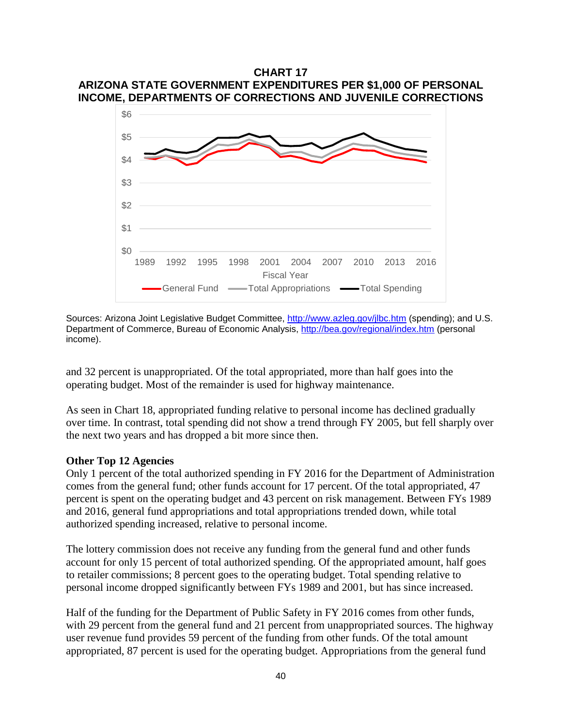**CHART 17**
**ARIZONA STATE GOVERNMENT EXPENDITURES PER $1,000 OF PERSONAL INCOME, DEPARTMENTS OF CORRECTIONS AND JUVENILE CORRECTIONS**

Sources: Arizona Joint Legislative Budget Committee, http://www.azleg.gov/jlbc.htm (spending); and U.S. Department of Commerce, Bureau of Economic Analysis, http://bea.gov/regional/index.htm (personal income).

and 32 percent is unappropriated. Of the total appropriated, more than half goes into the operating budget. Most of the remainder is used for highway maintenance.

As seen in Chart 18, appropriated funding relative to personal income has declined gradually over time. In contrast, total spending did not show a trend through FY 2005, but fell sharply over the next two years and has dropped a bit more since then.

**Other Top 12 Agencies**

Only 1 percent of the total authorized spending in FY 2016 for the Department of Administration comes from the general fund; other funds account for 17 percent. Of the total appropriated, 47 percent is spent on the operating budget and 43 percent on risk management. Between FYs 1989 and 2016, general fund appropriations and total appropriations trended down, while total authorized spending increased, relative to personal income.

The lottery commission does not receive any funding from the general fund and other funds account for only 15 percent of total authorized spending. Of the appropriated amount, half goes to retailer commissions; 8 percent goes to the operating budget. Total spending relative to personal income dropped significantly between FYs 1989 and 2001, but has since increased.

Half of the funding for the Department of Public Safety in FY 2016 comes from other funds, with 29 percent from the general fund and 21 percent from unappropriated sources. The highway user revenue fund provides 59 percent of the funding from other funds. Of the total amount appropriated, 87 percent is used for the operating budget. Appropriations from the general fund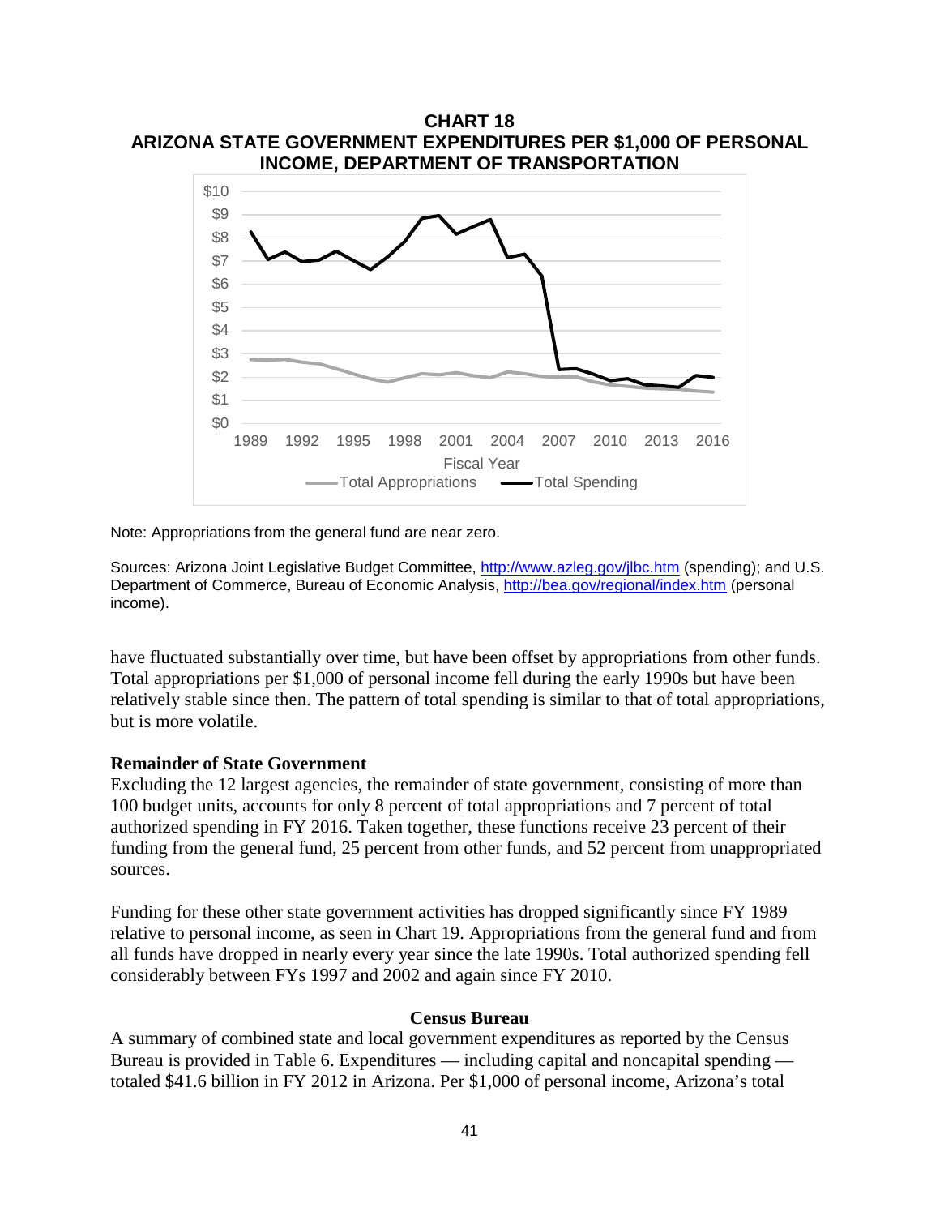**CHART 18**
**ARIZONA STATE GOVERNMENT EXPENDITURES PER $1,000 OF PERSONAL INCOME, DEPARTMENT OF TRANSPORTATION**

Note: Appropriations from the general fund are near zero.

Sources: Arizona Joint Legislative Budget Committee, http://www.azleg.gov/jlbc.htm (spending); and U.S. Department of Commerce, Bureau of Economic Analysis, http://bea.gov/regional/index.htm (personal income).

have fluctuated substantially over time, but have been offset by appropriations from other funds. Total appropriations per $1,000 of personal income fell during the early 1990s but have been relatively stable since then. The pattern of total spending is similar to that of total appropriations, but is more volatile.

**Remainder of State Government**

Excluding the 12 largest agencies, the remainder of state government, consisting of more than 100 budget units, accounts for only 8 percent of total appropriations and 7 percent of total authorized spending in FY 2016. Taken together, these functions receive 23 percent of their funding from the general fund, 25 percent from other funds, and 52 percent from unappropriated sources.

Funding for these other state government activities has dropped significantly since FY 1989 relative to personal income, as seen in Chart 19. Appropriations from the general fund and from all funds have dropped in nearly every year since the late 1990s. Total authorized spending fell considerably between FYs 1997 and 2002 and again since FY 2010.

## Census Bureau

A summary of combined state and local government expenditures as reported by the Census Bureau is provided in Table 6. Expenditures — including capital and noncapital spending — totaled $41.6 billion in FY 2012 in Arizona. Per $1,000 of personal income, Arizona's total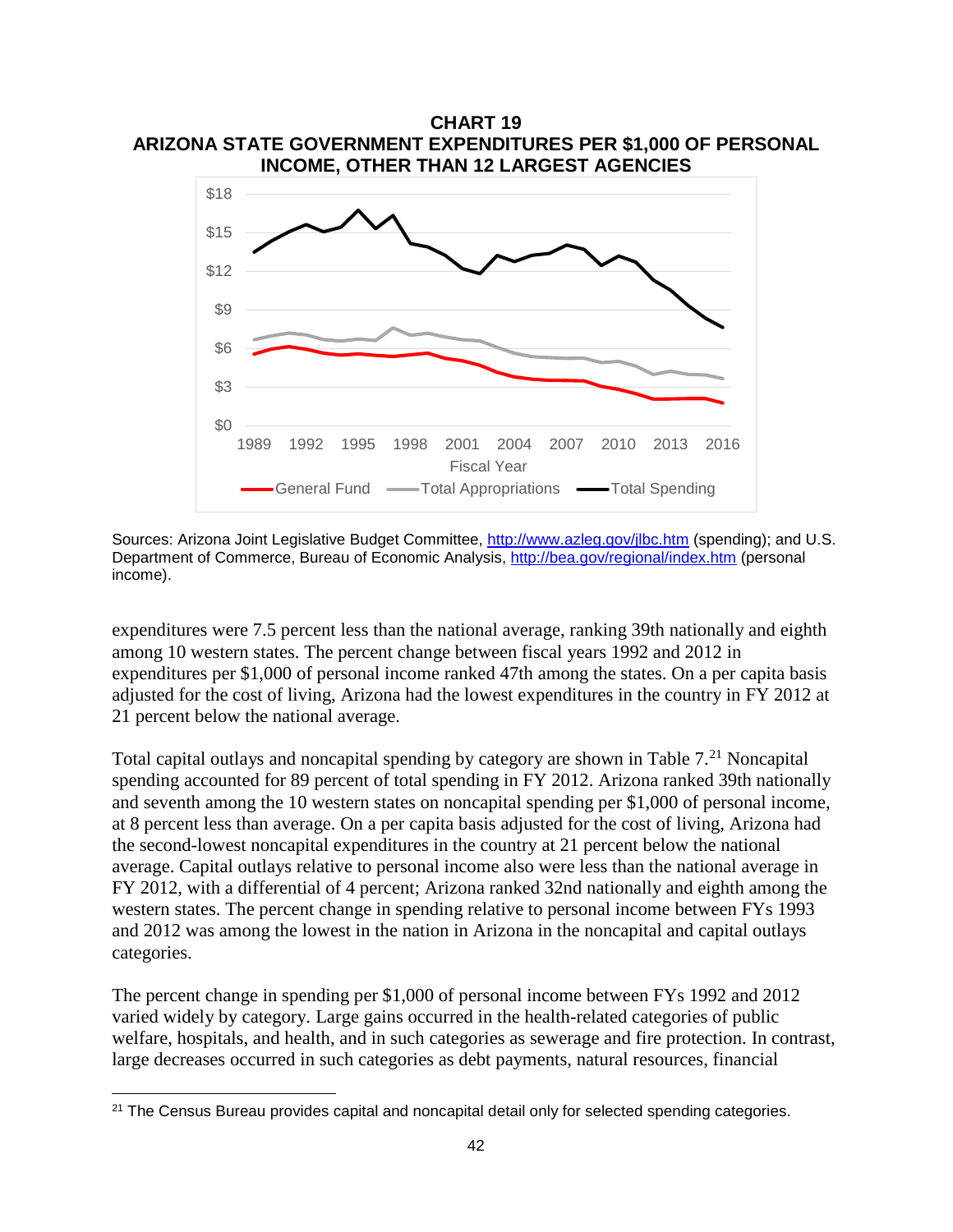**CHART 19**
**ARIZONA STATE GOVERNMENT EXPENDITURES PER $1,000 OF PERSONAL INCOME, OTHER THAN 12 LARGEST AGENCIES**

Sources: Arizona Joint Legislative Budget Committee, http://www.azleg.gov/jlbc.htm (spending); and U.S. Department of Commerce, Bureau of Economic Analysis, http://bea.gov/regional/index.htm (personal income).

expenditures were 7.5 percent less than the national average, ranking 39th nationally and eighth among 10 western states. The percent change between fiscal years 1992 and 2012 in expenditures per $1,000 of personal income ranked 47th among the states. On a per capita basis adjusted for the cost of living, Arizona had the lowest expenditures in the country in FY 2012 at 21 percent below the national average.

Total capital outlays and noncapital spending by category are shown in Table 7.[21] Noncapital spending accounted for 89 percent of total spending in FY 2012. Arizona ranked 39th nationally and seventh among the 10 western states on noncapital spending per $1,000 of personal income, at 8 percent less than average. On a per capita basis adjusted for the cost of living, Arizona had the second-lowest noncapital expenditures in the country at 21 percent below the national average. Capital outlays relative to personal income also were less than the national average in FY 2012, with a differential of 4 percent; Arizona ranked 32nd nationally and eighth among the western states. The percent change in spending relative to personal income between FYs 1993 and 2012 was among the lowest in the nation in Arizona in the noncapital and capital outlays categories.

The percent change in spending per $1,000 of personal income between FYs 1992 and 2012 varied widely by category. Large gains occurred in the health-related categories of public welfare, hospitals, and health, and in such categories as sewerage and fire protection. In contrast, large decreases occurred in such categories as debt payments, natural resources, financial

[21] The Census Bureau provides capital and noncapital detail only for selected spending categories.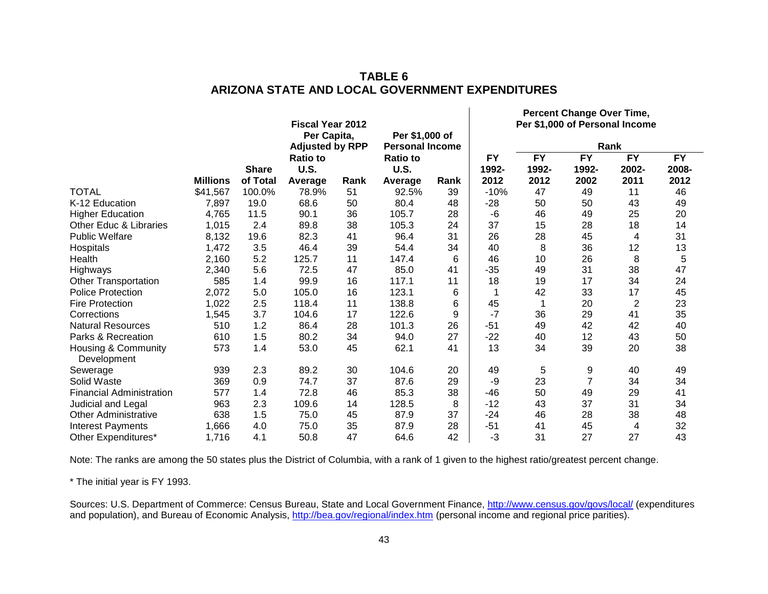# TABLE 6
## ARIZONA STATE AND LOCAL GOVERNMENT EXPENDITURES

| | | | Fiscal Year 2012 Per Capita, Adjusted by RPP | | Per $1,000 of Personal Income | | Percent Change Over Time, Per $1,000 of Personal Income | Rank | | | |
|---|---|---|---|---|---|---|---|---|---|---|---|
| | Millions | Share of Total | Ratio to U.S. Average | Rank | Ratio to U.S. Average | Rank | FY 1992-2012 | FY 1992-2012 | FY 1992-2002 | FY 2002-2011 | FY 2008-2012 |
| TOTAL | $41,567 | 100.0% | 78.9% | 51 | 92.5% | 39 | -10% | 47 | 49 | 11 | 46 |
| K-12 Education | 7,897 | 19.0 | 68.6 | 50 | 80.4 | 48 | -28 | 50 | 50 | 43 | 49 |
| Higher Education | 4,765 | 11.5 | 90.1 | 36 | 105.7 | 28 | -6 | 46 | 49 | 25 | 20 |
| Other Educ & Libraries | 1,015 | 2.4 | 89.8 | 38 | 105.3 | 24 | 37 | 15 | 28 | 18 | 14 |
| Public Welfare | 8,132 | 19.6 | 82.3 | 41 | 96.4 | 31 | 26 | 28 | 45 | 4 | 31 |
| Hospitals | 1,472 | 3.5 | 46.4 | 39 | 54.4 | 34 | 40 | 8 | 36 | 12 | 13 |
| Health | 2,160 | 5.2 | 125.7 | 11 | 147.4 | 6 | 46 | 10 | 26 | 8 | 5 |
| Highways | 2,340 | 5.6 | 72.5 | 47 | 85.0 | 41 | -35 | 49 | 31 | 38 | 47 |
| Other Transportation | 585 | 1.4 | 99.9 | 16 | 117.1 | 11 | 18 | 19 | 17 | 34 | 24 |
| Police Protection | 2,072 | 5.0 | 105.0 | 16 | 123.1 | 6 | 1 | 42 | 33 | 17 | 45 |
| Fire Protection | 1,022 | 2.5 | 118.4 | 11 | 138.8 | 6 | 45 | 1 | 20 | 2 | 23 |
| Corrections | 1,545 | 3.7 | 104.6 | 17 | 122.6 | 9 | -7 | 36 | 29 | 41 | 35 |
| Natural Resources | 510 | 1.2 | 86.4 | 28 | 101.3 | 26 | -51 | 49 | 42 | 42 | 40 |
| Parks & Recreation | 610 | 1.5 | 80.2 | 34 | 94.0 | 27 | -22 | 40 | 12 | 43 | 50 |
| Housing & Community Development | 573 | 1.4 | 53.0 | 45 | 62.1 | 41 | 13 | 34 | 39 | 20 | 38 |
| Sewerage | 939 | 2.3 | 89.2 | 30 | 104.6 | 20 | 49 | 5 | 9 | 40 | 49 |
| Solid Waste | 369 | 0.9 | 74.7 | 37 | 87.6 | 29 | -9 | 23 | 7 | 34 | 34 |
| Financial Administration | 577 | 1.4 | 72.8 | 46 | 85.3 | 38 | -46 | 50 | 49 | 29 | 41 |
| Judicial and Legal | 963 | 2.3 | 109.6 | 14 | 128.5 | 8 | -12 | 43 | 37 | 31 | 34 |
| Other Administrative | 638 | 1.5 | 75.0 | 45 | 87.9 | 37 | -24 | 46 | 28 | 38 | 48 |
| Interest Payments | 1,666 | 4.0 | 75.0 | 35 | 87.9 | 28 | -51 | 41 | 45 | 4 | 32 |
| Other Expenditures* | 1,716 | 4.1 | 50.8 | 47 | 64.6 | 42 | -3 | 31 | 27 | 27 | 43 |

Note: The ranks are among the 50 states plus the District of Columbia, with a rank of 1 given to the highest ratio/greatest percent change.

* The initial year is FY 1993.

Sources: U.S. Department of Commerce: Census Bureau, State and Local Government Finance, http://www.census.gov/govs/local/ (expenditures and population), and Bureau of Economic Analysis, http://bea.gov/regional/index.htm (personal income and regional price parities).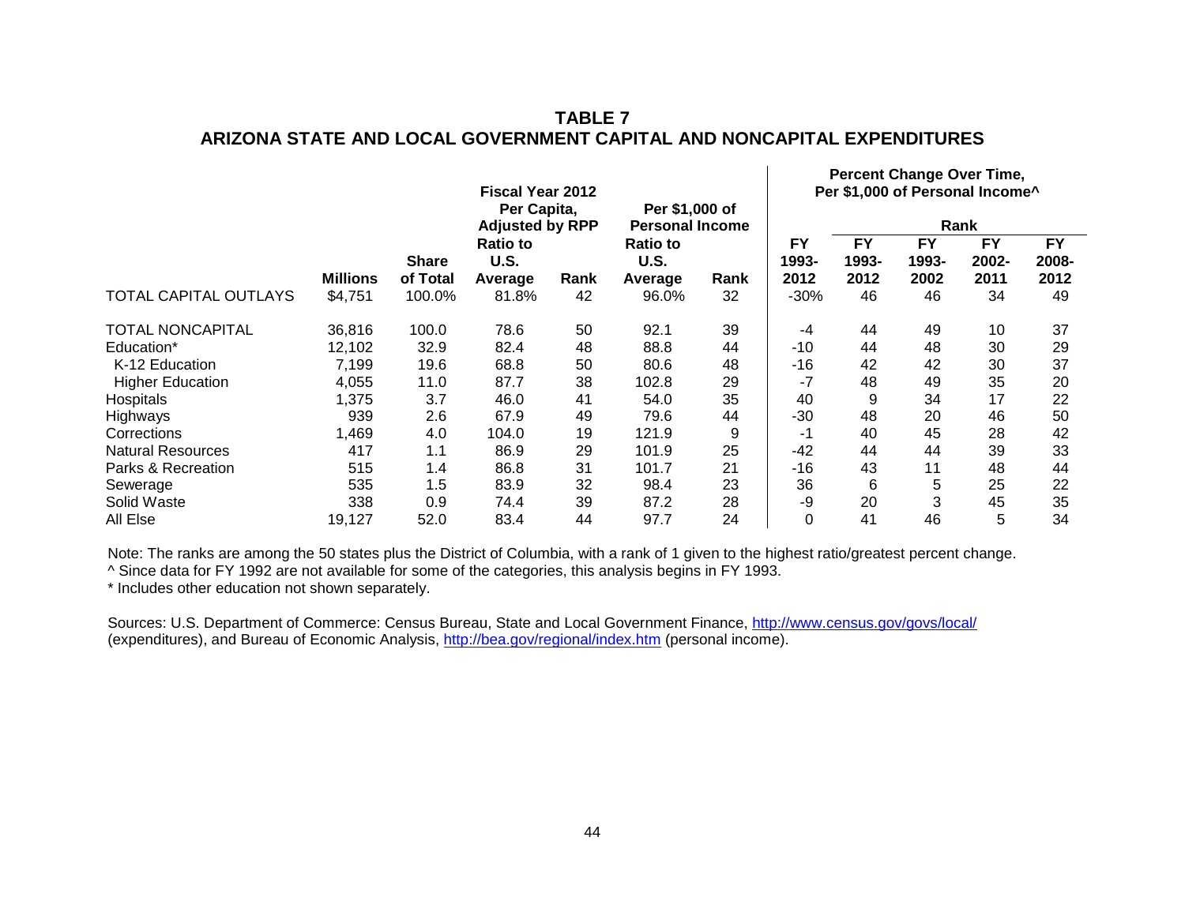**TABLE 7**
**ARIZONA STATE AND LOCAL GOVERNMENT CAPITAL AND NONCAPITAL EXPENDITURES**

| | | | Fiscal Year 2012 Per Capita, Adjusted by RPP | | Per $1,000 of Personal Income | | Percent Change Over Time, Per $1,000 of Personal Income^ | | | | |
|---|---|---|---|---|---|---|---|---|---|---|---|
| | | | | | | | | Rank | | | |
| | Millions | Share of Total | Ratio to U.S. Average | Rank | Ratio to U.S. Average | Rank | FY 1993-2012 | FY 1993-2012 | FY 1993-2002 | FY 2002-2011 | FY 2008-2012 |
| TOTAL CAPITAL OUTLAYS | $4,751 | 100.0% | 81.8% | 42 | 96.0% | 32 | -30% | 46 | 46 | 34 | 49 |
| TOTAL NONCAPITAL | 36,816 | 100.0 | 78.6 | 50 | 92.1 | 39 | -4 | 44 | 49 | 10 | 37 |
| Education* | 12,102 | 32.9 | 82.4 | 48 | 88.8 | 44 | -10 | 44 | 48 | 30 | 29 |
| K-12 Education | 7,199 | 19.6 | 68.8 | 50 | 80.6 | 48 | -16 | 42 | 42 | 30 | 37 |
| Higher Education | 4,055 | 11.0 | 87.7 | 38 | 102.8 | 29 | -7 | 48 | 49 | 35 | 20 |
| Hospitals | 1,375 | 3.7 | 46.0 | 41 | 54.0 | 35 | 40 | 9 | 34 | 17 | 22 |
| Highways | 939 | 2.6 | 67.9 | 49 | 79.6 | 44 | -30 | 48 | 20 | 46 | 50 |
| Corrections | 1,469 | 4.0 | 104.0 | 19 | 121.9 | 9 | -1 | 40 | 45 | 28 | 42 |
| Natural Resources | 417 | 1.1 | 86.9 | 29 | 101.9 | 25 | -42 | 44 | 44 | 39 | 33 |
| Parks & Recreation | 515 | 1.4 | 86.8 | 31 | 101.7 | 21 | -16 | 43 | 11 | 48 | 44 |
| Sewerage | 535 | 1.5 | 83.9 | 32 | 98.4 | 23 | 36 | 6 | 5 | 25 | 22 |
| Solid Waste | 338 | 0.9 | 74.4 | 39 | 87.2 | 28 | -9 | 20 | 3 | 45 | 35 |
| All Else | 19,127 | 52.0 | 83.4 | 44 | 97.7 | 24 | 0 | 41 | 46 | 5 | 34 |

Note: The ranks are among the 50 states plus the District of Columbia, with a rank of 1 given to the highest ratio/greatest percent change.
^ Since data for FY 1992 are not available for some of the categories, this analysis begins in FY 1993.
* Includes other education not shown separately.

Sources: U.S. Department of Commerce: Census Bureau, State and Local Government Finance, http://www.census.gov/govs/local/ (expenditures), and Bureau of Economic Analysis, http://bea.gov/regional/index.htm (personal income).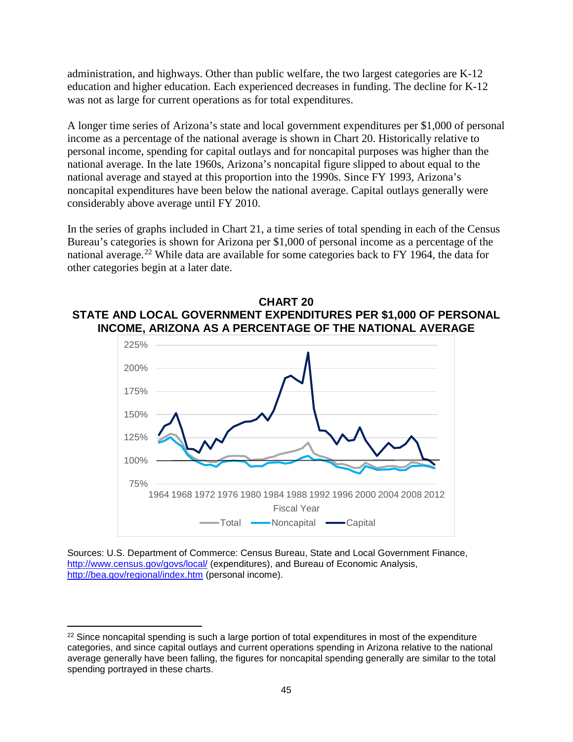administration, and highways. Other than public welfare, the two largest categories are K-12 education and higher education. Each experienced decreases in funding. The decline for K-12 was not as large for current operations as for total expenditures.

A longer time series of Arizona's state and local government expenditures per $1,000 of personal income as a percentage of the national average is shown in Chart 20. Historically relative to personal income, spending for capital outlays and for noncapital purposes was higher than the national average. In the late 1960s, Arizona's noncapital figure slipped to about equal to the national average and stayed at this proportion into the 1990s. Since FY 1993, Arizona's noncapital expenditures have been below the national average. Capital outlays generally were considerably above average until FY 2010.

In the series of graphs included in Chart 21, a time series of total spending in each of the Census Bureau's categories is shown for Arizona per $1,000 of personal income as a percentage of the national average.[22] While data are available for some categories back to FY 1964, the data for other categories begin at a later date.

**CHART 20**
**STATE AND LOCAL GOVERNMENT EXPENDITURES PER $1,000 OF PERSONAL INCOME, ARIZONA AS A PERCENTAGE OF THE NATIONAL AVERAGE**

Sources: U.S. Department of Commerce: Census Bureau, State and Local Government Finance, http://www.census.gov/govs/local/ (expenditures), and Bureau of Economic Analysis, http://bea.gov/regional/index.htm (personal income).

[22] Since noncapital spending is such a large portion of total expenditures in most of the expenditure categories, and since capital outlays and current operations spending in Arizona relative to the national average generally have been falling, the figures for noncapital spending generally are similar to the total spending portrayed in these charts.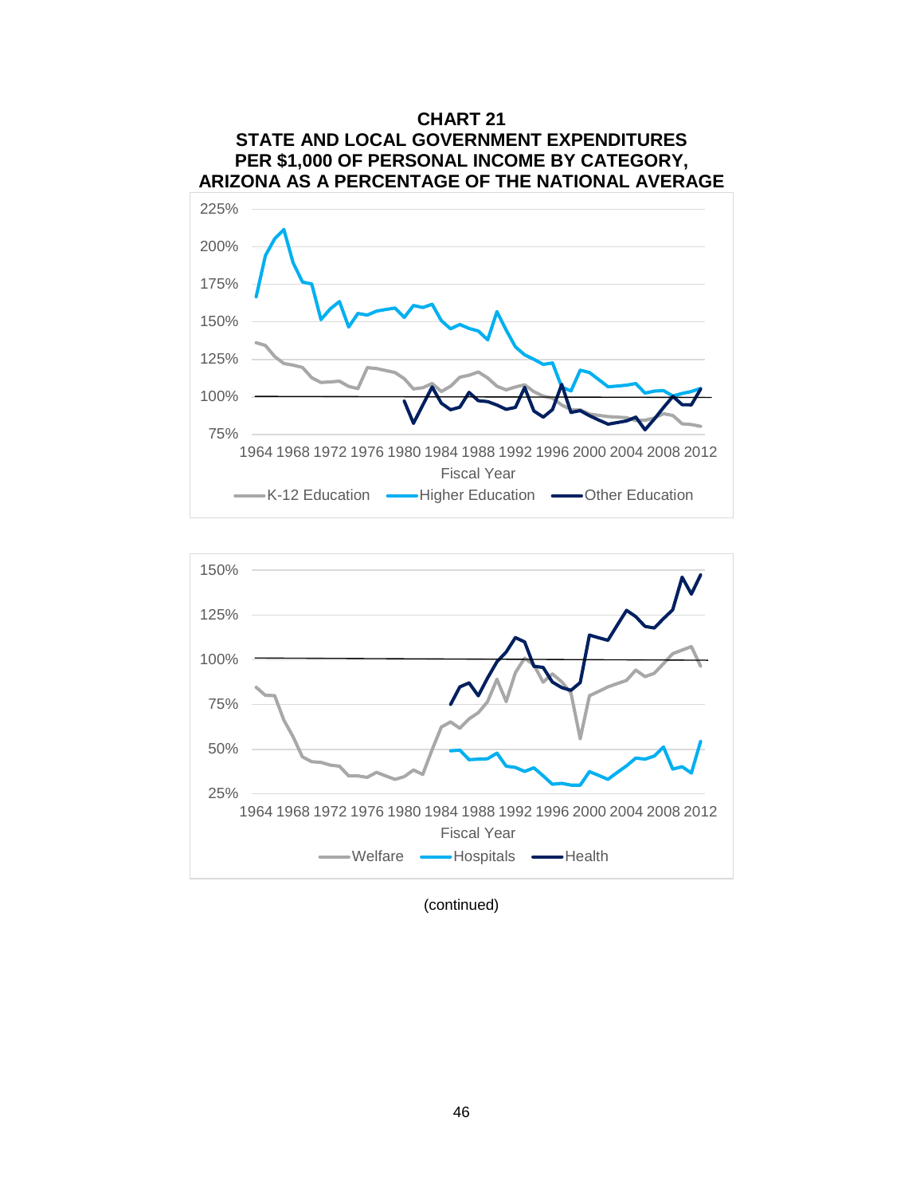**CHART 21**
**STATE AND LOCAL GOVERNMENT EXPENDITURES PER $1,000 OF PERSONAL INCOME BY CATEGORY, ARIZONA AS A PERCENTAGE OF THE NATIONAL AVERAGE**

(continued)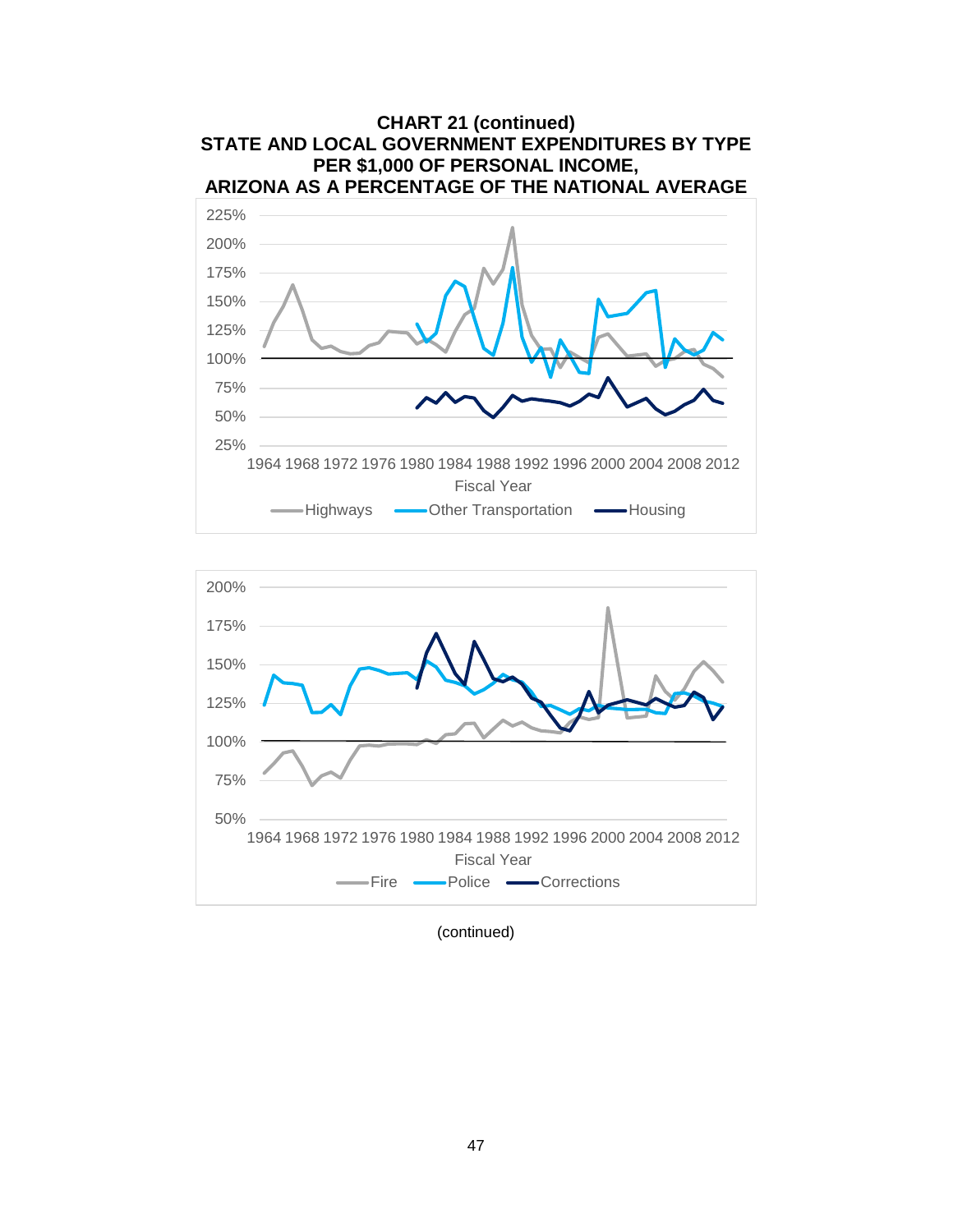**CHART 21 (continued)**
**STATE AND LOCAL GOVERNMENT EXPENDITURES BY TYPE PER $1,000 OF PERSONAL INCOME, ARIZONA AS A PERCENTAGE OF THE NATIONAL AVERAGE**

225%
200%
175%
150%
125%
100%
75%
50%
25%

1964 1968 1972 1976 1980 1984 1988 1992 1996 2000 2004 2008 2012

Fiscal Year

Highways — Other Transportation — Housing

200%
175%
150%
125%
100%
75%
50%

1964 1968 1972 1976 1980 1984 1988 1992 1996 2000 2004 2008 2012

Fiscal Year

Fire — Police — Corrections

(continued)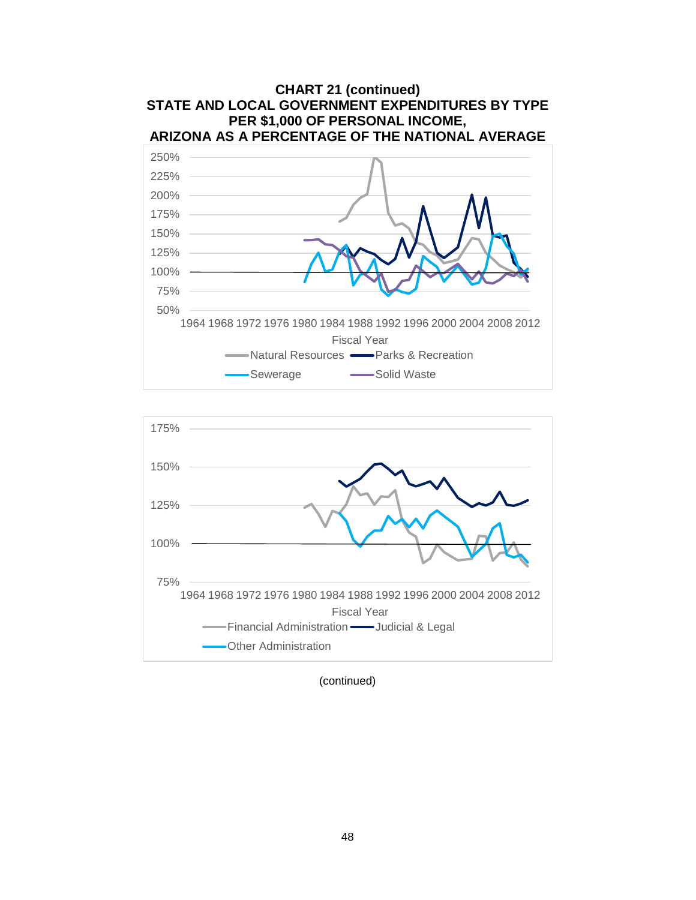**CHART 21 (continued)**
**STATE AND LOCAL GOVERNMENT EXPENDITURES BY TYPE PER $1,000 OF PERSONAL INCOME, ARIZONA AS A PERCENTAGE OF THE NATIONAL AVERAGE**

250%
225%
200%
175%
150%
125%
100%
75%
50%

1964 1968 1972 1976 1980 1984 1988 1992 1996 2000 2004 2008 2012

Fiscal Year

Natural Resources — Parks & Recreation — Sewerage — Solid Waste

175%
150%
125%
100%
75%

1964 1968 1972 1976 1980 1984 1988 1992 1996 2000 2004 2008 2012

Fiscal Year

Financial Administration — Judicial & Legal — Other Administration

(continued)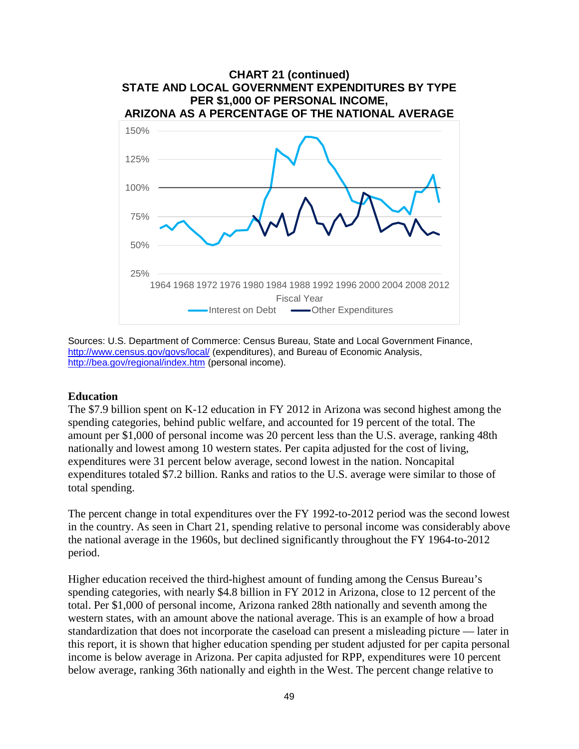**CHART 21 (continued)**
**STATE AND LOCAL GOVERNMENT EXPENDITURES BY TYPE PER $1,000 OF PERSONAL INCOME, ARIZONA AS A PERCENTAGE OF THE NATIONAL AVERAGE**

Sources: U.S. Department of Commerce: Census Bureau, State and Local Government Finance, http://www.census.gov/govs/local/ (expenditures), and Bureau of Economic Analysis, http://bea.gov/regional/index.htm (personal income).

### Education

The $7.9 billion spent on K-12 education in FY 2012 in Arizona was second highest among the spending categories, behind public welfare, and accounted for 19 percent of the total. The amount per $1,000 of personal income was 20 percent less than the U.S. average, ranking 48th nationally and lowest among 10 western states. Per capita adjusted for the cost of living, expenditures were 31 percent below average, second lowest in the nation. Noncapital expenditures totaled $7.2 billion. Ranks and ratios to the U.S. average were similar to those of total spending.

The percent change in total expenditures over the FY 1992-to-2012 period was the second lowest in the country. As seen in Chart 21, spending relative to personal income was considerably above the national average in the 1960s, but declined significantly throughout the FY 1964-to-2012 period.

Higher education received the third-highest amount of funding among the Census Bureau's spending categories, with nearly $4.8 billion in FY 2012 in Arizona, close to 12 percent of the total. Per $1,000 of personal income, Arizona ranked 28th nationally and seventh among the western states, with an amount above the national average. This is an example of how a broad standardization that does not incorporate the caseload can present a misleading picture — later in this report, it is shown that higher education spending per student adjusted for per capita personal income is below average in Arizona. Per capita adjusted for RPP, expenditures were 10 percent below average, ranking 36th nationally and eighth in the West. The percent change relative to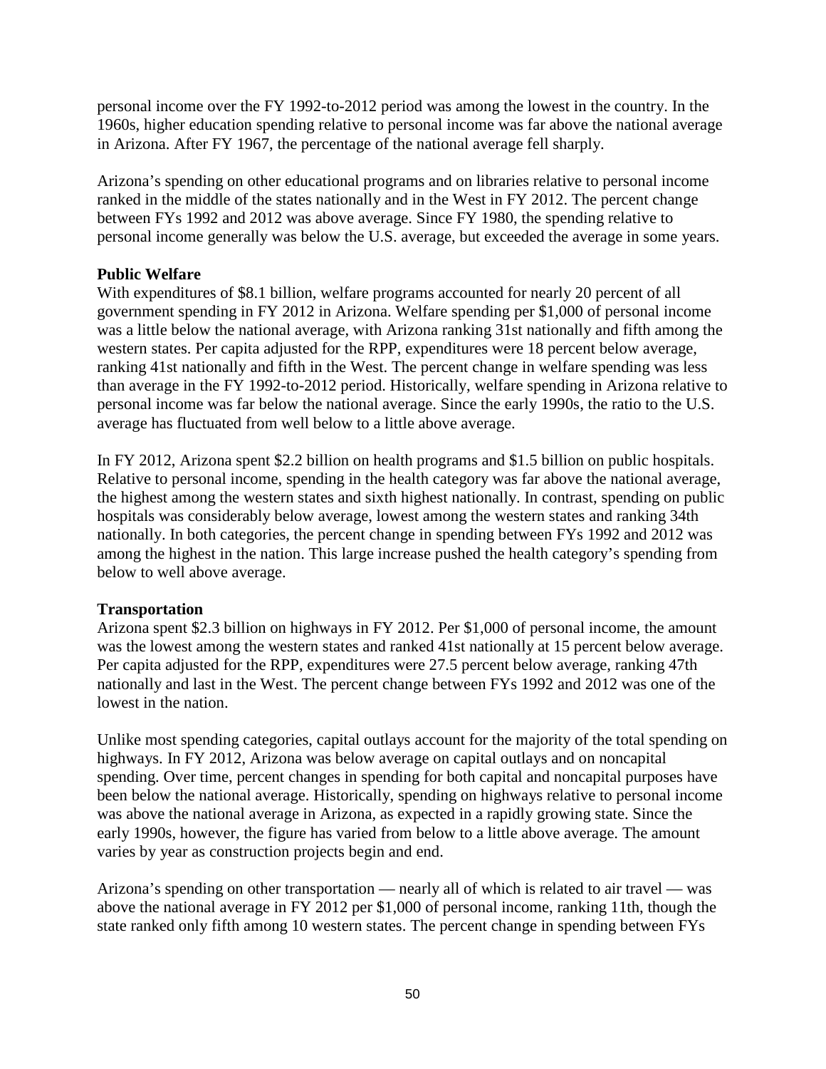personal income over the FY 1992-to-2012 period was among the lowest in the country. In the 1960s, higher education spending relative to personal income was far above the national average in Arizona. After FY 1967, the percentage of the national average fell sharply.

Arizona's spending on other educational programs and on libraries relative to personal income ranked in the middle of the states nationally and in the West in FY 2012. The percent change between FYs 1992 and 2012 was above average. Since FY 1980, the spending relative to personal income generally was below the U.S. average, but exceeded the average in some years.

### Public Welfare

With expenditures of $8.1 billion, welfare programs accounted for nearly 20 percent of all government spending in FY 2012 in Arizona. Welfare spending per $1,000 of personal income was a little below the national average, with Arizona ranking 31st nationally and fifth among the western states. Per capita adjusted for the RPP, expenditures were 18 percent below average, ranking 41st nationally and fifth in the West. The percent change in welfare spending was less than average in the FY 1992-to-2012 period. Historically, welfare spending in Arizona relative to personal income was far below the national average. Since the early 1990s, the ratio to the U.S. average has fluctuated from well below to a little above average.

In FY 2012, Arizona spent $2.2 billion on health programs and $1.5 billion on public hospitals. Relative to personal income, spending in the health category was far above the national average, the highest among the western states and sixth highest nationally. In contrast, spending on public hospitals was considerably below average, lowest among the western states and ranking 34th nationally. In both categories, the percent change in spending between FYs 1992 and 2012 was among the highest in the nation. This large increase pushed the health category's spending from below to well above average.

### Transportation

Arizona spent $2.3 billion on highways in FY 2012. Per $1,000 of personal income, the amount was the lowest among the western states and ranked 41st nationally at 15 percent below average. Per capita adjusted for the RPP, expenditures were 27.5 percent below average, ranking 47th nationally and last in the West. The percent change between FYs 1992 and 2012 was one of the lowest in the nation.

Unlike most spending categories, capital outlays account for the majority of the total spending on highways. In FY 2012, Arizona was below average on capital outlays and on noncapital spending. Over time, percent changes in spending for both capital and noncapital purposes have been below the national average. Historically, spending on highways relative to personal income was above the national average in Arizona, as expected in a rapidly growing state. Since the early 1990s, however, the figure has varied from below to a little above average. The amount varies by year as construction projects begin and end.

Arizona's spending on other transportation — nearly all of which is related to air travel — was above the national average in FY 2012 per $1,000 of personal income, ranking 11th, though the state ranked only fifth among 10 western states. The percent change in spending between FYs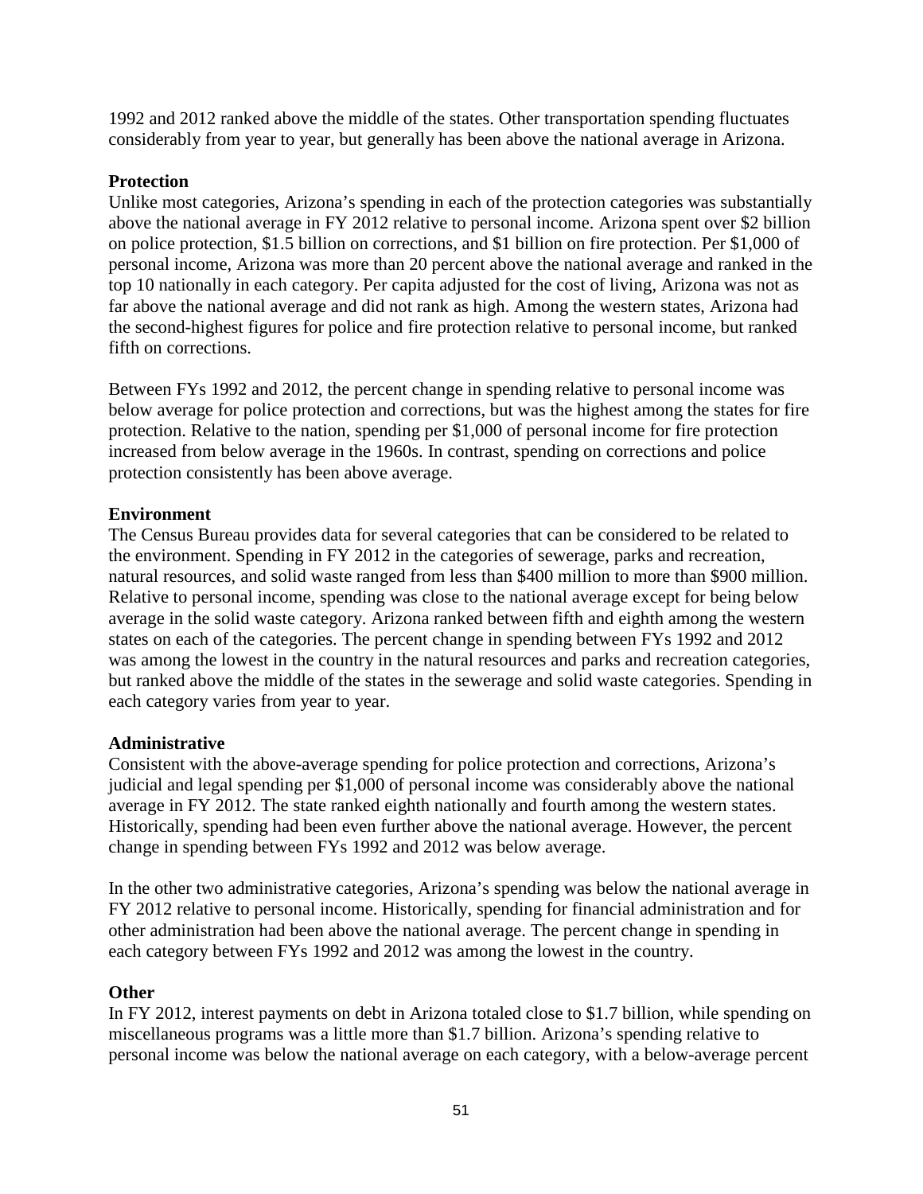1992 and 2012 ranked above the middle of the states. Other transportation spending fluctuates considerably from year to year, but generally has been above the national average in Arizona.

**Protection**

Unlike most categories, Arizona's spending in each of the protection categories was substantially above the national average in FY 2012 relative to personal income. Arizona spent over $2 billion on police protection, $1.5 billion on corrections, and $1 billion on fire protection. Per $1,000 of personal income, Arizona was more than 20 percent above the national average and ranked in the top 10 nationally in each category. Per capita adjusted for the cost of living, Arizona was not as far above the national average and did not rank as high. Among the western states, Arizona had the second-highest figures for police and fire protection relative to personal income, but ranked fifth on corrections.

Between FYs 1992 and 2012, the percent change in spending relative to personal income was below average for police protection and corrections, but was the highest among the states for fire protection. Relative to the nation, spending per $1,000 of personal income for fire protection increased from below average in the 1960s. In contrast, spending on corrections and police protection consistently has been above average.

**Environment**

The Census Bureau provides data for several categories that can be considered to be related to the environment. Spending in FY 2012 in the categories of sewerage, parks and recreation, natural resources, and solid waste ranged from less than $400 million to more than $900 million. Relative to personal income, spending was close to the national average except for being below average in the solid waste category. Arizona ranked between fifth and eighth among the western states on each of the categories. The percent change in spending between FYs 1992 and 2012 was among the lowest in the country in the natural resources and parks and recreation categories, but ranked above the middle of the states in the sewerage and solid waste categories. Spending in each category varies from year to year.

**Administrative**

Consistent with the above-average spending for police protection and corrections, Arizona's judicial and legal spending per $1,000 of personal income was considerably above the national average in FY 2012. The state ranked eighth nationally and fourth among the western states. Historically, spending had been even further above the national average. However, the percent change in spending between FYs 1992 and 2012 was below average.

In the other two administrative categories, Arizona's spending was below the national average in FY 2012 relative to personal income. Historically, spending for financial administration and for other administration had been above the national average. The percent change in spending in each category between FYs 1992 and 2012 was among the lowest in the country.

**Other**

In FY 2012, interest payments on debt in Arizona totaled close to $1.7 billion, while spending on miscellaneous programs was a little more than $1.7 billion. Arizona's spending relative to personal income was below the national average on each category, with a below-average percent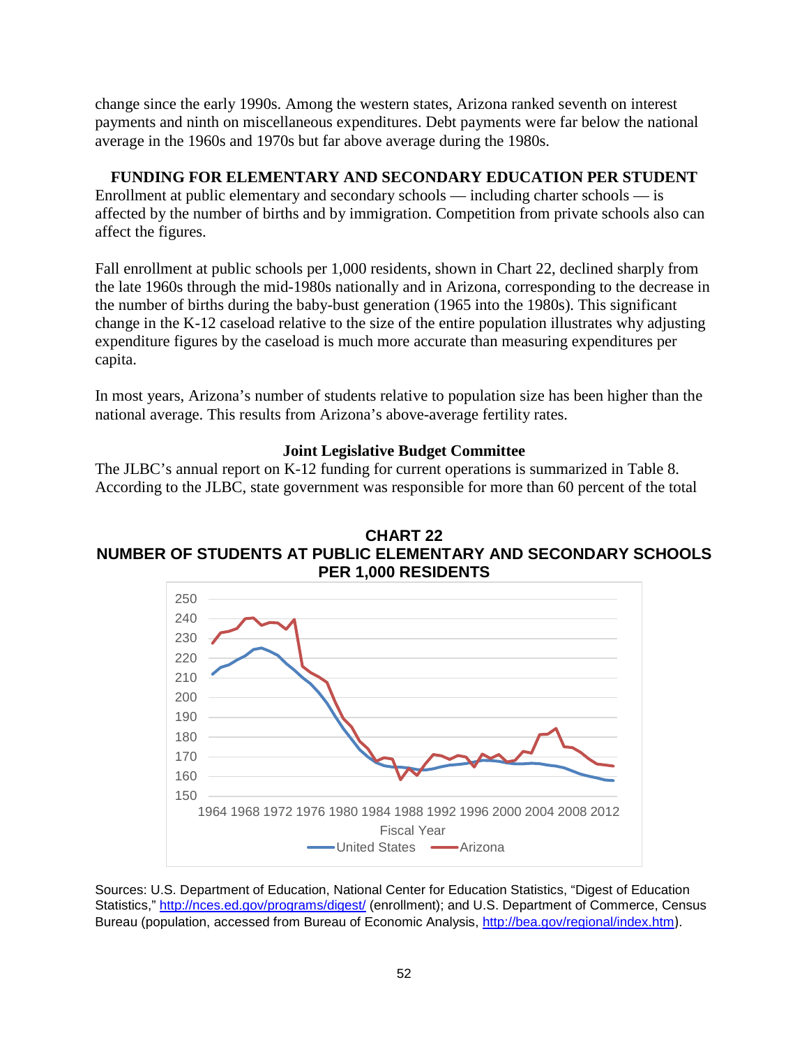change since the early 1990s. Among the western states, Arizona ranked seventh on interest payments and ninth on miscellaneous expenditures. Debt payments were far below the national average in the 1960s and 1970s but far above average during the 1980s.

## FUNDING FOR ELEMENTARY AND SECONDARY EDUCATION PER STUDENT

Enrollment at public elementary and secondary schools — including charter schools — is affected by the number of births and by immigration. Competition from private schools also can affect the figures.

Fall enrollment at public schools per 1,000 residents, shown in Chart 22, declined sharply from the late 1960s through the mid-1980s nationally and in Arizona, corresponding to the decrease in the number of births during the baby-bust generation (1965 into the 1980s). This significant change in the K-12 caseload relative to the size of the entire population illustrates why adjusting expenditure figures by the caseload is much more accurate than measuring expenditures per capita.

In most years, Arizona's number of students relative to population size has been higher than the national average. This results from Arizona's above-average fertility rates.

### Joint Legislative Budget Committee

The JLBC's annual report on K-12 funding for current operations is summarized in Table 8. According to the JLBC, state government was responsible for more than 60 percent of the total

**CHART 22**
**NUMBER OF STUDENTS AT PUBLIC ELEMENTARY AND SECONDARY SCHOOLS PER 1,000 RESIDENTS**

Sources: U.S. Department of Education, National Center for Education Statistics, "Digest of Education Statistics," http://nces.ed.gov/programs/digest/ (enrollment); and U.S. Department of Commerce, Census Bureau (population, accessed from Bureau of Economic Analysis, http://bea.gov/regional/index.htm).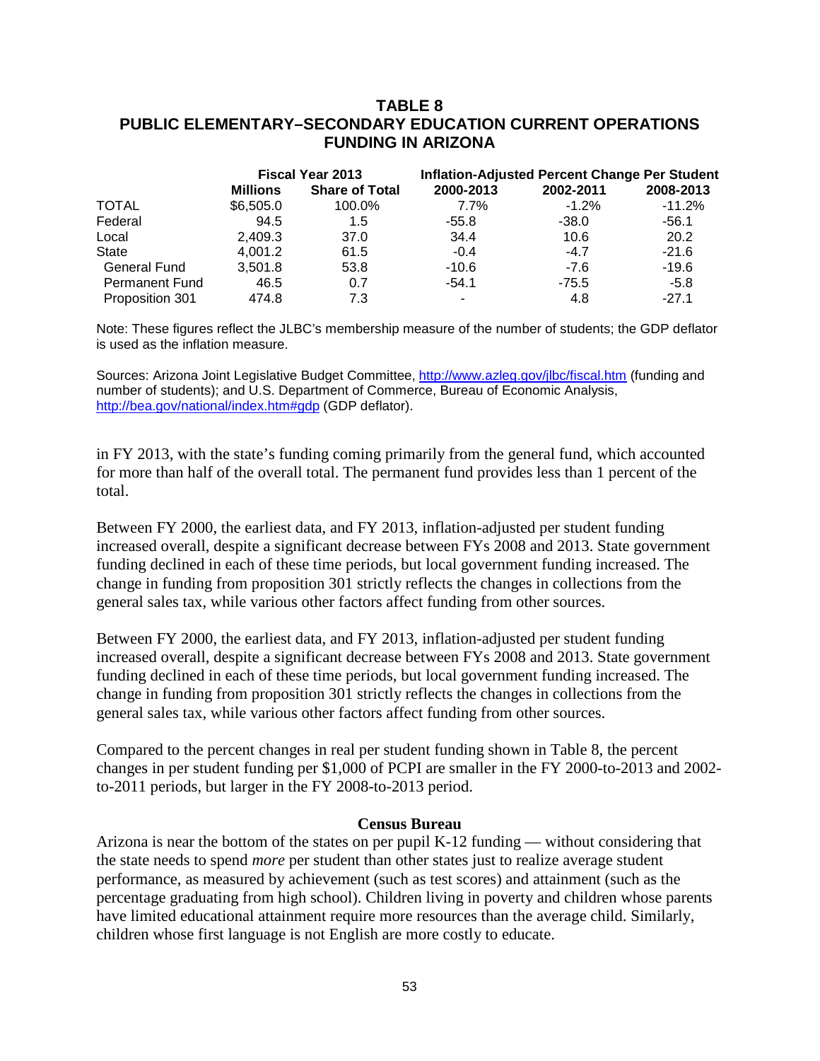## TABLE 8
## PUBLIC ELEMENTARY–SECONDARY EDUCATION CURRENT OPERATIONS FUNDING IN ARIZONA

| | Fiscal Year 2013 | | Inflation-Adjusted Percent Change Per Student | | |
|---|---|---|---|---|---|
| | **Millions** | **Share of Total** | **2000-2013** | **2002-2011** | **2008-2013** |
| TOTAL | $6,505.0 | 100.0% | 7.7% | -1.2% | -11.2% |
| Federal | 94.5 | 1.5 | -55.8 | -38.0 | -56.1 |
| Local | 2,409.3 | 37.0 | 34.4 | 10.6 | 20.2 |
| State | 4,001.2 | 61.5 | -0.4 | -4.7 | -21.6 |
| General Fund | 3,501.8 | 53.8 | -10.6 | -7.6 | -19.6 |
| Permanent Fund | 46.5 | 0.7 | -54.1 | -75.5 | -5.8 |
| Proposition 301 | 474.8 | 7.3 | - | 4.8 | -27.1 |

Note: These figures reflect the JLBC's membership measure of the number of students; the GDP deflator is used as the inflation measure.

Sources: Arizona Joint Legislative Budget Committee, http://www.azleg.gov/jlbc/fiscal.htm (funding and number of students); and U.S. Department of Commerce, Bureau of Economic Analysis, http://bea.gov/national/index.htm#gdp (GDP deflator).

in FY 2013, with the state's funding coming primarily from the general fund, which accounted for more than half of the overall total. The permanent fund provides less than 1 percent of the total.

Between FY 2000, the earliest data, and FY 2013, inflation-adjusted per student funding increased overall, despite a significant decrease between FYs 2008 and 2013. State government funding declined in each of these time periods, but local government funding increased. The change in funding from proposition 301 strictly reflects the changes in collections from the general sales tax, while various other factors affect funding from other sources.

Between FY 2000, the earliest data, and FY 2013, inflation-adjusted per student funding increased overall, despite a significant decrease between FYs 2008 and 2013. State government funding declined in each of these time periods, but local government funding increased. The change in funding from proposition 301 strictly reflects the changes in collections from the general sales tax, while various other factors affect funding from other sources.

Compared to the percent changes in real per student funding shown in Table 8, the percent changes in per student funding per $1,000 of PCPI are smaller in the FY 2000-to-2013 and 2002-to-2011 periods, but larger in the FY 2008-to-2013 period.

### Census Bureau

Arizona is near the bottom of the states on per pupil K-12 funding — without considering that the state needs to spend *more* per student than other states just to realize average student performance, as measured by achievement (such as test scores) and attainment (such as the percentage graduating from high school). Children living in poverty and children whose parents have limited educational attainment require more resources than the average child. Similarly, children whose first language is not English are more costly to educate.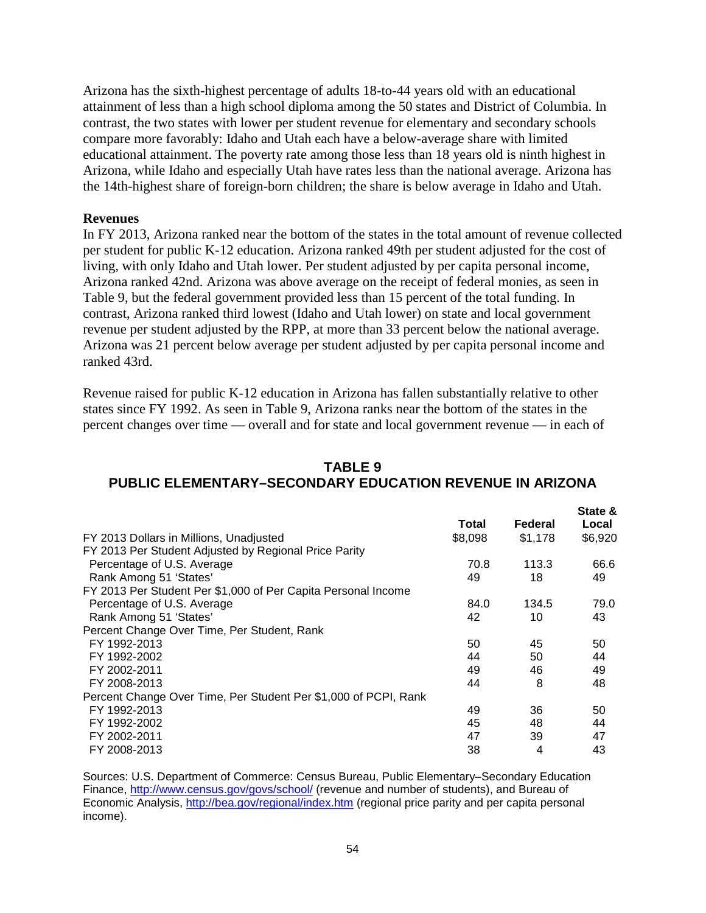Arizona has the sixth-highest percentage of adults 18-to-44 years old with an educational attainment of less than a high school diploma among the 50 states and District of Columbia. In contrast, the two states with lower per student revenue for elementary and secondary schools compare more favorably: Idaho and Utah each have a below-average share with limited educational attainment. The poverty rate among those less than 18 years old is ninth highest in Arizona, while Idaho and especially Utah have rates less than the national average. Arizona has the 14th-highest share of foreign-born children; the share is below average in Idaho and Utah.

**Revenues**

In FY 2013, Arizona ranked near the bottom of the states in the total amount of revenue collected per student for public K-12 education. Arizona ranked 49th per student adjusted for the cost of living, with only Idaho and Utah lower. Per student adjusted by per capita personal income, Arizona ranked 42nd. Arizona was above average on the receipt of federal monies, as seen in Table 9, but the federal government provided less than 15 percent of the total funding. In contrast, Arizona ranked third lowest (Idaho and Utah lower) on state and local government revenue per student adjusted by the RPP, at more than 33 percent below the national average. Arizona was 21 percent below average per student adjusted by per capita personal income and ranked 43rd.

Revenue raised for public K-12 education in Arizona has fallen substantially relative to other states since FY 1992. As seen in Table 9, Arizona ranks near the bottom of the states in the percent changes over time — overall and for state and local government revenue — in each of

**TABLE 9**
**PUBLIC ELEMENTARY–SECONDARY EDUCATION REVENUE IN ARIZONA**

| | Total | Federal | State & Local |
|---|---|---|---|
| FY 2013 Dollars in Millions, Unadjusted | $8,098 | $1,178 | $6,920 |
| FY 2013 Per Student Adjusted by Regional Price Parity | | | |
| Percentage of U.S. Average | 70.8 | 113.3 | 66.6 |
| Rank Among 51 'States' | 49 | 18 | 49 |
| FY 2013 Per Student Per $1,000 of Per Capita Personal Income | | | |
| Percentage of U.S. Average | 84.0 | 134.5 | 79.0 |
| Rank Among 51 'States' | 42 | 10 | 43 |
| Percent Change Over Time, Per Student, Rank | | | |
| FY 1992-2013 | 50 | 45 | 50 |
| FY 1992-2002 | 44 | 50 | 44 |
| FY 2002-2011 | 49 | 46 | 49 |
| FY 2008-2013 | 44 | 8 | 48 |
| Percent Change Over Time, Per Student Per $1,000 of PCPI, Rank | | | |
| FY 1992-2013 | 49 | 36 | 50 |
| FY 1992-2002 | 45 | 48 | 44 |
| FY 2002-2011 | 47 | 39 | 47 |
| FY 2008-2013 | 38 | 4 | 43 |

Sources: U.S. Department of Commerce: Census Bureau, Public Elementary–Secondary Education Finance, http://www.census.gov/govs/school/ (revenue and number of students), and Bureau of Economic Analysis, http://bea.gov/regional/index.htm (regional price parity and per capita personal income).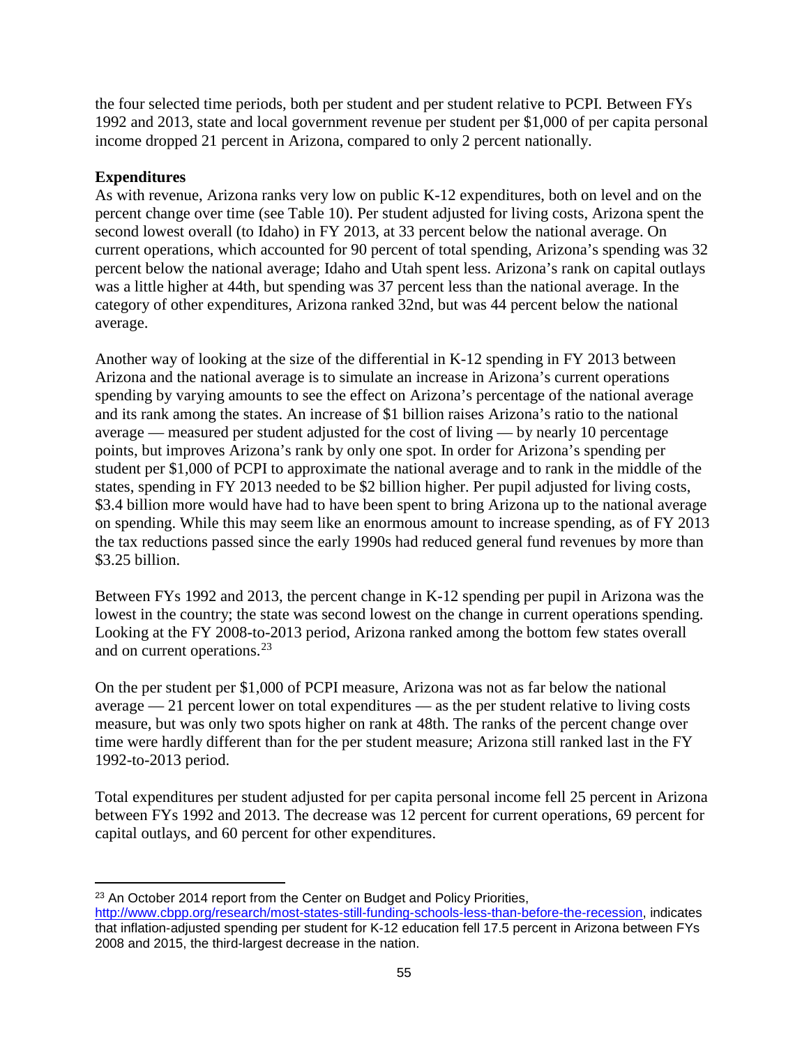the four selected time periods, both per student and per student relative to PCPI. Between FYs 1992 and 2013, state and local government revenue per student per $1,000 of per capita personal income dropped 21 percent in Arizona, compared to only 2 percent nationally.

**Expenditures**

As with revenue, Arizona ranks very low on public K-12 expenditures, both on level and on the percent change over time (see Table 10). Per student adjusted for living costs, Arizona spent the second lowest overall (to Idaho) in FY 2013, at 33 percent below the national average. On current operations, which accounted for 90 percent of total spending, Arizona's spending was 32 percent below the national average; Idaho and Utah spent less. Arizona's rank on capital outlays was a little higher at 44th, but spending was 37 percent less than the national average. In the category of other expenditures, Arizona ranked 32nd, but was 44 percent below the national average.

Another way of looking at the size of the differential in K-12 spending in FY 2013 between Arizona and the national average is to simulate an increase in Arizona's current operations spending by varying amounts to see the effect on Arizona's percentage of the national average and its rank among the states. An increase of $1 billion raises Arizona's ratio to the national average — measured per student adjusted for the cost of living — by nearly 10 percentage points, but improves Arizona's rank by only one spot. In order for Arizona's spending per student per $1,000 of PCPI to approximate the national average and to rank in the middle of the states, spending in FY 2013 needed to be $2 billion higher. Per pupil adjusted for living costs, $3.4 billion more would have had to have been spent to bring Arizona up to the national average on spending. While this may seem like an enormous amount to increase spending, as of FY 2013 the tax reductions passed since the early 1990s had reduced general fund revenues by more than $3.25 billion.

Between FYs 1992 and 2013, the percent change in K-12 spending per pupil in Arizona was the lowest in the country; the state was second lowest on the change in current operations spending. Looking at the FY 2008-to-2013 period, Arizona ranked among the bottom few states overall and on current operations.[23]

On the per student per $1,000 of PCPI measure, Arizona was not as far below the national average — 21 percent lower on total expenditures — as the per student relative to living costs measure, but was only two spots higher on rank at 48th. The ranks of the percent change over time were hardly different than for the per student measure; Arizona still ranked last in the FY 1992-to-2013 period.

Total expenditures per student adjusted for per capita personal income fell 25 percent in Arizona between FYs 1992 and 2013. The decrease was 12 percent for current operations, 69 percent for capital outlays, and 60 percent for other expenditures.

---

[23] An October 2014 report from the Center on Budget and Policy Priorities, http://www.cbpp.org/research/most-states-still-funding-schools-less-than-before-the-recession, indicates that inflation-adjusted spending per student for K-12 education fell 17.5 percent in Arizona between FYs 2008 and 2015, the third-largest decrease in the nation.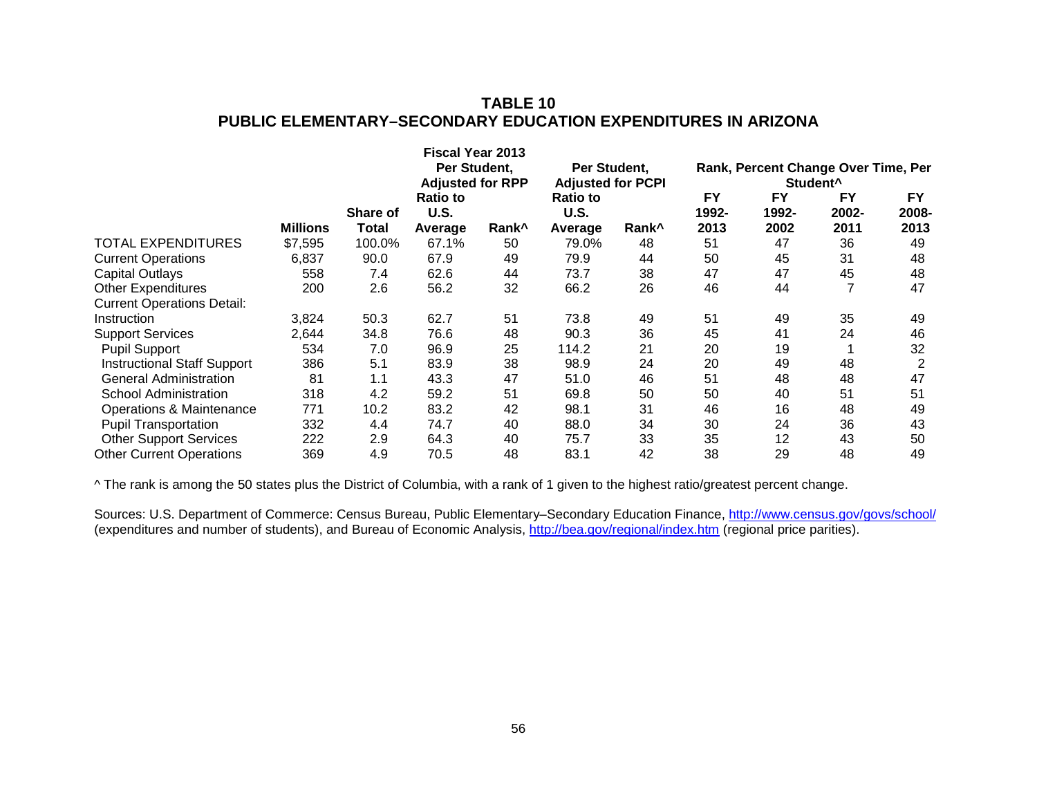# TABLE 10
# PUBLIC ELEMENTARY–SECONDARY EDUCATION EXPENDITURES IN ARIZONA

| | | | Fiscal Year 2013 Per Student, Adjusted for RPP | | Per Student, Adjusted for PCPI | | Rank, Percent Change Over Time, Per Student^ | | | |
|---|---|---|---|---|---|---|---|---|---|---|
| | Millions | Share of Total | Ratio to U.S. Average | Rank^ | Ratio to U.S. Average | Rank^ | FY 1992-2013 | FY 1992-2002 | FY 2002-2011 | FY 2008-2013 |
| TOTAL EXPENDITURES | $7,595 | 100.0% | 67.1% | 50 | 79.0% | 48 | 51 | 47 | 36 | 49 |
| Current Operations | 6,837 | 90.0 | 67.9 | 49 | 79.9 | 44 | 50 | 45 | 31 | 48 |
| Capital Outlays | 558 | 7.4 | 62.6 | 44 | 73.7 | 38 | 47 | 47 | 45 | 48 |
| Other Expenditures | 200 | 2.6 | 56.2 | 32 | 66.2 | 26 | 46 | 44 | 7 | 47 |
| Current Operations Detail: | | | | | | | | | | |
| Instruction | 3,824 | 50.3 | 62.7 | 51 | 73.8 | 49 | 51 | 49 | 35 | 49 |
| Support Services | 2,644 | 34.8 | 76.6 | 48 | 90.3 | 36 | 45 | 41 | 24 | 46 |
| Pupil Support | 534 | 7.0 | 96.9 | 25 | 114.2 | 21 | 20 | 19 | 1 | 32 |
| Instructional Staff Support | 386 | 5.1 | 83.9 | 38 | 98.9 | 24 | 20 | 49 | 48 | 2 |
| General Administration | 81 | 1.1 | 43.3 | 47 | 51.0 | 46 | 51 | 48 | 48 | 47 |
| School Administration | 318 | 4.2 | 59.2 | 51 | 69.8 | 50 | 50 | 40 | 51 | 51 |
| Operations & Maintenance | 771 | 10.2 | 83.2 | 42 | 98.1 | 31 | 46 | 16 | 48 | 49 |
| Pupil Transportation | 332 | 4.4 | 74.7 | 40 | 88.0 | 34 | 30 | 24 | 36 | 43 |
| Other Support Services | 222 | 2.9 | 64.3 | 40 | 75.7 | 33 | 35 | 12 | 43 | 50 |
| Other Current Operations | 369 | 4.9 | 70.5 | 48 | 83.1 | 42 | 38 | 29 | 48 | 49 |

^ The rank is among the 50 states plus the District of Columbia, with a rank of 1 given to the highest ratio/greatest percent change.

Sources: U.S. Department of Commerce: Census Bureau, Public Elementary–Secondary Education Finance, http://www.census.gov/govs/school/ (expenditures and number of students), and Bureau of Economic Analysis, http://bea.gov/regional/index.htm (regional price parities).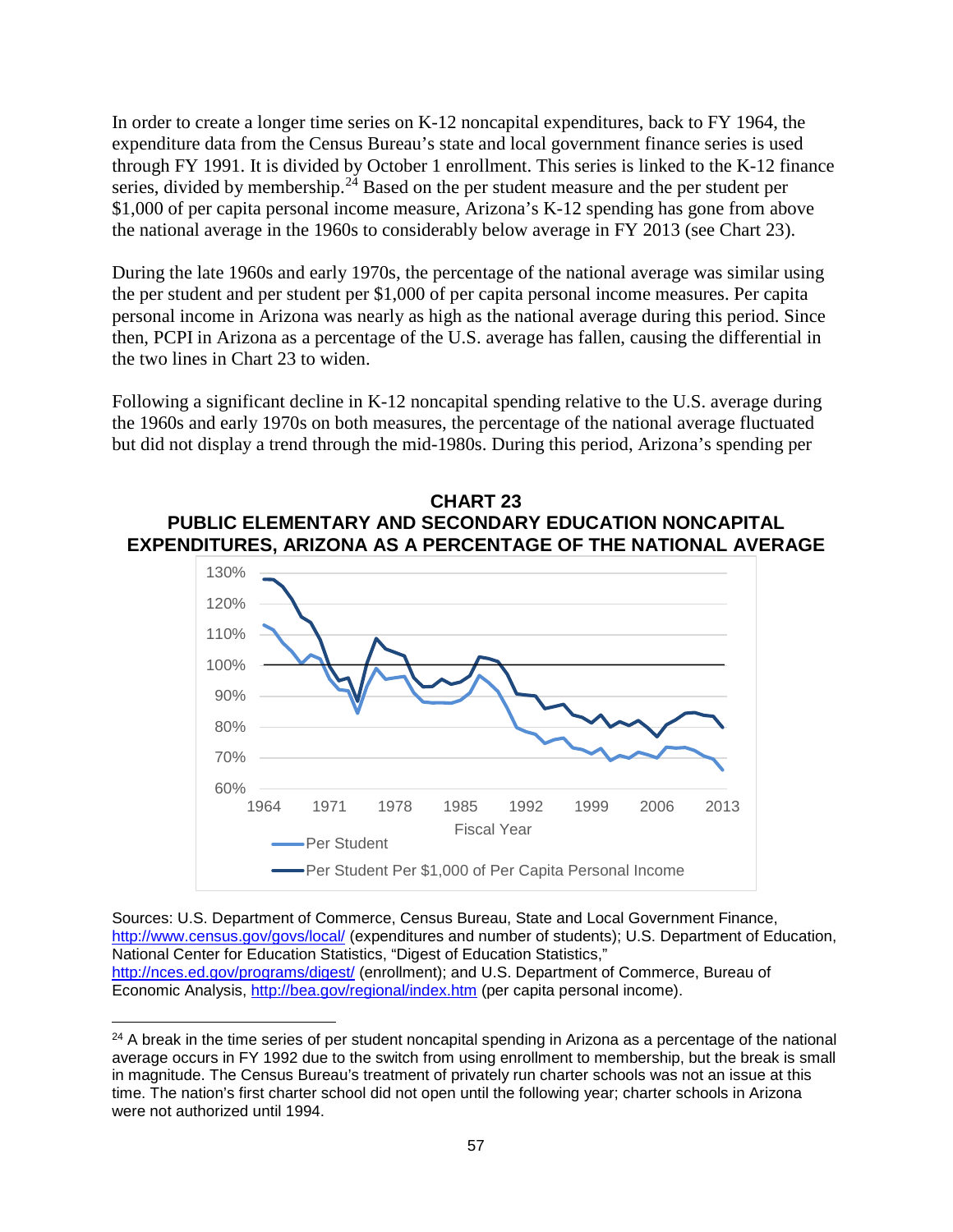In order to create a longer time series on K-12 noncapital expenditures, back to FY 1964, the expenditure data from the Census Bureau's state and local government finance series is used through FY 1991. It is divided by October 1 enrollment. This series is linked to the K-12 finance series, divided by membership.[24] Based on the per student measure and the per student per $1,000 of per capita personal income measure, Arizona's K-12 spending has gone from above the national average in the 1960s to considerably below average in FY 2013 (see Chart 23).

During the late 1960s and early 1970s, the percentage of the national average was similar using the per student and per student per $1,000 of per capita personal income measures. Per capita personal income in Arizona was nearly as high as the national average during this period. Since then, PCPI in Arizona as a percentage of the U.S. average has fallen, causing the differential in the two lines in Chart 23 to widen.

Following a significant decline in K-12 noncapital spending relative to the U.S. average during the 1960s and early 1970s on both measures, the percentage of the national average fluctuated but did not display a trend through the mid-1980s. During this period, Arizona's spending per

**CHART 23**
**PUBLIC ELEMENTARY AND SECONDARY EDUCATION NONCAPITAL EXPENDITURES, ARIZONA AS A PERCENTAGE OF THE NATIONAL AVERAGE**

Sources: U.S. Department of Commerce, Census Bureau, State and Local Government Finance, http://www.census.gov/govs/local/ (expenditures and number of students); U.S. Department of Education, National Center for Education Statistics, "Digest of Education Statistics," http://nces.ed.gov/programs/digest/ (enrollment); and U.S. Department of Commerce, Bureau of Economic Analysis, http://bea.gov/regional/index.htm (per capita personal income).

[24] A break in the time series of per student noncapital spending in Arizona as a percentage of the national average occurs in FY 1992 due to the switch from using enrollment to membership, but the break is small in magnitude. The Census Bureau's treatment of privately run charter schools was not an issue at this time. The nation's first charter school did not open until the following year; charter schools in Arizona were not authorized until 1994.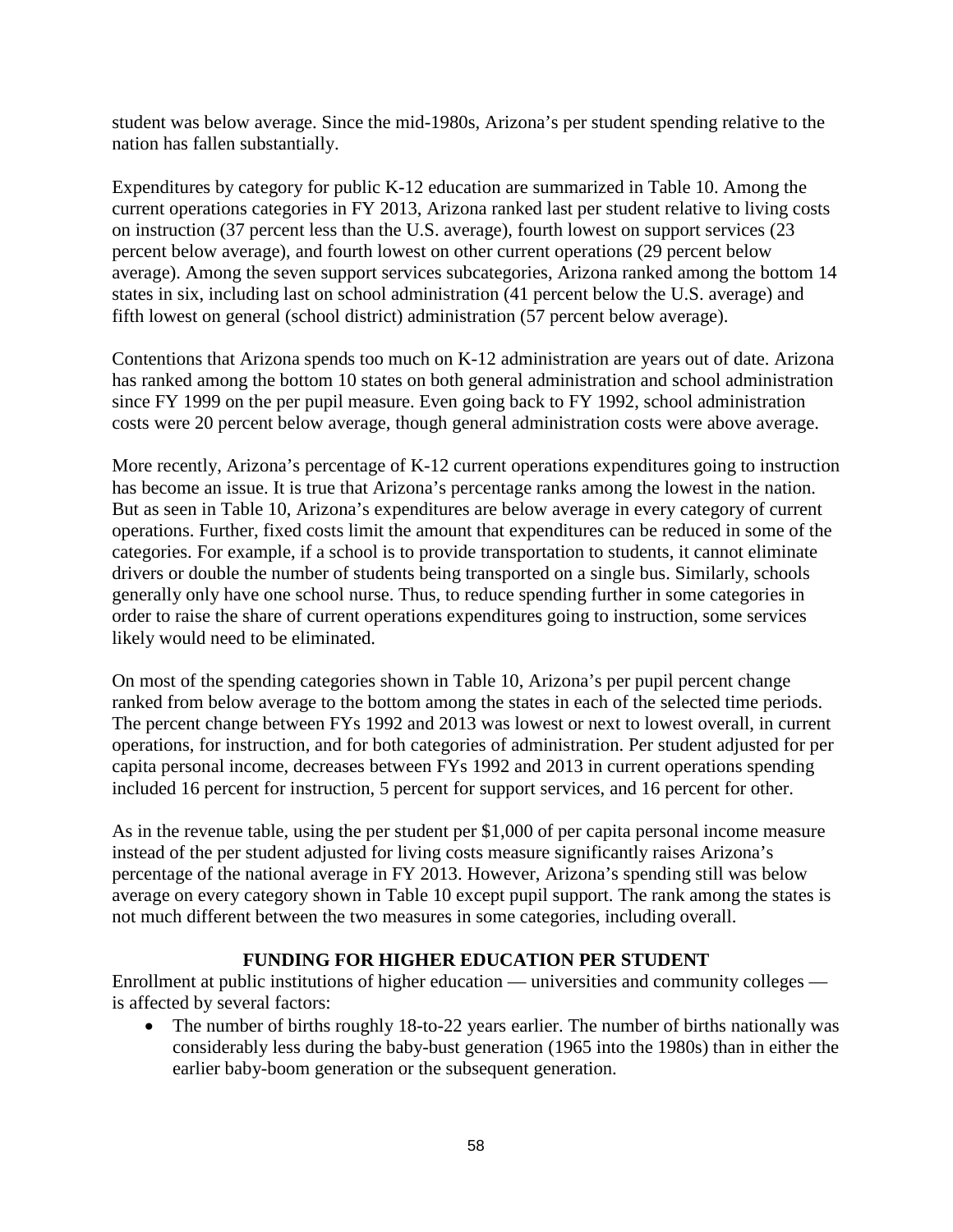student was below average. Since the mid-1980s, Arizona's per student spending relative to the nation has fallen substantially.

Expenditures by category for public K-12 education are summarized in Table 10. Among the current operations categories in FY 2013, Arizona ranked last per student relative to living costs on instruction (37 percent less than the U.S. average), fourth lowest on support services (23 percent below average), and fourth lowest on other current operations (29 percent below average). Among the seven support services subcategories, Arizona ranked among the bottom 14 states in six, including last on school administration (41 percent below the U.S. average) and fifth lowest on general (school district) administration (57 percent below average).

Contentions that Arizona spends too much on K-12 administration are years out of date. Arizona has ranked among the bottom 10 states on both general administration and school administration since FY 1999 on the per pupil measure. Even going back to FY 1992, school administration costs were 20 percent below average, though general administration costs were above average.

More recently, Arizona's percentage of K-12 current operations expenditures going to instruction has become an issue. It is true that Arizona's percentage ranks among the lowest in the nation. But as seen in Table 10, Arizona's expenditures are below average in every category of current operations. Further, fixed costs limit the amount that expenditures can be reduced in some of the categories. For example, if a school is to provide transportation to students, it cannot eliminate drivers or double the number of students being transported on a single bus. Similarly, schools generally only have one school nurse. Thus, to reduce spending further in some categories in order to raise the share of current operations expenditures going to instruction, some services likely would need to be eliminated.

On most of the spending categories shown in Table 10, Arizona's per pupil percent change ranked from below average to the bottom among the states in each of the selected time periods. The percent change between FYs 1992 and 2013 was lowest or next to lowest overall, in current operations, for instruction, and for both categories of administration. Per student adjusted for per capita personal income, decreases between FYs 1992 and 2013 in current operations spending included 16 percent for instruction, 5 percent for support services, and 16 percent for other.

As in the revenue table, using the per student per $1,000 of per capita personal income measure instead of the per student adjusted for living costs measure significantly raises Arizona's percentage of the national average in FY 2013. However, Arizona's spending still was below average on every category shown in Table 10 except pupil support. The rank among the states is not much different between the two measures in some categories, including overall.

## FUNDING FOR HIGHER EDUCATION PER STUDENT

Enrollment at public institutions of higher education — universities and community colleges — is affected by several factors:

- The number of births roughly 18-to-22 years earlier. The number of births nationally was considerably less during the baby-bust generation (1965 into the 1980s) than in either the earlier baby-boom generation or the subsequent generation.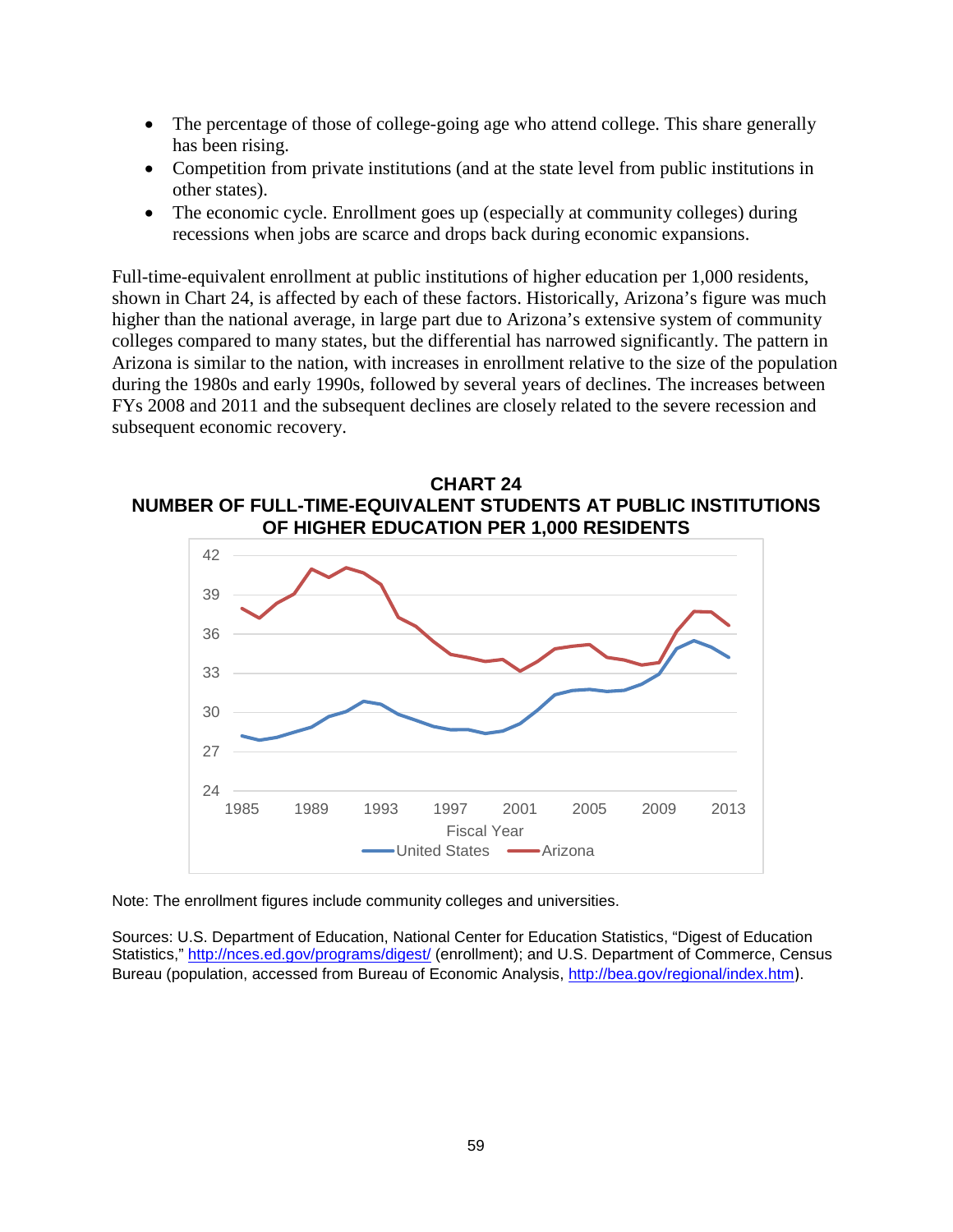- The percentage of those of college-going age who attend college. This share generally has been rising.
- Competition from private institutions (and at the state level from public institutions in other states).
- The economic cycle. Enrollment goes up (especially at community colleges) during recessions when jobs are scarce and drops back during economic expansions.

Full-time-equivalent enrollment at public institutions of higher education per 1,000 residents, shown in Chart 24, is affected by each of these factors. Historically, Arizona's figure was much higher than the national average, in large part due to Arizona's extensive system of community colleges compared to many states, but the differential has narrowed significantly. The pattern in Arizona is similar to the nation, with increases in enrollment relative to the size of the population during the 1980s and early 1990s, followed by several years of declines. The increases between FYs 2008 and 2011 and the subsequent declines are closely related to the severe recession and subsequent economic recovery.

**CHART 24**
**NUMBER OF FULL-TIME-EQUIVALENT STUDENTS AT PUBLIC INSTITUTIONS OF HIGHER EDUCATION PER 1,000 RESIDENTS**

Note: The enrollment figures include community colleges and universities.

Sources: U.S. Department of Education, National Center for Education Statistics, "Digest of Education Statistics," http://nces.ed.gov/programs/digest/ (enrollment); and U.S. Department of Commerce, Census Bureau (population, accessed from Bureau of Economic Analysis, http://bea.gov/regional/index.htm).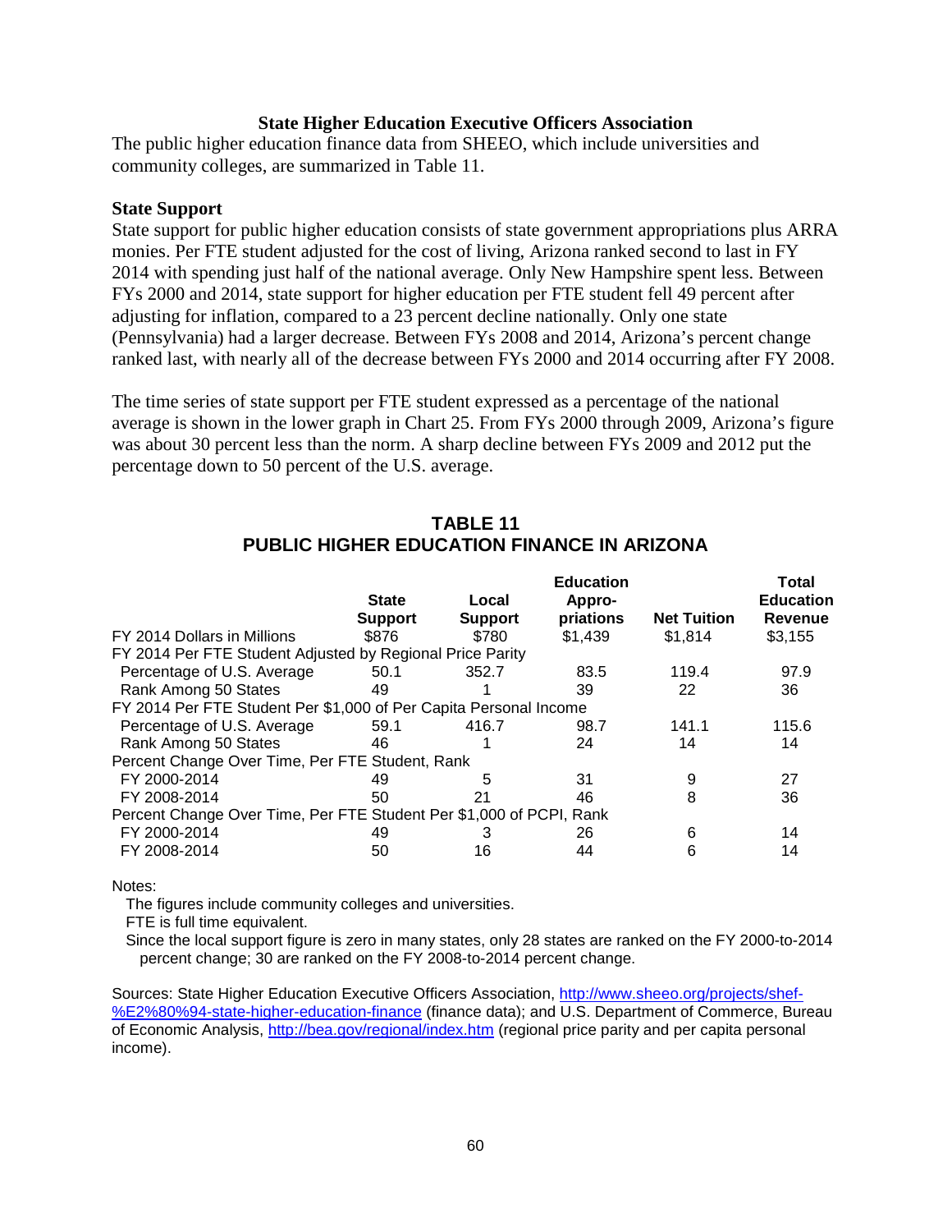### State Higher Education Executive Officers Association

The public higher education finance data from SHEEO, which include universities and community colleges, are summarized in Table 11.

**State Support**

State support for public higher education consists of state government appropriations plus ARRA monies. Per FTE student adjusted for the cost of living, Arizona ranked second to last in FY 2014 with spending just half of the national average. Only New Hampshire spent less. Between FYs 2000 and 2014, state support for higher education per FTE student fell 49 percent after adjusting for inflation, compared to a 23 percent decline nationally. Only one state (Pennsylvania) had a larger decrease. Between FYs 2008 and 2014, Arizona's percent change ranked last, with nearly all of the decrease between FYs 2000 and 2014 occurring after FY 2008.

The time series of state support per FTE student expressed as a percentage of the national average is shown in the lower graph in Chart 25. From FYs 2000 through 2009, Arizona's figure was about 30 percent less than the norm. A sharp decline between FYs 2009 and 2012 put the percentage down to 50 percent of the U.S. average.

**TABLE 11**
**PUBLIC HIGHER EDUCATION FINANCE IN ARIZONA**

| | State Support | Local Support | Education Appro-priations | Net Tuition | Total Education Revenue |
|---|---|---|---|---|---|
| FY 2014 Dollars in Millions | $876 | $780 | $1,439 | $1,814 | $3,155 |
| FY 2014 Per FTE Student Adjusted by Regional Price Parity | | | | | |
| Percentage of U.S. Average | 50.1 | 352.7 | 83.5 | 119.4 | 97.9 |
| Rank Among 50 States | 49 | 1 | 39 | 22 | 36 |
| FY 2014 Per FTE Student Per $1,000 of Per Capita Personal Income | | | | | |
| Percentage of U.S. Average | 59.1 | 416.7 | 98.7 | 141.1 | 115.6 |
| Rank Among 50 States | 46 | 1 | 24 | 14 | 14 |
| Percent Change Over Time, Per FTE Student, Rank | | | | | |
| FY 2000-2014 | 49 | 5 | 31 | 9 | 27 |
| FY 2008-2014 | 50 | 21 | 46 | 8 | 36 |
| Percent Change Over Time, Per FTE Student Per $1,000 of PCPI, Rank | | | | | |
| FY 2000-2014 | 49 | 3 | 26 | 6 | 14 |
| FY 2008-2014 | 50 | 16 | 44 | 6 | 14 |

Notes:

The figures include community colleges and universities.

FTE is full time equivalent.

Since the local support figure is zero in many states, only 28 states are ranked on the FY 2000-to-2014 percent change; 30 are ranked on the FY 2008-to-2014 percent change.

Sources: State Higher Education Executive Officers Association, http://www.sheeo.org/projects/shef-%E2%80%94-state-higher-education-finance (finance data); and U.S. Department of Commerce, Bureau of Economic Analysis, http://bea.gov/regional/index.htm (regional price parity and per capita personal income).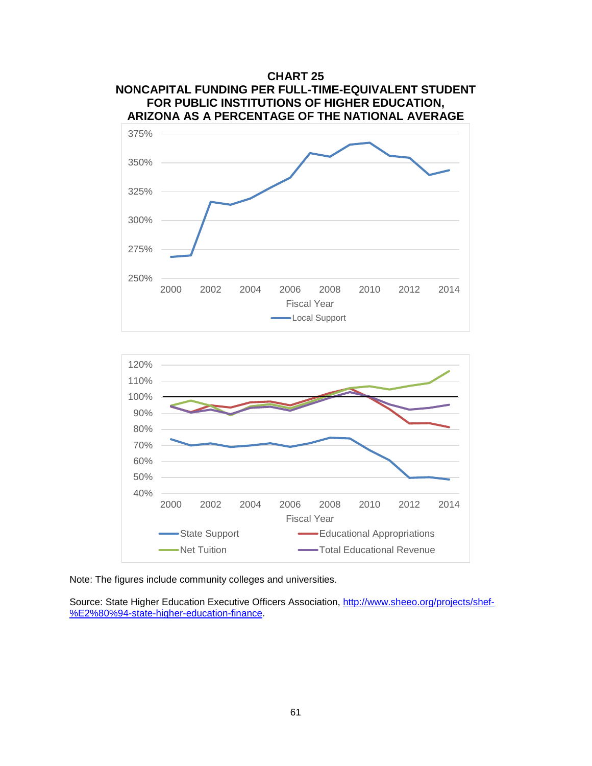**CHART 25**
**NONCAPITAL FUNDING PER FULL-TIME-EQUIVALENT STUDENT FOR PUBLIC INSTITUTIONS OF HIGHER EDUCATION, ARIZONA AS A PERCENTAGE OF THE NATIONAL AVERAGE**

Note: The figures include community colleges and universities.

Source: State Higher Education Executive Officers Association, http://www.sheeo.org/projects/shef-%E2%80%94-state-higher-education-finance.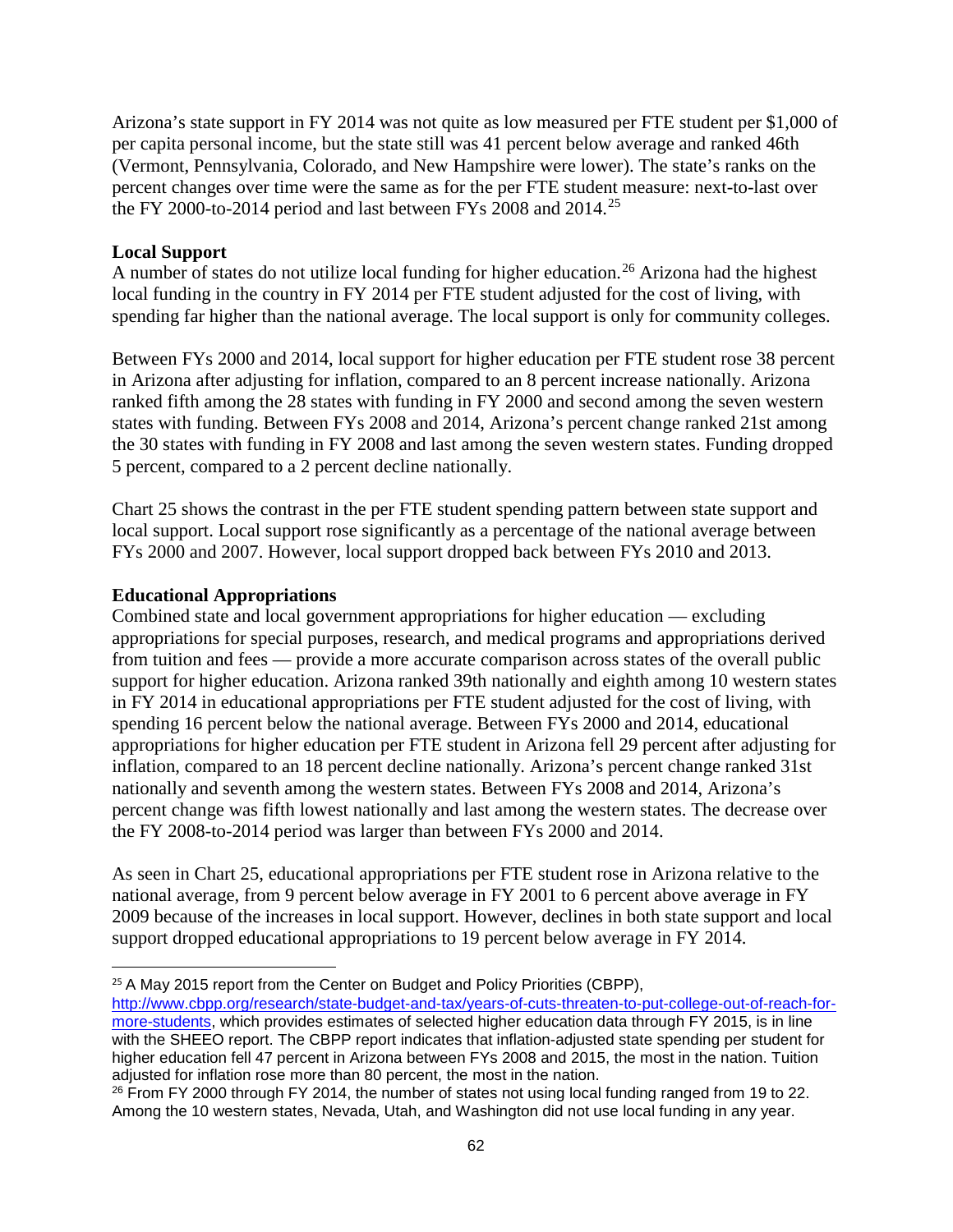Arizona's state support in FY 2014 was not quite as low measured per FTE student per $1,000 of per capita personal income, but the state still was 41 percent below average and ranked 46th (Vermont, Pennsylvania, Colorado, and New Hampshire were lower). The state's ranks on the percent changes over time were the same as for the per FTE student measure: next-to-last over the FY 2000-to-2014 period and last between FYs 2008 and 2014.[25]

**Local Support**

A number of states do not utilize local funding for higher education.[26] Arizona had the highest local funding in the country in FY 2014 per FTE student adjusted for the cost of living, with spending far higher than the national average. The local support is only for community colleges.

Between FYs 2000 and 2014, local support for higher education per FTE student rose 38 percent in Arizona after adjusting for inflation, compared to an 8 percent increase nationally. Arizona ranked fifth among the 28 states with funding in FY 2000 and second among the seven western states with funding. Between FYs 2008 and 2014, Arizona's percent change ranked 21st among the 30 states with funding in FY 2008 and last among the seven western states. Funding dropped 5 percent, compared to a 2 percent decline nationally.

Chart 25 shows the contrast in the per FTE student spending pattern between state support and local support. Local support rose significantly as a percentage of the national average between FYs 2000 and 2007. However, local support dropped back between FYs 2010 and 2013.

**Educational Appropriations**

Combined state and local government appropriations for higher education — excluding appropriations for special purposes, research, and medical programs and appropriations derived from tuition and fees — provide a more accurate comparison across states of the overall public support for higher education. Arizona ranked 39th nationally and eighth among 10 western states in FY 2014 in educational appropriations per FTE student adjusted for the cost of living, with spending 16 percent below the national average. Between FYs 2000 and 2014, educational appropriations for higher education per FTE student in Arizona fell 29 percent after adjusting for inflation, compared to an 18 percent decline nationally. Arizona's percent change ranked 31st nationally and seventh among the western states. Between FYs 2008 and 2014, Arizona's percent change was fifth lowest nationally and last among the western states. The decrease over the FY 2008-to-2014 period was larger than between FYs 2000 and 2014.

As seen in Chart 25, educational appropriations per FTE student rose in Arizona relative to the national average, from 9 percent below average in FY 2001 to 6 percent above average in FY 2009 because of the increases in local support. However, declines in both state support and local support dropped educational appropriations to 19 percent below average in FY 2014.

---

[25] A May 2015 report from the Center on Budget and Policy Priorities (CBPP), http://www.cbpp.org/research/state-budget-and-tax/years-of-cuts-threaten-to-put-college-out-of-reach-for-more-students, which provides estimates of selected higher education data through FY 2015, is in line with the SHEEO report. The CBPP report indicates that inflation-adjusted state spending per student for higher education fell 47 percent in Arizona between FYs 2008 and 2015, the most in the nation. Tuition adjusted for inflation rose more than 80 percent, the most in the nation.

[26] From FY 2000 through FY 2014, the number of states not using local funding ranged from 19 to 22. Among the 10 western states, Nevada, Utah, and Washington did not use local funding in any year.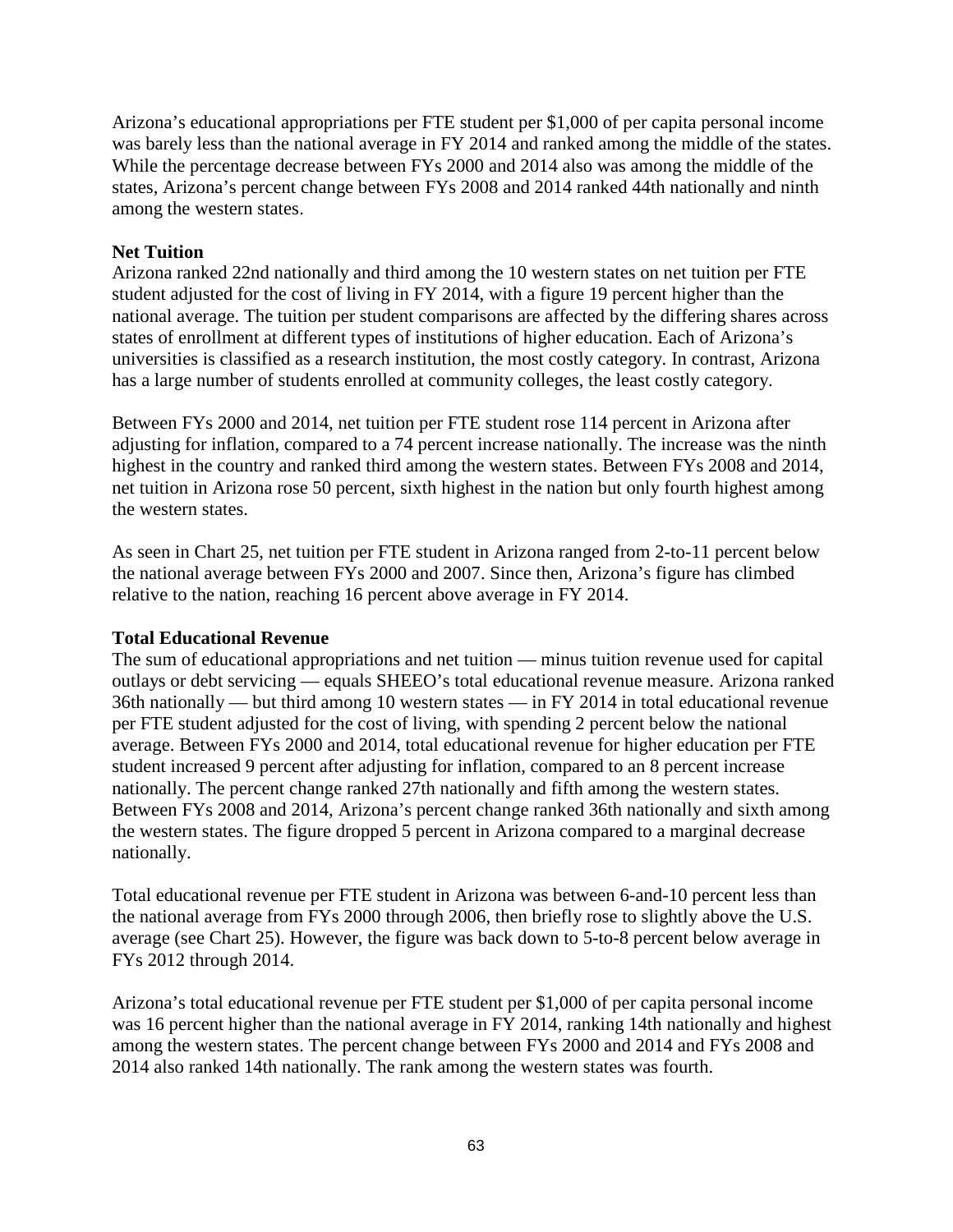Arizona's educational appropriations per FTE student per $1,000 of per capita personal income was barely less than the national average in FY 2014 and ranked among the middle of the states. While the percentage decrease between FYs 2000 and 2014 also was among the middle of the states, Arizona's percent change between FYs 2008 and 2014 ranked 44th nationally and ninth among the western states.

**Net Tuition**

Arizona ranked 22nd nationally and third among the 10 western states on net tuition per FTE student adjusted for the cost of living in FY 2014, with a figure 19 percent higher than the national average. The tuition per student comparisons are affected by the differing shares across states of enrollment at different types of institutions of higher education. Each of Arizona's universities is classified as a research institution, the most costly category. In contrast, Arizona has a large number of students enrolled at community colleges, the least costly category.

Between FYs 2000 and 2014, net tuition per FTE student rose 114 percent in Arizona after adjusting for inflation, compared to a 74 percent increase nationally. The increase was the ninth highest in the country and ranked third among the western states. Between FYs 2008 and 2014, net tuition in Arizona rose 50 percent, sixth highest in the nation but only fourth highest among the western states.

As seen in Chart 25, net tuition per FTE student in Arizona ranged from 2-to-11 percent below the national average between FYs 2000 and 2007. Since then, Arizona's figure has climbed relative to the nation, reaching 16 percent above average in FY 2014.

**Total Educational Revenue**

The sum of educational appropriations and net tuition — minus tuition revenue used for capital outlays or debt servicing — equals SHEEO's total educational revenue measure. Arizona ranked 36th nationally — but third among 10 western states — in FY 2014 in total educational revenue per FTE student adjusted for the cost of living, with spending 2 percent below the national average. Between FYs 2000 and 2014, total educational revenue for higher education per FTE student increased 9 percent after adjusting for inflation, compared to an 8 percent increase nationally. The percent change ranked 27th nationally and fifth among the western states. Between FYs 2008 and 2014, Arizona's percent change ranked 36th nationally and sixth among the western states. The figure dropped 5 percent in Arizona compared to a marginal decrease nationally.

Total educational revenue per FTE student in Arizona was between 6-and-10 percent less than the national average from FYs 2000 through 2006, then briefly rose to slightly above the U.S. average (see Chart 25). However, the figure was back down to 5-to-8 percent below average in FYs 2012 through 2014.

Arizona's total educational revenue per FTE student per $1,000 of per capita personal income was 16 percent higher than the national average in FY 2014, ranking 14th nationally and highest among the western states. The percent change between FYs 2000 and 2014 and FYs 2008 and 2014 also ranked 14th nationally. The rank among the western states was fourth.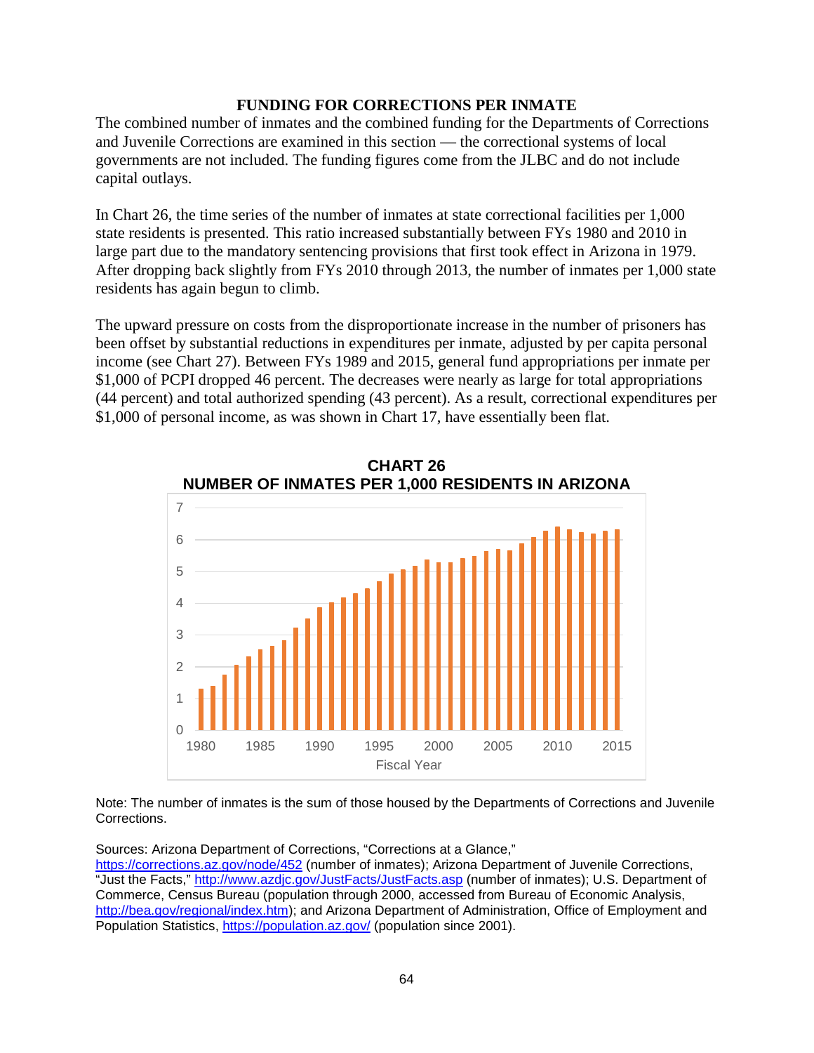## FUNDING FOR CORRECTIONS PER INMATE

The combined number of inmates and the combined funding for the Departments of Corrections and Juvenile Corrections are examined in this section — the correctional systems of local governments are not included. The funding figures come from the JLBC and do not include capital outlays.

In Chart 26, the time series of the number of inmates at state correctional facilities per 1,000 state residents is presented. This ratio increased substantially between FYs 1980 and 2010 in large part due to the mandatory sentencing provisions that first took effect in Arizona in 1979. After dropping back slightly from FYs 2010 through 2013, the number of inmates per 1,000 state residents has again begun to climb.

The upward pressure on costs from the disproportionate increase in the number of prisoners has been offset by substantial reductions in expenditures per inmate, adjusted by per capita personal income (see Chart 27). Between FYs 1989 and 2015, general fund appropriations per inmate per $1,000 of PCPI dropped 46 percent. The decreases were nearly as large for total appropriations (44 percent) and total authorized spending (43 percent). As a result, correctional expenditures per $1,000 of personal income, as was shown in Chart 17, have essentially been flat.

**CHART 26**
**NUMBER OF INMATES PER 1,000 RESIDENTS IN ARIZONA**

Note: The number of inmates is the sum of those housed by the Departments of Corrections and Juvenile Corrections.

Sources: Arizona Department of Corrections, "Corrections at a Glance," https://corrections.az.gov/node/452 (number of inmates); Arizona Department of Juvenile Corrections, "Just the Facts," http://www.azdjc.gov/JustFacts/JustFacts.asp (number of inmates); U.S. Department of Commerce, Census Bureau (population through 2000, accessed from Bureau of Economic Analysis, http://bea.gov/regional/index.htm); and Arizona Department of Administration, Office of Employment and Population Statistics, https://population.az.gov/ (population since 2001).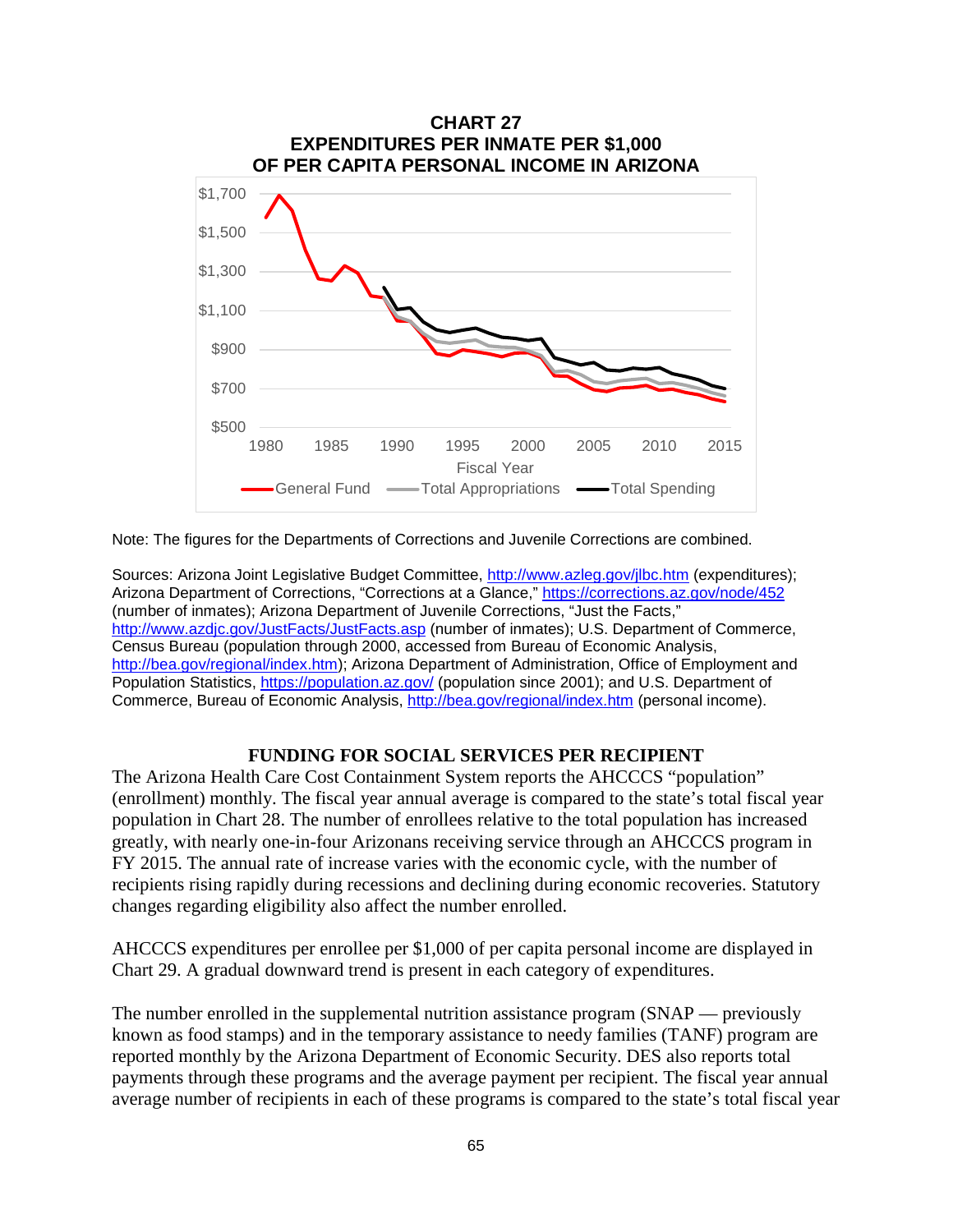**CHART 27**
**EXPENDITURES PER INMATE PER $1,000 OF PER CAPITA PERSONAL INCOME IN ARIZONA**

Note: The figures for the Departments of Corrections and Juvenile Corrections are combined.

Sources: Arizona Joint Legislative Budget Committee, http://www.azleg.gov/jlbc.htm (expenditures); Arizona Department of Corrections, "Corrections at a Glance," https://corrections.az.gov/node/452 (number of inmates); Arizona Department of Juvenile Corrections, "Just the Facts," http://www.azdjc.gov/JustFacts/JustFacts.asp (number of inmates); U.S. Department of Commerce, Census Bureau (population through 2000, accessed from Bureau of Economic Analysis, http://bea.gov/regional/index.htm); Arizona Department of Administration, Office of Employment and Population Statistics, https://population.az.gov/ (population since 2001); and U.S. Department of Commerce, Bureau of Economic Analysis, http://bea.gov/regional/index.htm (personal income).

## FUNDING FOR SOCIAL SERVICES PER RECIPIENT

The Arizona Health Care Cost Containment System reports the AHCCCS "population" (enrollment) monthly. The fiscal year annual average is compared to the state's total fiscal year population in Chart 28. The number of enrollees relative to the total population has increased greatly, with nearly one-in-four Arizonans receiving service through an AHCCCS program in FY 2015. The annual rate of increase varies with the economic cycle, with the number of recipients rising rapidly during recessions and declining during economic recoveries. Statutory changes regarding eligibility also affect the number enrolled.

AHCCCS expenditures per enrollee per $1,000 of per capita personal income are displayed in Chart 29. A gradual downward trend is present in each category of expenditures.

The number enrolled in the supplemental nutrition assistance program (SNAP — previously known as food stamps) and in the temporary assistance to needy families (TANF) program are reported monthly by the Arizona Department of Economic Security. DES also reports total payments through these programs and the average payment per recipient. The fiscal year annual average number of recipients in each of these programs is compared to the state's total fiscal year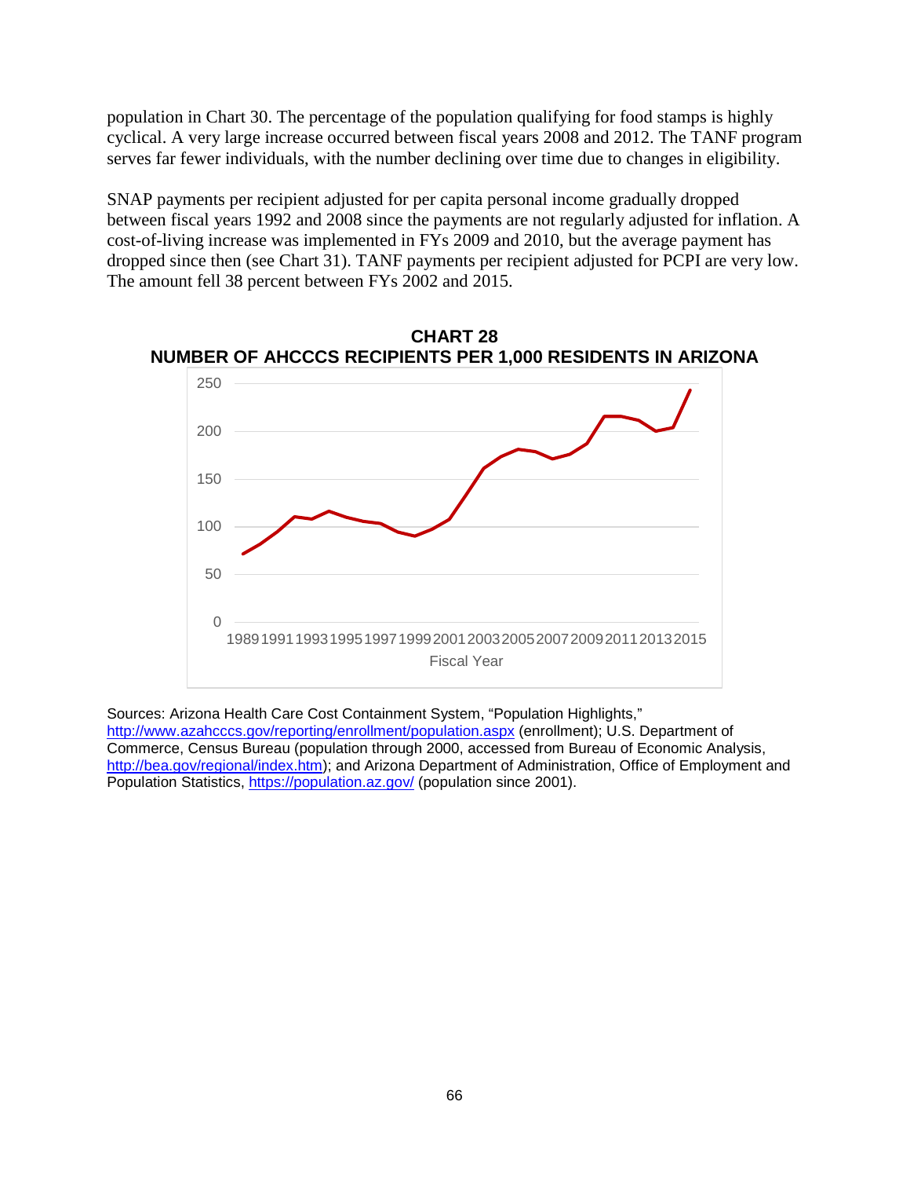population in Chart 30. The percentage of the population qualifying for food stamps is highly cyclical. A very large increase occurred between fiscal years 2008 and 2012. The TANF program serves far fewer individuals, with the number declining over time due to changes in eligibility.

SNAP payments per recipient adjusted for per capita personal income gradually dropped between fiscal years 1992 and 2008 since the payments are not regularly adjusted for inflation. A cost-of-living increase was implemented in FYs 2009 and 2010, but the average payment has dropped since then (see Chart 31). TANF payments per recipient adjusted for PCPI are very low. The amount fell 38 percent between FYs 2002 and 2015.

**CHART 28**
**NUMBER OF AHCCCS RECIPIENTS PER 1,000 RESIDENTS IN ARIZONA**

Sources: Arizona Health Care Cost Containment System, "Population Highlights," http://www.azahcccs.gov/reporting/enrollment/population.aspx (enrollment); U.S. Department of Commerce, Census Bureau (population through 2000, accessed from Bureau of Economic Analysis, http://bea.gov/regional/index.htm); and Arizona Department of Administration, Office of Employment and Population Statistics, https://population.az.gov/ (population since 2001).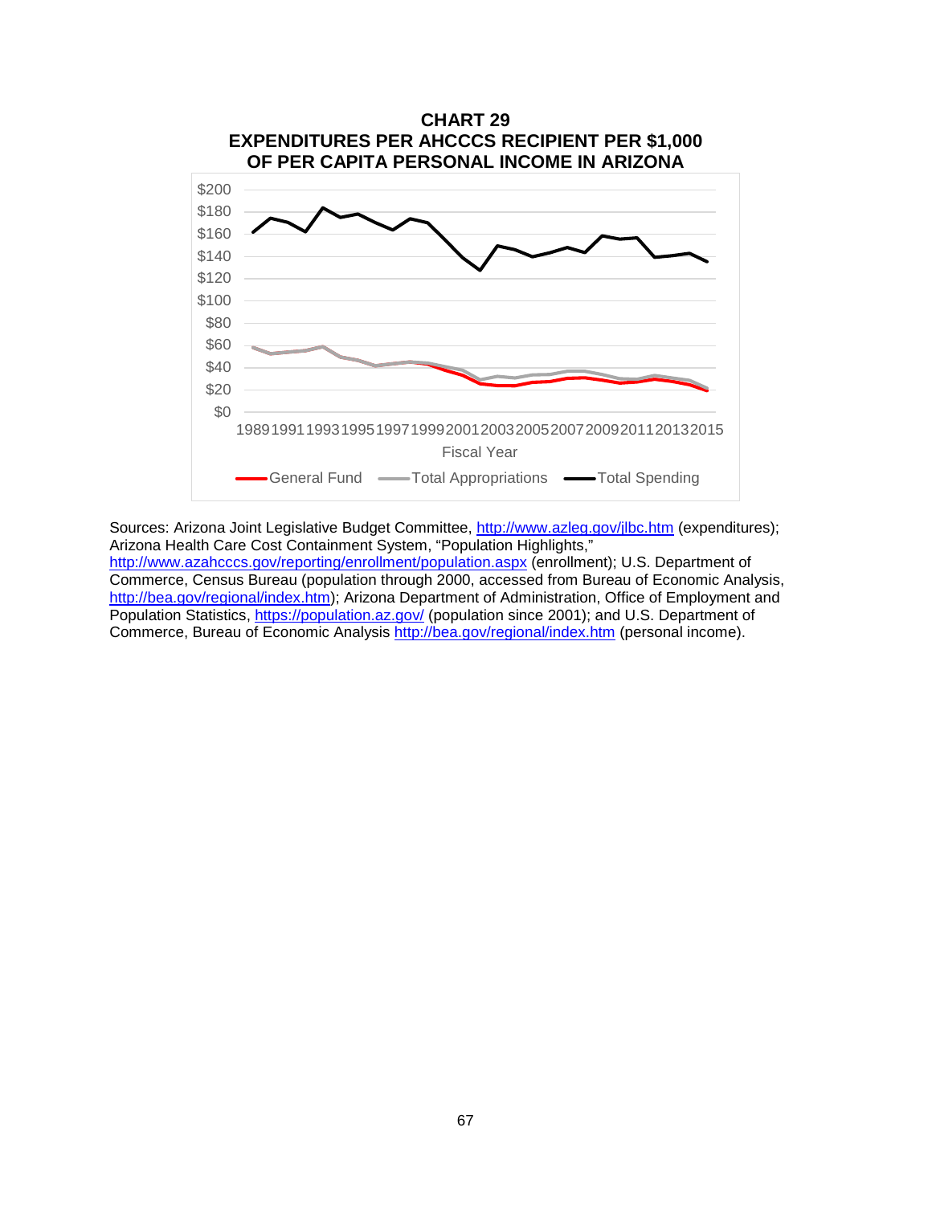**CHART 29**
**EXPENDITURES PER AHCCCS RECIPIENT PER $1,000 OF PER CAPITA PERSONAL INCOME IN ARIZONA**

Sources: Arizona Joint Legislative Budget Committee, http://www.azleg.gov/jlbc.htm (expenditures); Arizona Health Care Cost Containment System, "Population Highlights," http://www.azahcccs.gov/reporting/enrollment/population.aspx (enrollment); U.S. Department of Commerce, Census Bureau (population through 2000, accessed from Bureau of Economic Analysis, http://bea.gov/regional/index.htm); Arizona Department of Administration, Office of Employment and Population Statistics, https://population.az.gov/ (population since 2001); and U.S. Department of Commerce, Bureau of Economic Analysis http://bea.gov/regional/index.htm (personal income).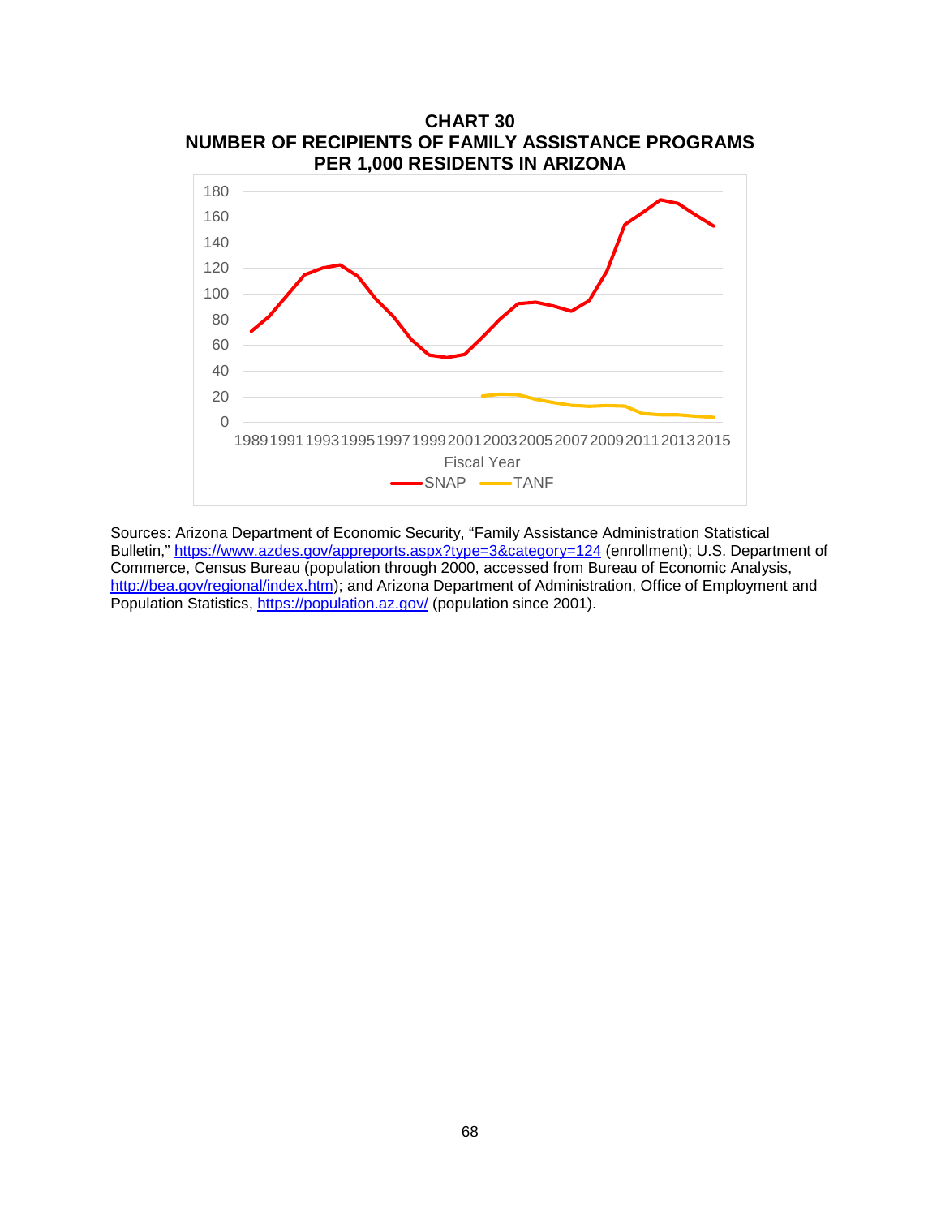**CHART 30**
**NUMBER OF RECIPIENTS OF FAMILY ASSISTANCE PROGRAMS PER 1,000 RESIDENTS IN ARIZONA**

Sources: Arizona Department of Economic Security, "Family Assistance Administration Statistical Bulletin," https://www.azdes.gov/appreports.aspx?type=3&category=124 (enrollment); U.S. Department of Commerce, Census Bureau (population through 2000, accessed from Bureau of Economic Analysis, http://bea.gov/regional/index.htm); and Arizona Department of Administration, Office of Employment and Population Statistics, https://population.az.gov/ (population since 2001).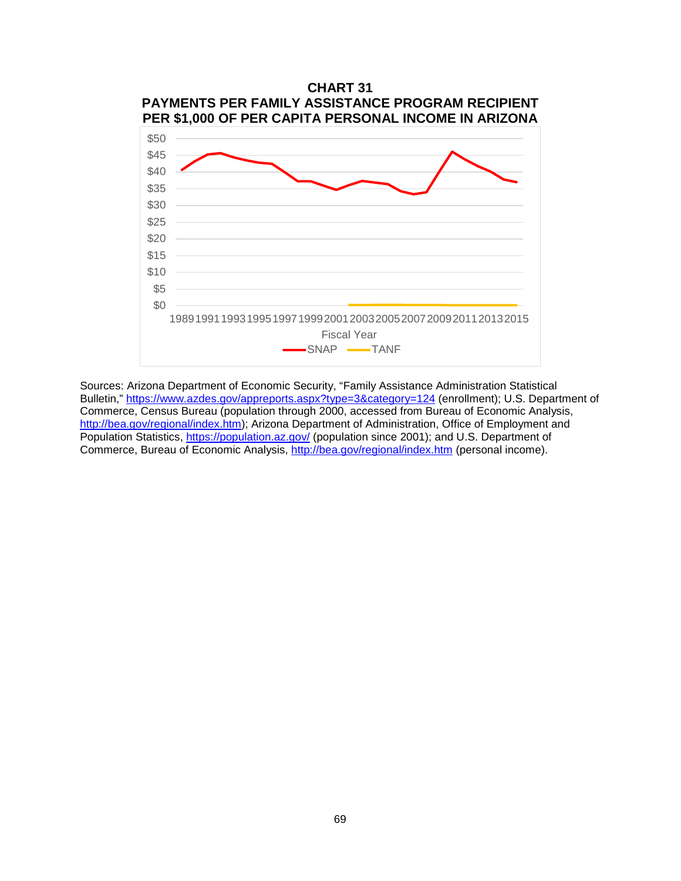**CHART 31**
**PAYMENTS PER FAMILY ASSISTANCE PROGRAM RECIPIENT PER $1,000 OF PER CAPITA PERSONAL INCOME IN ARIZONA**

$50
$45
$40
$35
$30
$25
$20
$15
$10
$5
$0

1989 1991 1993 1995 1997 1999 2001 2003 2005 2007 2009 2011 2013 2015

Fiscal Year

SNAP    TANF

Sources: Arizona Department of Economic Security, "Family Assistance Administration Statistical Bulletin," https://www.azdes.gov/appreports.aspx?type=3&category=124 (enrollment); U.S. Department of Commerce, Census Bureau (population through 2000, accessed from Bureau of Economic Analysis, http://bea.gov/regional/index.htm); Arizona Department of Administration, Office of Employment and Population Statistics, https://population.az.gov/ (population since 2001); and U.S. Department of Commerce, Bureau of Economic Analysis, http://bea.gov/regional/index.htm (personal income).